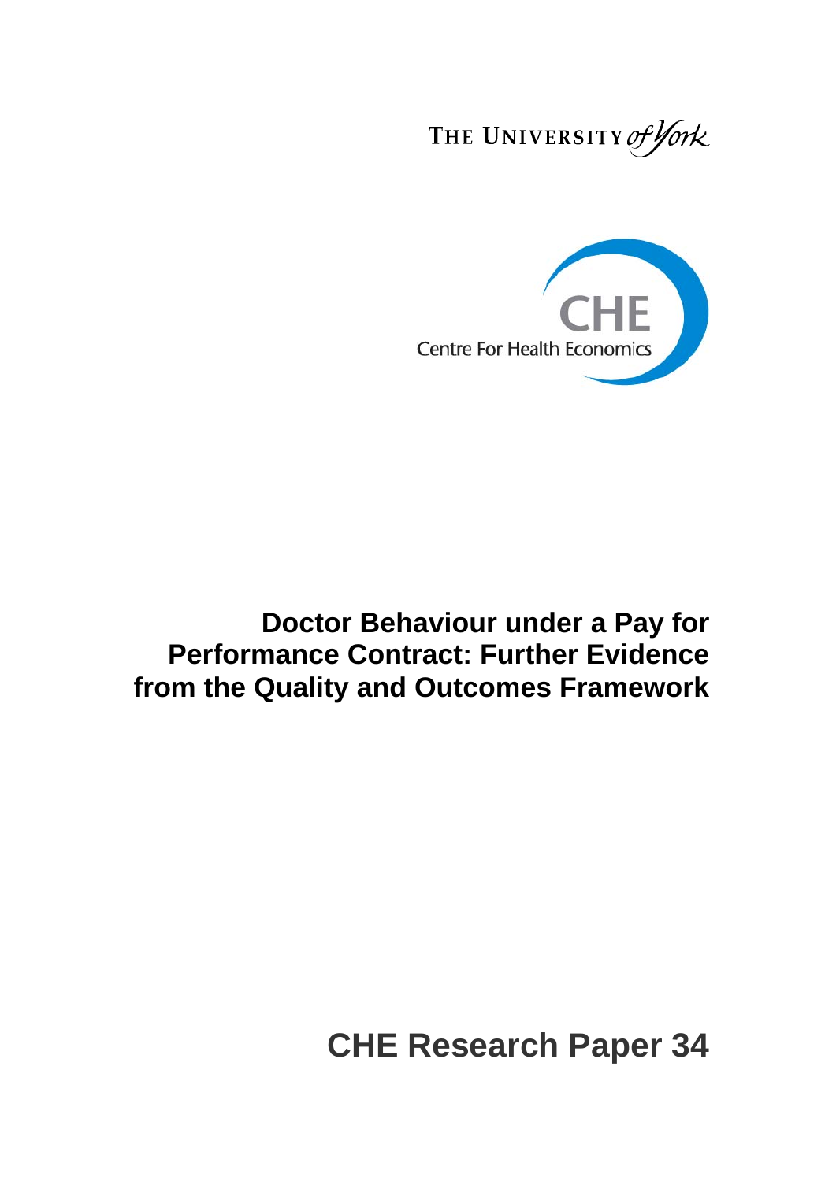THE UNIVERSITY of York

CHE

Centre For Health Economics

# Doctor Behaviour under a Pay for Performance Contract: Further Evidence from the Quality and Outcomes Framework

## CHE Research Paper 34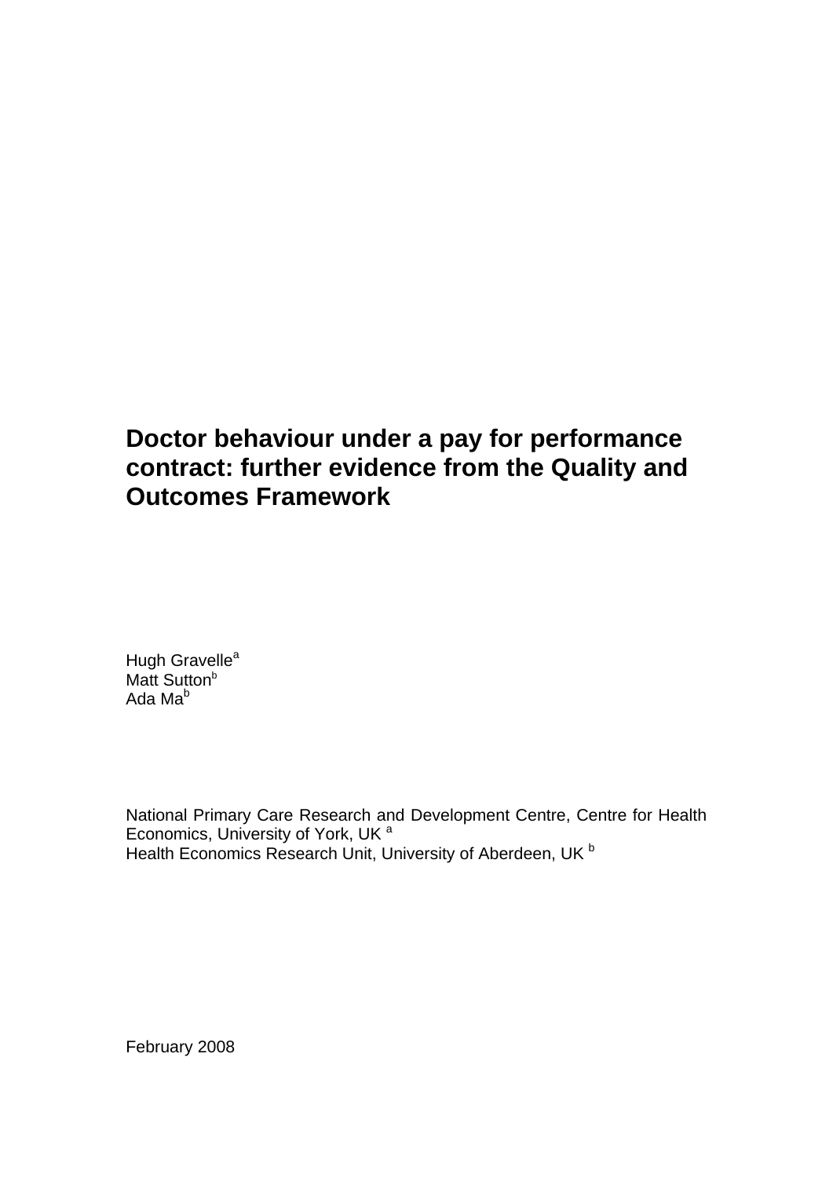# Doctor behaviour under a pay for performance contract: further evidence from the Quality and Outcomes Framework

Hugh Gravelle[a]
Matt Sutton[b]
Ada Ma[b]

National Primary Care Research and Development Centre, Centre for Health Economics, University of York, UK [a]
Health Economics Research Unit, University of Aberdeen, UK [b]

February 2008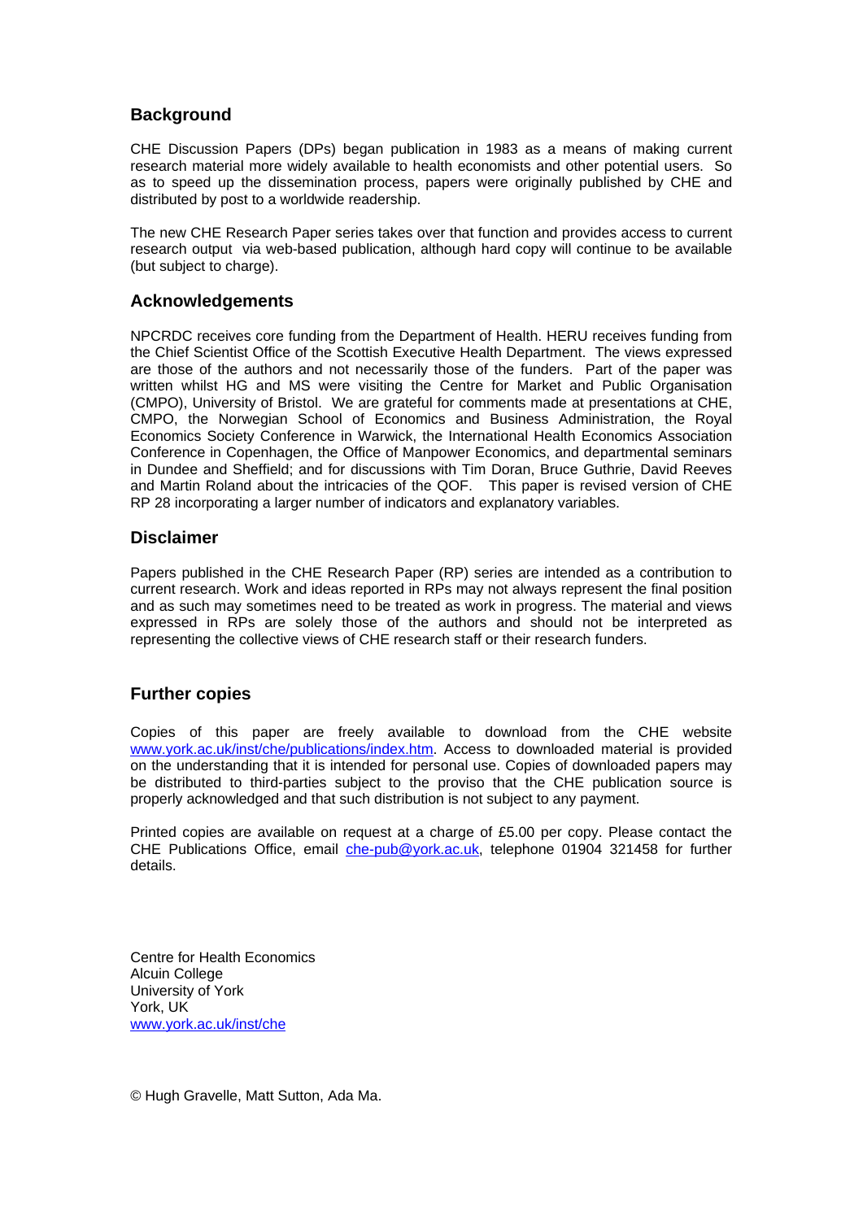## Background

CHE Discussion Papers (DPs) began publication in 1983 as a means of making current research material more widely available to health economists and other potential users. So as to speed up the dissemination process, papers were originally published by CHE and distributed by post to a worldwide readership.

The new CHE Research Paper series takes over that function and provides access to current research output via web-based publication, although hard copy will continue to be available (but subject to charge).

## Acknowledgements

NPCRDC receives core funding from the Department of Health. HERU receives funding from the Chief Scientist Office of the Scottish Executive Health Department. The views expressed are those of the authors and not necessarily those of the funders. Part of the paper was written whilst HG and MS were visiting the Centre for Market and Public Organisation (CMPO), University of Bristol. We are grateful for comments made at presentations at CHE, CMPO, the Norwegian School of Economics and Business Administration, the Royal Economics Society Conference in Warwick, the International Health Economics Association Conference in Copenhagen, the Office of Manpower Economics, and departmental seminars in Dundee and Sheffield; and for discussions with Tim Doran, Bruce Guthrie, David Reeves and Martin Roland about the intricacies of the QOF. This paper is revised version of CHE RP 28 incorporating a larger number of indicators and explanatory variables.

## Disclaimer

Papers published in the CHE Research Paper (RP) series are intended as a contribution to current research. Work and ideas reported in RPs may not always represent the final position and as such may sometimes need to be treated as work in progress. The material and views expressed in RPs are solely those of the authors and should not be interpreted as representing the collective views of CHE research staff or their research funders.

## Further copies

Copies of this paper are freely available to download from the CHE website www.york.ac.uk/inst/che/publications/index.htm. Access to downloaded material is provided on the understanding that it is intended for personal use. Copies of downloaded papers may be distributed to third-parties subject to the proviso that the CHE publication source is properly acknowledged and that such distribution is not subject to any payment.

Printed copies are available on request at a charge of £5.00 per copy. Please contact the CHE Publications Office, email che-pub@york.ac.uk, telephone 01904 321458 for further details.

Centre for Health Economics
Alcuin College
University of York
York, UK
www.york.ac.uk/inst/che

© Hugh Gravelle, Matt Sutton, Ada Ma.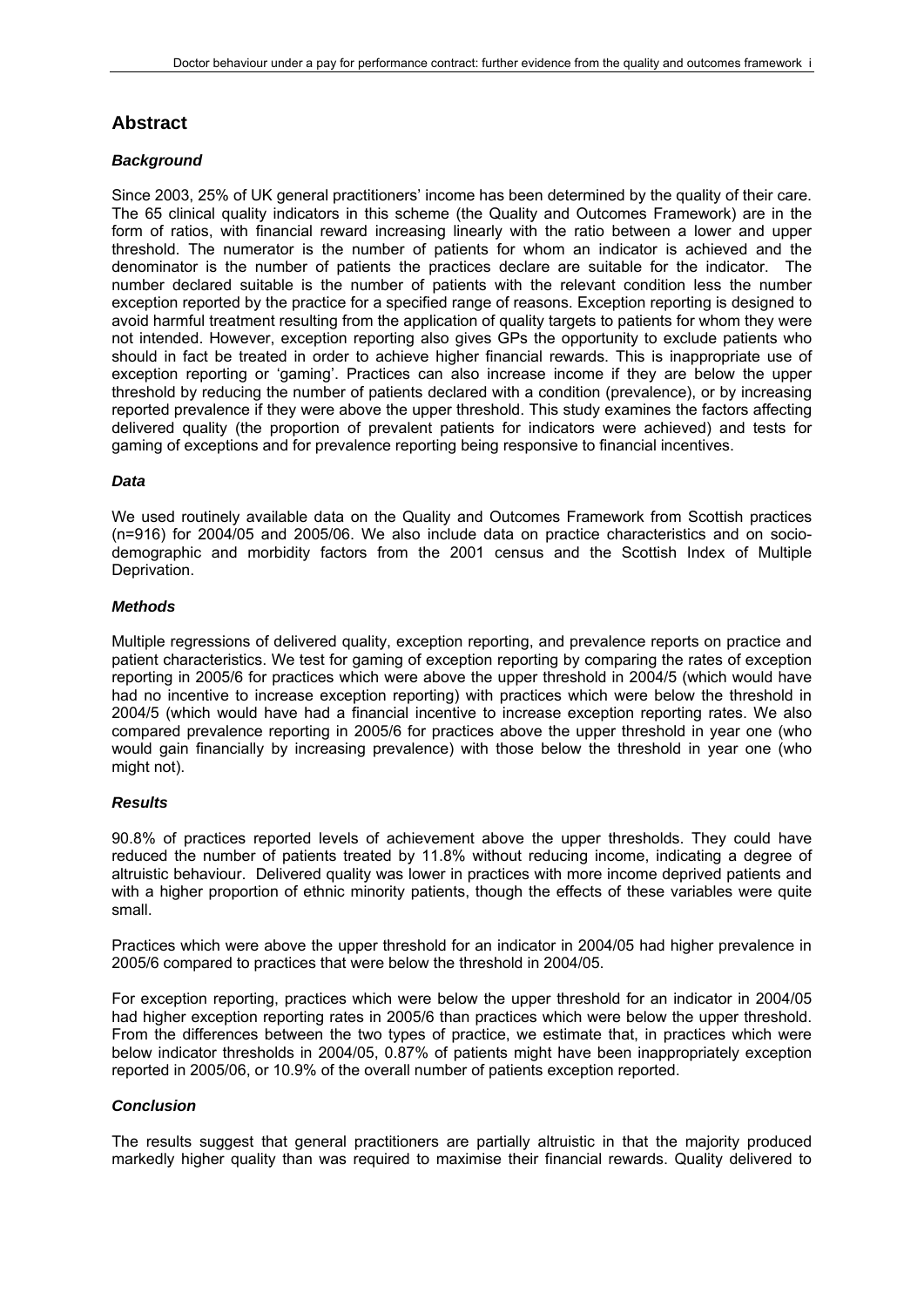## Abstract

### *Background*

Since 2003, 25% of UK general practitioners' income has been determined by the quality of their care. The 65 clinical quality indicators in this scheme (the Quality and Outcomes Framework) are in the form of ratios, with financial reward increasing linearly with the ratio between a lower and upper threshold. The numerator is the number of patients for whom an indicator is achieved and the denominator is the number of patients the practices declare are suitable for the indicator. The number declared suitable is the number of patients with the relevant condition less the number exception reported by the practice for a specified range of reasons. Exception reporting is designed to avoid harmful treatment resulting from the application of quality targets to patients for whom they were not intended. However, exception reporting also gives GPs the opportunity to exclude patients who should in fact be treated in order to achieve higher financial rewards. This is inappropriate use of exception reporting or 'gaming'. Practices can also increase income if they are below the upper threshold by reducing the number of patients declared with a condition (prevalence), or by increasing reported prevalence if they were above the upper threshold. This study examines the factors affecting delivered quality (the proportion of prevalent patients for indicators were achieved) and tests for gaming of exceptions and for prevalence reporting being responsive to financial incentives.

### *Data*

We used routinely available data on the Quality and Outcomes Framework from Scottish practices (n=916) for 2004/05 and 2005/06. We also include data on practice characteristics and on socio-demographic and morbidity factors from the 2001 census and the Scottish Index of Multiple Deprivation.

### *Methods*

Multiple regressions of delivered quality, exception reporting, and prevalence reports on practice and patient characteristics. We test for gaming of exception reporting by comparing the rates of exception reporting in 2005/6 for practices which were above the upper threshold in 2004/5 (which would have had no incentive to increase exception reporting) with practices which were below the threshold in 2004/5 (which would have had a financial incentive to increase exception reporting rates. We also compared prevalence reporting in 2005/6 for practices above the upper threshold in year one (who would gain financially by increasing prevalence) with those below the threshold in year one (who might not).

### *Results*

90.8% of practices reported levels of achievement above the upper thresholds. They could have reduced the number of patients treated by 11.8% without reducing income, indicating a degree of altruistic behaviour. Delivered quality was lower in practices with more income deprived patients and with a higher proportion of ethnic minority patients, though the effects of these variables were quite small.

Practices which were above the upper threshold for an indicator in 2004/05 had higher prevalence in 2005/6 compared to practices that were below the threshold in 2004/05.

For exception reporting, practices which were below the upper threshold for an indicator in 2004/05 had higher exception reporting rates in 2005/6 than practices which were below the upper threshold. From the differences between the two types of practice, we estimate that, in practices which were below indicator thresholds in 2004/05, 0.87% of patients might have been inappropriately exception reported in 2005/06, or 10.9% of the overall number of patients exception reported.

### *Conclusion*

The results suggest that general practitioners are partially altruistic in that the majority produced markedly higher quality than was required to maximise their financial rewards. Quality delivered to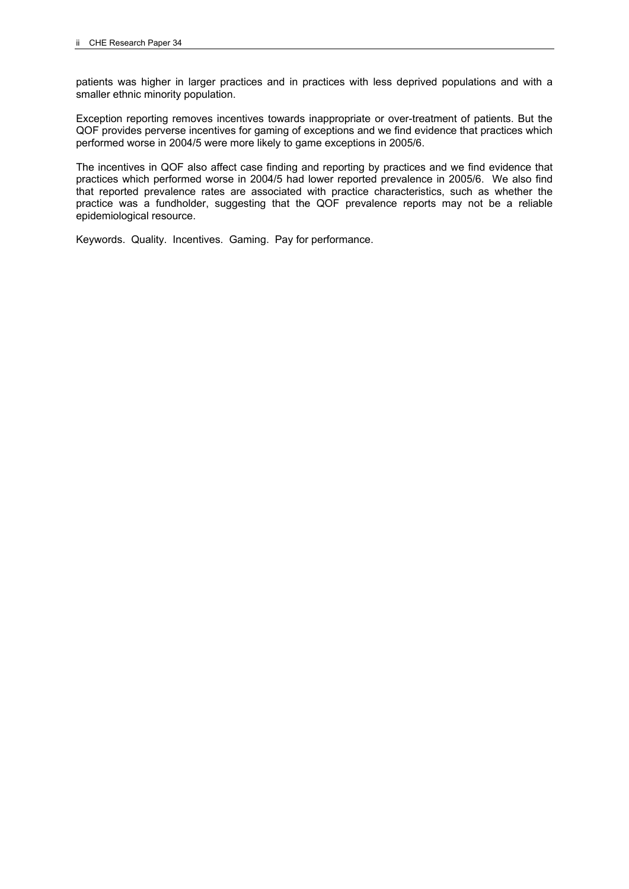patients was higher in larger practices and in practices with less deprived populations and with a smaller ethnic minority population.

Exception reporting removes incentives towards inappropriate or over-treatment of patients. But the QOF provides perverse incentives for gaming of exceptions and we find evidence that practices which performed worse in 2004/5 were more likely to game exceptions in 2005/6.

The incentives in QOF also affect case finding and reporting by practices and we find evidence that practices which performed worse in 2004/5 had lower reported prevalence in 2005/6. We also find that reported prevalence rates are associated with practice characteristics, such as whether the practice was a fundholder, suggesting that the QOF prevalence reports may not be a reliable epidemiological resource.

Keywords. Quality. Incentives. Gaming. Pay for performance.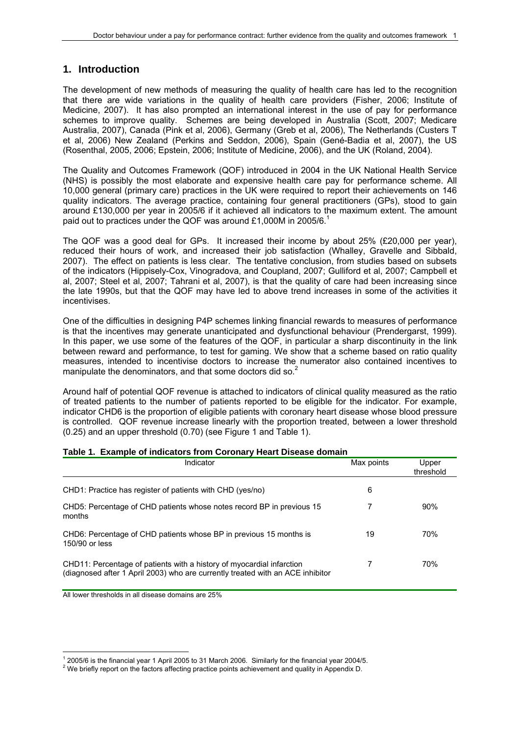## 1. Introduction

The development of new methods of measuring the quality of health care has led to the recognition that there are wide variations in the quality of health care providers (Fisher, 2006; Institute of Medicine, 2007). It has also prompted an international interest in the use of pay for performance schemes to improve quality. Schemes are being developed in Australia (Scott, 2007; Medicare Australia, 2007), Canada (Pink et al, 2006), Germany (Greb et al, 2006), The Netherlands (Custers T et al, 2006) New Zealand (Perkins and Seddon, 2006), Spain (Gené-Badia et al, 2007), the US (Rosenthal, 2005, 2006; Epstein, 2006; Institute of Medicine, 2006), and the UK (Roland, 2004).

The Quality and Outcomes Framework (QOF) introduced in 2004 in the UK National Health Service (NHS) is possibly the most elaborate and expensive health care pay for performance scheme. All 10,000 general (primary care) practices in the UK were required to report their achievements on 146 quality indicators. The average practice, containing four general practitioners (GPs), stood to gain around £130,000 per year in 2005/6 if it achieved all indicators to the maximum extent. The amount paid out to practices under the QOF was around £1,000M in 2005/6.[1]

The QOF was a good deal for GPs. It increased their income by about 25% (£20,000 per year), reduced their hours of work, and increased their job satisfaction (Whalley, Gravelle and Sibbald, 2007). The effect on patients is less clear. The tentative conclusion, from studies based on subsets of the indicators (Hippisely-Cox, Vinogradova, and Coupland, 2007; Gulliford et al, 2007; Campbell et al, 2007; Steel et al, 2007; Tahrani et al, 2007), is that the quality of care had been increasing since the late 1990s, but that the QOF may have led to above trend increases in some of the activities it incentivises.

One of the difficulties in designing P4P schemes linking financial rewards to measures of performance is that the incentives may generate unanticipated and dysfunctional behaviour (Prendergarst, 1999). In this paper, we use some of the features of the QOF, in particular a sharp discontinuity in the link between reward and performance, to test for gaming. We show that a scheme based on ratio quality measures, intended to incentivise doctors to increase the numerator also contained incentives to manipulate the denominators, and that some doctors did so.[2]

Around half of potential QOF revenue is attached to indicators of clinical quality measured as the ratio of treated patients to the number of patients reported to be eligible for the indicator. For example, indicator CHD6 is the proportion of eligible patients with coronary heart disease whose blood pressure is controlled. QOF revenue increase linearly with the proportion treated, between a lower threshold (0.25) and an upper threshold (0.70) (see Figure 1 and Table 1).

**Table 1. Example of indicators from Coronary Heart Disease domain**

| Indicator | Max points | Upper threshold |
|---|---|---|
| CHD1: Practice has register of patients with CHD (yes/no) | 6 | |
| CHD5: Percentage of CHD patients whose notes record BP in previous 15 months | 7 | 90% |
| CHD6: Percentage of CHD patients whose BP in previous 15 months is 150/90 or less | 19 | 70% |
| CHD11: Percentage of patients with a history of myocardial infarction (diagnosed after 1 April 2003) who are currently treated with an ACE inhibitor | 7 | 70% |

All lower thresholds in all disease domains are 25%

[1] 2005/6 is the financial year 1 April 2005 to 31 March 2006. Similarly for the financial year 2004/5.

[2] We briefly report on the factors affecting practice points achievement and quality in Appendix D.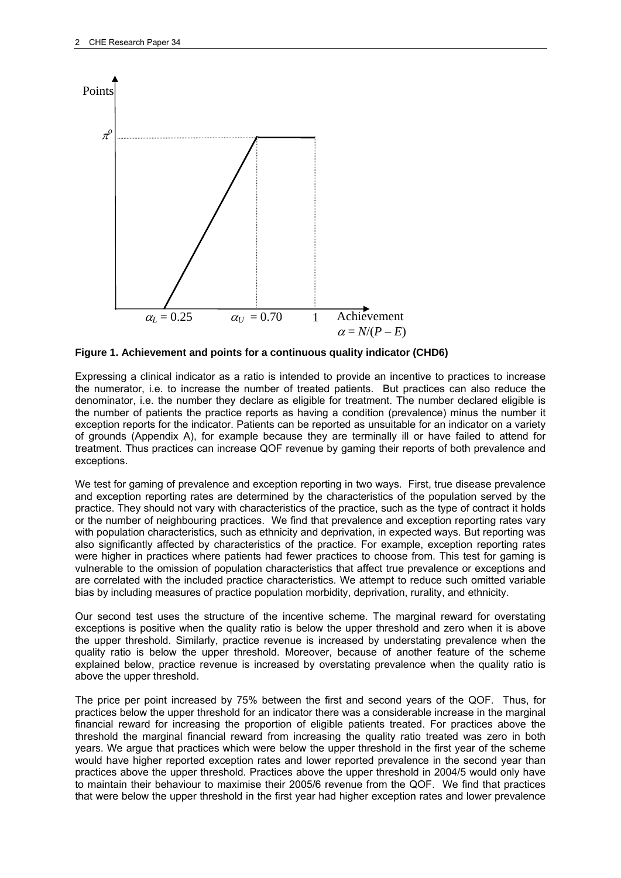**Figure 1. Achievement and points for a continuous quality indicator (CHD6)**

Expressing a clinical indicator as a ratio is intended to provide an incentive to practices to increase the numerator, i.e. to increase the number of treated patients. But practices can also reduce the denominator, i.e. the number they declare as eligible for treatment. The number declared eligible is the number of patients the practice reports as having a condition (prevalence) minus the number it exception reports for the indicator. Patients can be reported as unsuitable for an indicator on a variety of grounds (Appendix A), for example because they are terminally ill or have failed to attend for treatment. Thus practices can increase QOF revenue by gaming their reports of both prevalence and exceptions.

We test for gaming of prevalence and exception reporting in two ways. First, true disease prevalence and exception reporting rates are determined by the characteristics of the population served by the practice. They should not vary with characteristics of the practice, such as the type of contract it holds or the number of neighbouring practices. We find that prevalence and exception reporting rates vary with population characteristics, such as ethnicity and deprivation, in expected ways. But reporting was also significantly affected by characteristics of the practice. For example, exception reporting rates were higher in practices where patients had fewer practices to choose from. This test for gaming is vulnerable to the omission of population characteristics that affect true prevalence or exceptions and are correlated with the included practice characteristics. We attempt to reduce such omitted variable bias by including measures of practice population morbidity, deprivation, rurality, and ethnicity.

Our second test uses the structure of the incentive scheme. The marginal reward for overstating exceptions is positive when the quality ratio is below the upper threshold and zero when it is above the upper threshold. Similarly, practice revenue is increased by understating prevalence when the quality ratio is below the upper threshold. Moreover, because of another feature of the scheme explained below, practice revenue is increased by overstating prevalence when the quality ratio is above the upper threshold.

The price per point increased by 75% between the first and second years of the QOF. Thus, for practices below the upper threshold for an indicator there was a considerable increase in the marginal financial reward for increasing the proportion of eligible patients treated. For practices above the threshold the marginal financial reward from increasing the quality ratio treated was zero in both years. We argue that practices which were below the upper threshold in the first year of the scheme would have higher reported exception rates and lower reported prevalence in the second year than practices above the upper threshold. Practices above the upper threshold in 2004/5 would only have to maintain their behaviour to maximise their 2005/6 revenue from the QOF. We find that practices that were below the upper threshold in the first year had higher exception rates and lower prevalence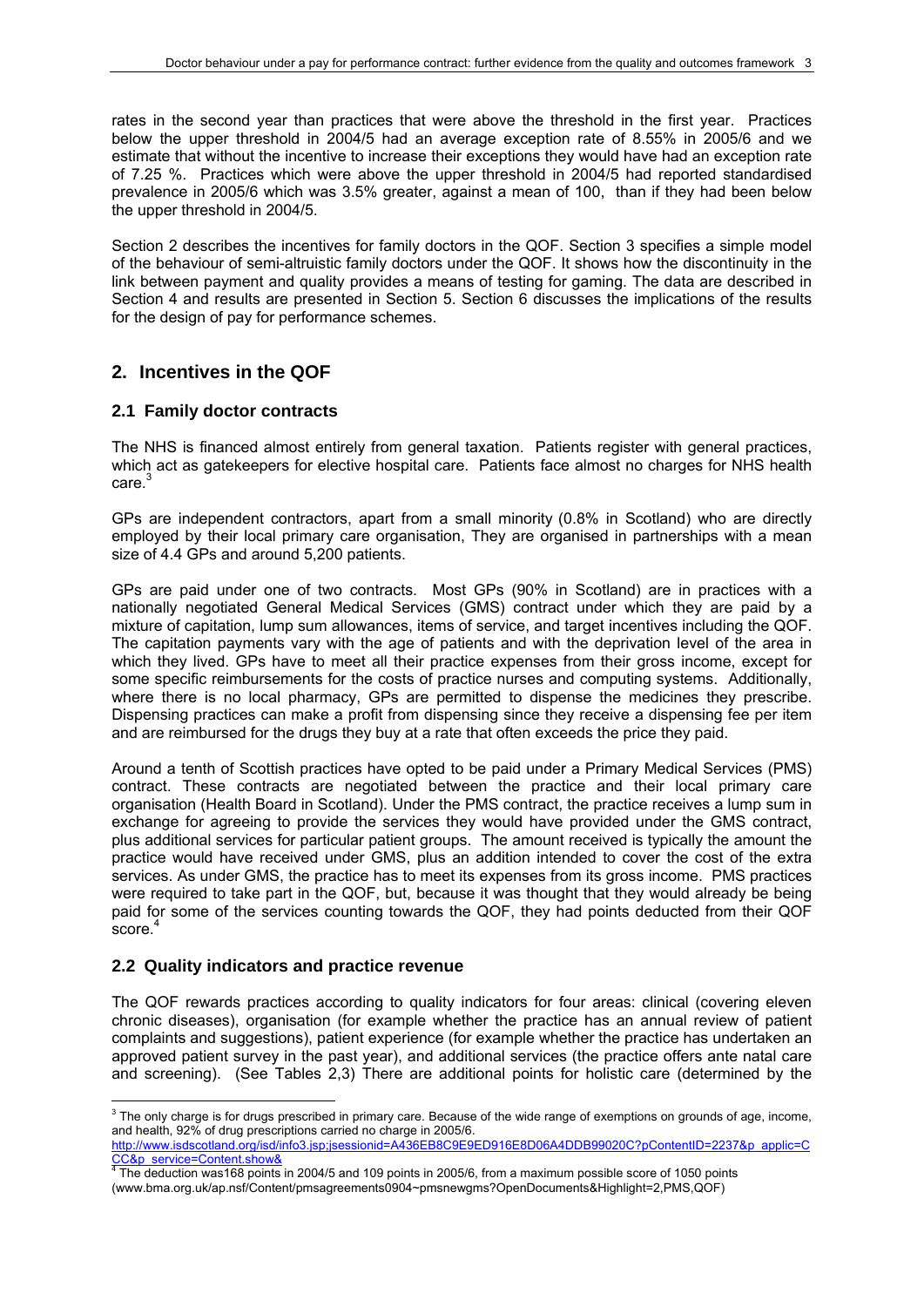rates in the second year than practices that were above the threshold in the first year. Practices below the upper threshold in 2004/5 had an average exception rate of 8.55% in 2005/6 and we estimate that without the incentive to increase their exceptions they would have had an exception rate of 7.25 %. Practices which were above the upper threshold in 2004/5 had reported standardised prevalence in 2005/6 which was 3.5% greater, against a mean of 100, than if they had been below the upper threshold in 2004/5.

Section 2 describes the incentives for family doctors in the QOF. Section 3 specifies a simple model of the behaviour of semi-altruistic family doctors under the QOF. It shows how the discontinuity in the link between payment and quality provides a means of testing for gaming. The data are described in Section 4 and results are presented in Section 5. Section 6 discusses the implications of the results for the design of pay for performance schemes.

## 2. Incentives in the QOF

### 2.1 Family doctor contracts

The NHS is financed almost entirely from general taxation. Patients register with general practices, which act as gatekeepers for elective hospital care. Patients face almost no charges for NHS health care.[3]

GPs are independent contractors, apart from a small minority (0.8% in Scotland) who are directly employed by their local primary care organisation, They are organised in partnerships with a mean size of 4.4 GPs and around 5,200 patients.

GPs are paid under one of two contracts. Most GPs (90% in Scotland) are in practices with a nationally negotiated General Medical Services (GMS) contract under which they are paid by a mixture of capitation, lump sum allowances, items of service, and target incentives including the QOF. The capitation payments vary with the age of patients and with the deprivation level of the area in which they lived. GPs have to meet all their practice expenses from their gross income, except for some specific reimbursements for the costs of practice nurses and computing systems. Additionally, where there is no local pharmacy, GPs are permitted to dispense the medicines they prescribe. Dispensing practices can make a profit from dispensing since they receive a dispensing fee per item and are reimbursed for the drugs they buy at a rate that often exceeds the price they paid.

Around a tenth of Scottish practices have opted to be paid under a Primary Medical Services (PMS) contract. These contracts are negotiated between the practice and their local primary care organisation (Health Board in Scotland). Under the PMS contract, the practice receives a lump sum in exchange for agreeing to provide the services they would have provided under the GMS contract, plus additional services for particular patient groups. The amount received is typically the amount the practice would have received under GMS, plus an addition intended to cover the cost of the extra services. As under GMS, the practice has to meet its expenses from its gross income. PMS practices were required to take part in the QOF, but, because it was thought that they would already be being paid for some of the services counting towards the QOF, they had points deducted from their QOF score.[4]

### 2.2 Quality indicators and practice revenue

The QOF rewards practices according to quality indicators for four areas: clinical (covering eleven chronic diseases), organisation (for example whether the practice has an annual review of patient complaints and suggestions), patient experience (for example whether the practice has undertaken an approved patient survey in the past year), and additional services (the practice offers ante natal care and screening). (See Tables 2,3) There are additional points for holistic care (determined by the

---

[3] The only charge is for drugs prescribed in primary care. Because of the wide range of exemptions on grounds of age, income, and health, 92% of drug prescriptions carried no charge in 2005/6. http://www.isdscotland.org/isd/info3.jsp;jsessionid=A436EB8C9E9ED916E8D06A4DDB99020C?pContentID=2237&p_applic=CCC&p_service=Content.show&

[4] The deduction was168 points in 2004/5 and 109 points in 2005/6, from a maximum possible score of 1050 points (www.bma.org.uk/ap.nsf/Content/pmsagreements0904~pmsnewgms?OpenDocuments&Highlight=2,PMS,QOF)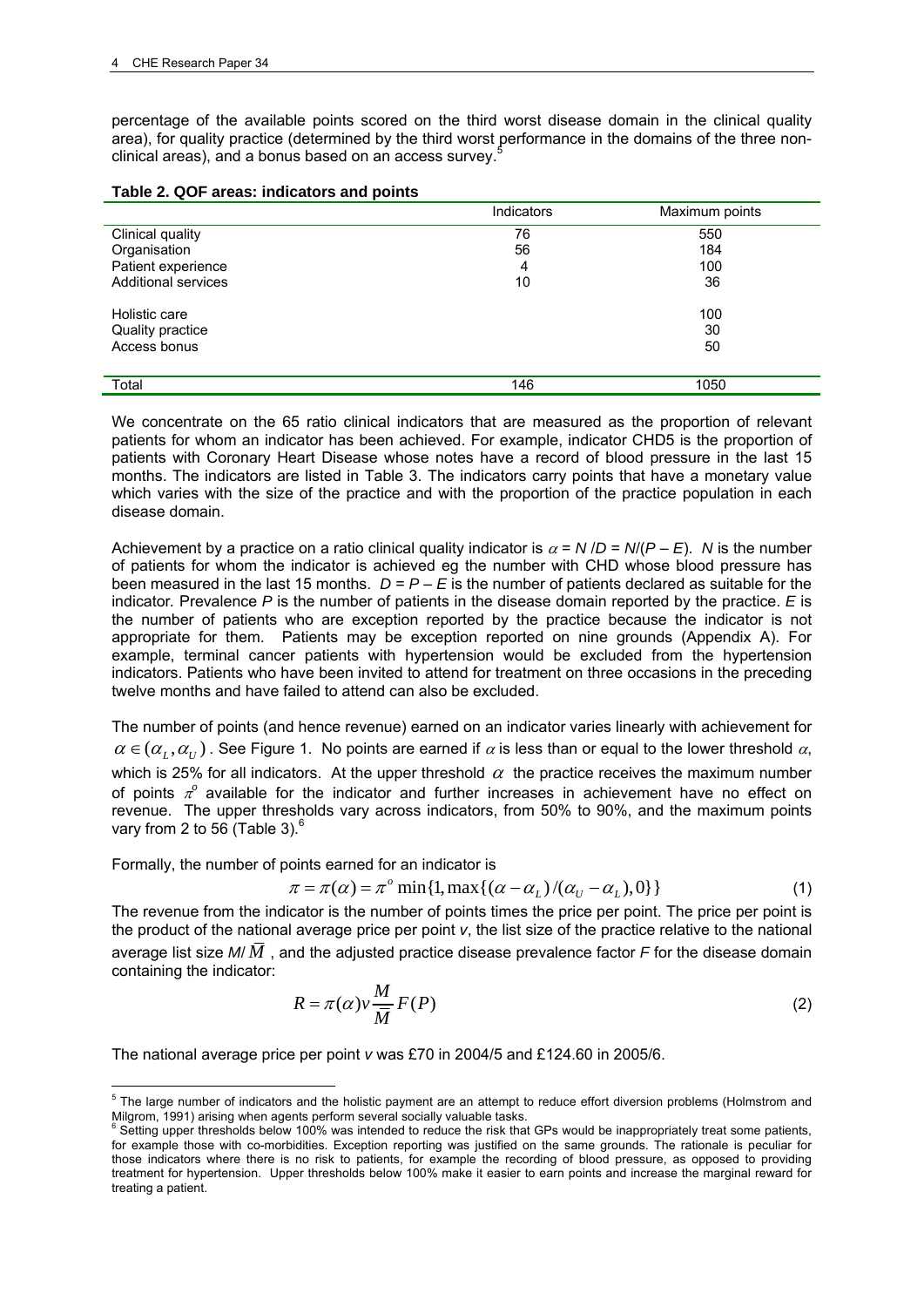percentage of the available points scored on the third worst disease domain in the clinical quality area), for quality practice (determined by the third worst performance in the domains of the three non-clinical areas), and a bonus based on an access survey.[5]

**Table 2. QOF areas: indicators and points**

| | Indicators | Maximum points |
|---|---|---|
| Clinical quality | 76 | 550 |
| Organisation | 56 | 184 |
| Patient experience | 4 | 100 |
| Additional services | 10 | 36 |
| Holistic care | | 100 |
| Quality practice | | 30 |
| Access bonus | | 50 |
| Total | 146 | 1050 |

We concentrate on the 65 ratio clinical indicators that are measured as the proportion of relevant patients for whom an indicator has been achieved. For example, indicator CHD5 is the proportion of patients with Coronary Heart Disease whose notes have a record of blood pressure in the last 15 months. The indicators are listed in Table 3. The indicators carry points that have a monetary value which varies with the size of the practice and with the proportion of the practice population in each disease domain.

Achievement by a practice on a ratio clinical quality indicator is $\alpha = N/D = N/(P - E)$. $N$ is the number of patients for whom the indicator is achieved eg the number with CHD whose blood pressure has been measured in the last 15 months. $D = P - E$ is the number of patients declared as suitable for the indicator. Prevalence $P$ is the number of patients in the disease domain reported by the practice. $E$ is the number of patients who are exception reported by the practice because the indicator is not appropriate for them. Patients may be exception reported on nine grounds (Appendix A). For example, terminal cancer patients with hypertension would be excluded from the hypertension indicators. Patients who have been invited to attend for treatment on three occasions in the preceding twelve months and have failed to attend can also be excluded.

The number of points (and hence revenue) earned on an indicator varies linearly with achievement for $\alpha \in (\alpha_L, \alpha_U)$. See Figure 1. No points are earned if $\alpha$ is less than or equal to the lower threshold $\alpha$, which is 25% for all indicators. At the upper threshold $\alpha$ the practice receives the maximum number of points $\pi^o$ available for the indicator and further increases in achievement have no effect on revenue. The upper thresholds vary across indicators, from 50% to 90%, and the maximum points vary from 2 to 56 (Table 3).[6]

Formally, the number of points earned for an indicator is

$$\pi = \pi(\alpha) = \pi^o \min\{1, \max\{(\alpha - \alpha_L)/(\alpha_U - \alpha_L), 0\}\} \tag{1}$$

The revenue from the indicator is the number of points times the price per point. The price per point is the product of the national average price per point $v$, the list size of the practice relative to the national average list size $M/\bar{M}$, and the adjusted practice disease prevalence factor $F$ for the disease domain containing the indicator:

$$R = \pi(\alpha) v \frac{M}{\bar{M}} F(P) \tag{2}$$

The national average price per point $v$ was £70 in 2004/5 and £124.60 in 2005/6.

[5] The large number of indicators and the holistic payment are an attempt to reduce effort diversion problems (Holmstrom and Milgrom, 1991) arising when agents perform several socially valuable tasks.

[6] Setting upper thresholds below 100% was intended to reduce the risk that GPs would be inappropriately treat some patients, for example those with co-morbidities. Exception reporting was justified on the same grounds. The rationale is peculiar for those indicators where there is no risk to patients, for example the recording of blood pressure, as opposed to providing treatment for hypertension. Upper thresholds below 100% make it easier to earn points and increase the marginal reward for treating a patient.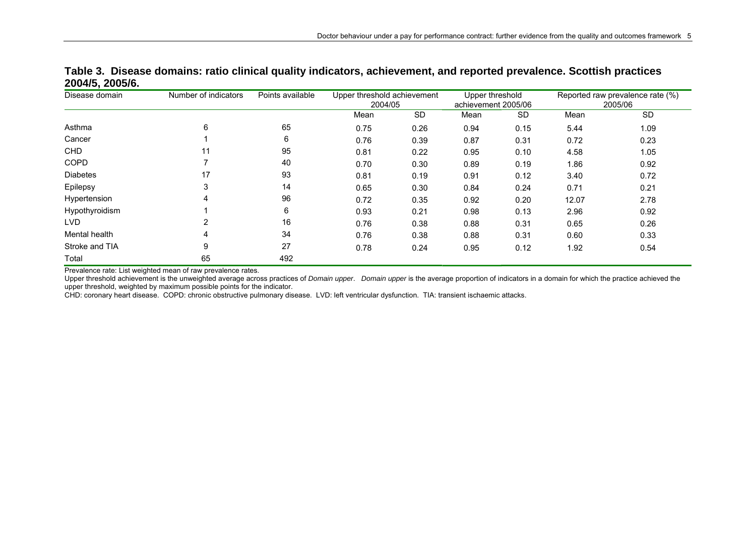**Table 3. Disease domains: ratio clinical quality indicators, achievement, and reported prevalence. Scottish practices 2004/5, 2005/6.**

| Disease domain | Number of indicators | Points available | Upper threshold achievement 2004/05 | | Upper threshold achievement 2005/06 | | Reported raw prevalence rate (%) 2005/06 | |
|---|---|---|---|---|---|---|---|---|
| | | | Mean | SD | Mean | SD | Mean | SD |
| Asthma | 6 | 65 | 0.75 | 0.26 | 0.94 | 0.15 | 5.44 | 1.09 |
| Cancer | 1 | 6 | 0.76 | 0.39 | 0.87 | 0.31 | 0.72 | 0.23 |
| CHD | 11 | 95 | 0.81 | 0.22 | 0.95 | 0.10 | 4.58 | 1.05 |
| COPD | 7 | 40 | 0.70 | 0.30 | 0.89 | 0.19 | 1.86 | 0.92 |
| Diabetes | 17 | 93 | 0.81 | 0.19 | 0.91 | 0.12 | 3.40 | 0.72 |
| Epilepsy | 3 | 14 | 0.65 | 0.30 | 0.84 | 0.24 | 0.71 | 0.21 |
| Hypertension | 4 | 96 | 0.72 | 0.35 | 0.92 | 0.20 | 12.07 | 2.78 |
| Hypothyroidism | 1 | 6 | 0.93 | 0.21 | 0.98 | 0.13 | 2.96 | 0.92 |
| LVD | 2 | 16 | 0.76 | 0.38 | 0.88 | 0.31 | 0.65 | 0.26 |
| Mental health | 4 | 34 | 0.76 | 0.38 | 0.88 | 0.31 | 0.60 | 0.33 |
| Stroke and TIA | 9 | 27 | 0.78 | 0.24 | 0.95 | 0.12 | 1.92 | 0.54 |
| Total | 65 | 492 | | | | | | |

Prevalence rate: List weighted mean of raw prevalence rates.

Upper threshold achievement is the unweighted average across practices of *Domain upper*. *Domain upper* is the average proportion of indicators in a domain for which the practice achieved the upper threshold, weighted by maximum possible points for the indicator.

CHD: coronary heart disease. COPD: chronic obstructive pulmonary disease. LVD: left ventricular dysfunction. TIA: transient ischaemic attacks.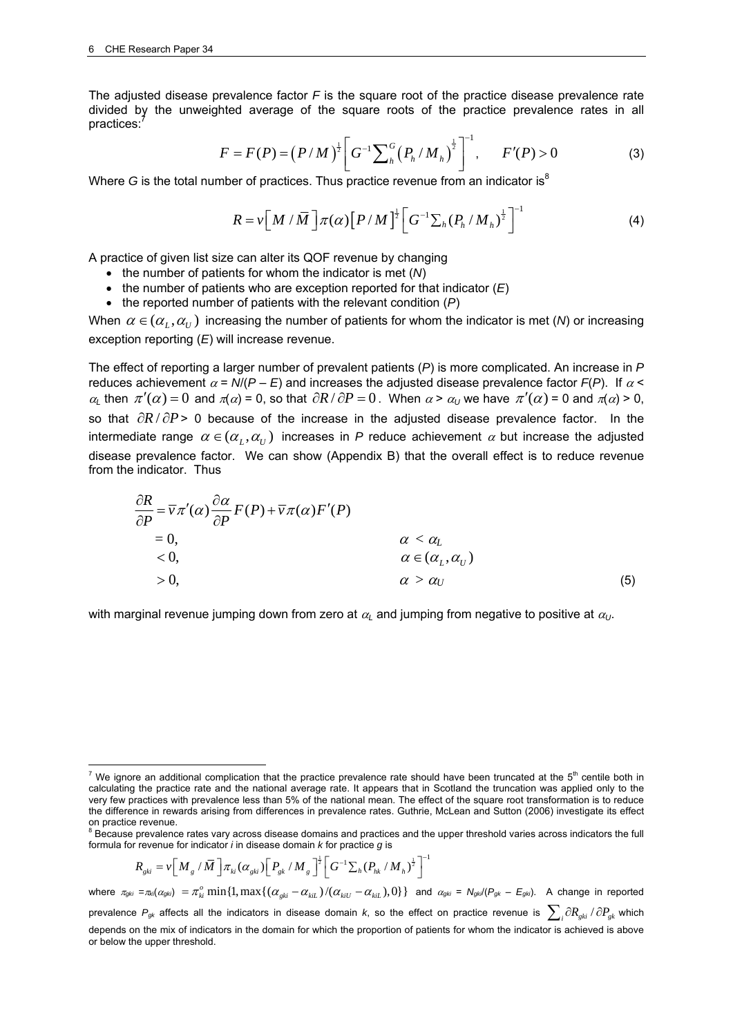The adjusted disease prevalence factor $F$ is the square root of the practice disease prevalence rate divided by the unweighted average of the square roots of the practice prevalence rates in all practices:[7]

$$F = F(P) = \left(P / M\right)^{\frac{1}{2}} \left[ G^{-1} \sum_{h}^{G} \left(P_h / M_h\right)^{\frac{1}{2}} \right]^{-1}, \qquad F'(P) > 0 \tag{3}$$

Where $G$ is the total number of practices. Thus practice revenue from an indicator is[8]

$$R = v\left[ M / \bar{M} \right] \pi(\alpha) \left[ P / M \right]^{\frac{1}{2}} \left[ G^{-1} \sum_{h} (P_h / M_h)^{\frac{1}{2}} \right]^{-1} \tag{4}$$

A practice of given list size can alter its QOF revenue by changing

- the number of patients for whom the indicator is met ($N$)
- the number of patients who are exception reported for that indicator ($E$)
- the reported number of patients with the relevant condition ($P$)

When $\alpha \in (\alpha_L, \alpha_U)$ increasing the number of patients for whom the indicator is met ($N$) or increasing exception reporting ($E$) will increase revenue.

The effect of reporting a larger number of prevalent patients ($P$) is more complicated. An increase in $P$ reduces achievement $\alpha = N/(P - E)$ and increases the adjusted disease prevalence factor $F(P)$. If $\alpha < \alpha_L$ then $\pi'(\alpha) = 0$ and $\pi(\alpha) = 0$, so that $\partial R / \partial P = 0$. When $\alpha > \alpha_U$ we have $\pi'(\alpha) = 0$ and $\pi(\alpha) > 0$, so that $\partial R / \partial P > 0$ because of the increase in the adjusted disease prevalence factor. In the intermediate range $\alpha \in (\alpha_L, \alpha_U)$ increases in $P$ reduce achievement $\alpha$ but increase the adjusted disease prevalence factor. We can show (Appendix B) that the overall effect is to reduce revenue from the indicator. Thus

$$\begin{aligned}
\frac{\partial R}{\partial P} &= \bar{v}\pi'(\alpha)\frac{\partial \alpha}{\partial P}F(P) + \bar{v}\pi(\alpha)F'(P) \\
&= 0, \qquad\qquad \alpha < \alpha_L \\
&< 0, \qquad\qquad \alpha \in (\alpha_L, \alpha_U) \\
&> 0, \qquad\qquad \alpha > \alpha_U
\end{aligned} \tag{5}$$

with marginal revenue jumping down from zero at $\alpha_L$ and jumping from negative to positive at $\alpha_U$.

---

[7] We ignore an additional complication that the practice prevalence rate should have been truncated at the 5th centile both in calculating the practice rate and the national average rate. It appears that in Scotland the truncation was applied only to the very few practices with prevalence less than 5% of the national mean. The effect of the square root transformation is to reduce the difference in rewards arising from differences in prevalence rates. Guthrie, McLean and Sutton (2006) investigate its effect on practice revenue.

[8] Because prevalence rates vary across disease domains and practices and the upper threshold varies across indicators the full formula for revenue for indicator $i$ in disease domain $k$ for practice $g$ is

$$R_{gki} = v\left[ M_g / \bar{M} \right] \pi_{ki}(\alpha_{gki}) \left[ P_{gk} / M_g \right]^{\frac{1}{2}} \left[ G^{-1} \sum_h (P_{hk} / M_h)^{\frac{1}{2}} \right]^{-1}$$

where $\pi_{gki} = \pi_{ki}(\alpha_{gki}) = \pi_{ki}^{o} \min\{1, \max\{(\alpha_{gki} - \alpha_{kiL})/(\alpha_{kiU} - \alpha_{kiL}), 0\}\}$ and $\alpha_{gki} = N_{gki}/(P_{gk} - E_{gki})$. A change in reported prevalence $P_{gk}$ affects all the indicators in disease domain $k$, so the effect on practice revenue is $\sum_i \partial R_{gki} / \partial P_{gk}$ which depends on the mix of indicators in the domain for which the proportion of patients for whom the indicator is achieved is above or below the upper threshold.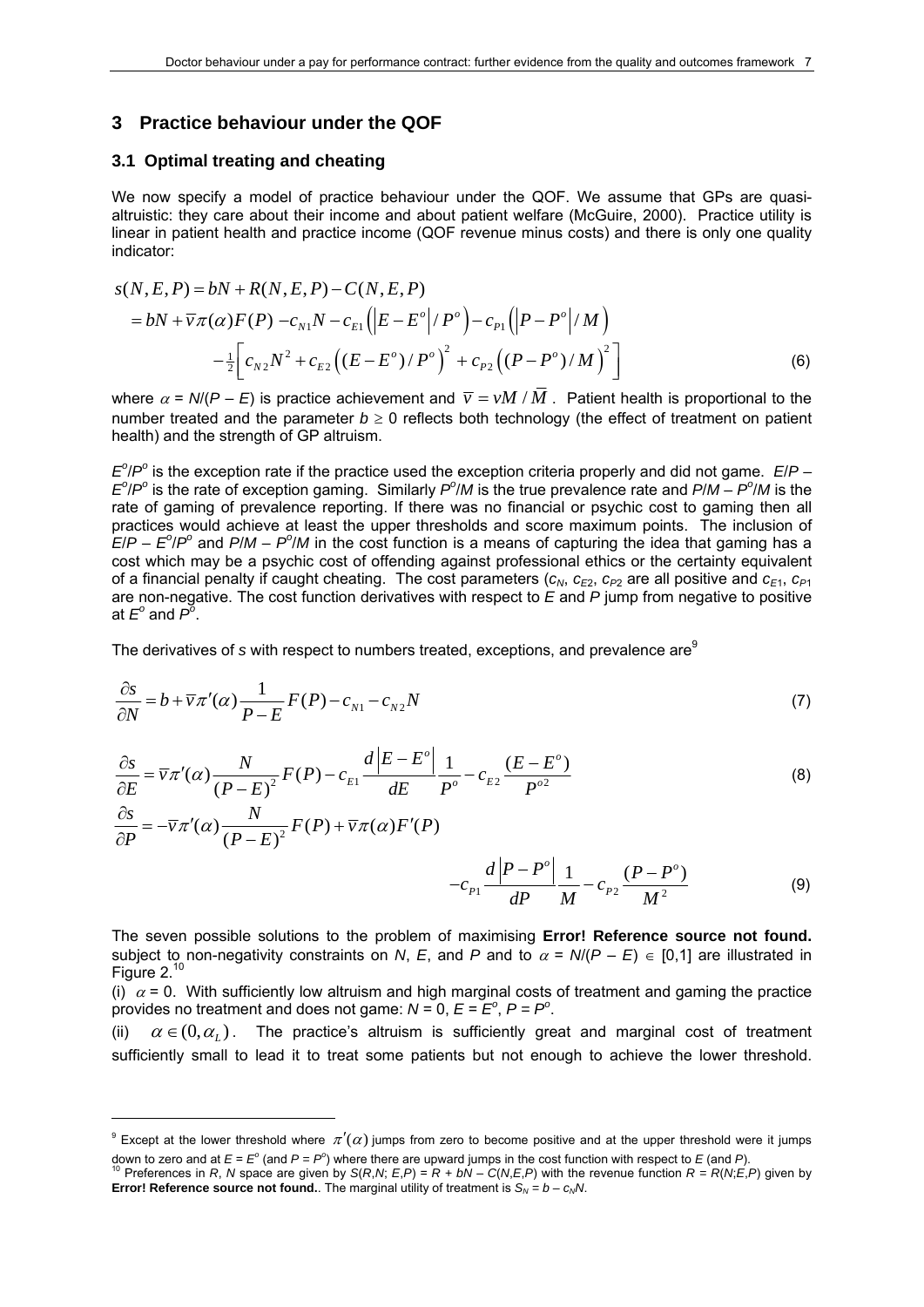## 3 Practice behaviour under the QOF

### 3.1 Optimal treating and cheating

We now specify a model of practice behaviour under the QOF. We assume that GPs are quasi-altruistic: they care about their income and about patient welfare (McGuire, 2000). Practice utility is linear in patient health and practice income (QOF revenue minus costs) and there is only one quality indicator:

$$
\begin{aligned}
s(N,E,P) &= bN + R(N,E,P) - C(N,E,P) \\
&= bN + \bar{v}\pi(\alpha)F(P) - c_{N1}N - c_{E1}\left(\left|E-E^o\right|/P^o\right) - c_{P1}\left(\left|P-P^o\right|/M\right) \\
&\quad - \tfrac{1}{2}\left[c_{N2}N^2 + c_{E2}\left((E-E^o)/P^o\right)^2 + c_{P2}\left((P-P^o)/M\right)^2\right]
\end{aligned} \tag{6}
$$

where $\alpha = N/(P-E)$ is practice achievement and $\bar{v} = vM/\bar{M}$. Patient health is proportional to the number treated and the parameter $b \geq 0$ reflects both technology (the effect of treatment on patient health) and the strength of GP altruism.

$E^o/P^o$ is the exception rate if the practice used the exception criteria properly and did not game. $E/P - E^o/P^o$ is the rate of exception gaming. Similarly $P^o/M$ is the true prevalence rate and $P/M - P^o/M$ is the rate of gaming of prevalence reporting. If there was no financial or psychic cost to gaming then all practices would achieve at least the upper thresholds and score maximum points. The inclusion of $E/P - E^o/P^o$ and $P/M - P^o/M$ in the cost function is a means of capturing the idea that gaming has a cost which may be a psychic cost of offending against professional ethics or the certainty equivalent of a financial penalty if caught cheating. The cost parameters ($c_N$, $c_{E2}$, $c_{P2}$ are all positive and $c_{E1}$, $c_{P1}$ are non-negative. The cost function derivatives with respect to $E$ and $P$ jump from negative to positive at $E^o$ and $P^o$.

The derivatives of $s$ with respect to numbers treated, exceptions, and prevalence are[9]

$$
\frac{\partial s}{\partial N} = b + \bar{v}\pi'(\alpha)\frac{1}{P-E}F(P) - c_{N1} - c_{N2}N \tag{7}
$$

$$
\frac{\partial s}{\partial E} = \bar{v}\pi'(\alpha)\frac{N}{(P-E)^2}F(P) - c_{E1}\frac{d\left|E-E^o\right|}{dE}\frac{1}{P^o} - c_{E2}\frac{(E-E^o)}{P^{o2}} \tag{8}
$$

$$
\frac{\partial s}{\partial P} = -\bar{v}\pi'(\alpha)\frac{N}{(P-E)^2}F(P) + \bar{v}\pi(\alpha)F'(P) - c_{P1}\frac{d\left|P-P^o\right|}{dP}\frac{1}{M} - c_{P2}\frac{(P-P^o)}{M^2} \tag{9}
$$

The seven possible solutions to the problem of maximising **Error! Reference source not found.** subject to non-negativity constraints on $N$, $E$, and $P$ and to $\alpha = N/(P-E) \in [0,1]$ are illustrated in Figure 2.[10]

(i) $\alpha = 0$. With sufficiently low altruism and high marginal costs of treatment and gaming the practice provides no treatment and does not game: $N = 0$, $E = E^o$, $P = P^o$.

(ii) $\alpha \in (0, \alpha_L)$. The practice's altruism is sufficiently great and marginal cost of treatment sufficiently small to lead it to treat some patients but not enough to achieve the lower threshold.

---

[9] Except at the lower threshold where $\pi'(\alpha)$ jumps from zero to become positive and at the upper threshold were it jumps down to zero and at $E = E^o$ (and $P = P^o$) where there are upward jumps in the cost function with respect to $E$ (and $P$).

[10] Preferences in $R$, $N$ space are given by $S(R,N;\,E,P) = R + bN - C(N,E,P)$ with the revenue function $R = R(N;E,P)$ given by **Error! Reference source not found.**. The marginal utility of treatment is $S_N = b - c_N N$.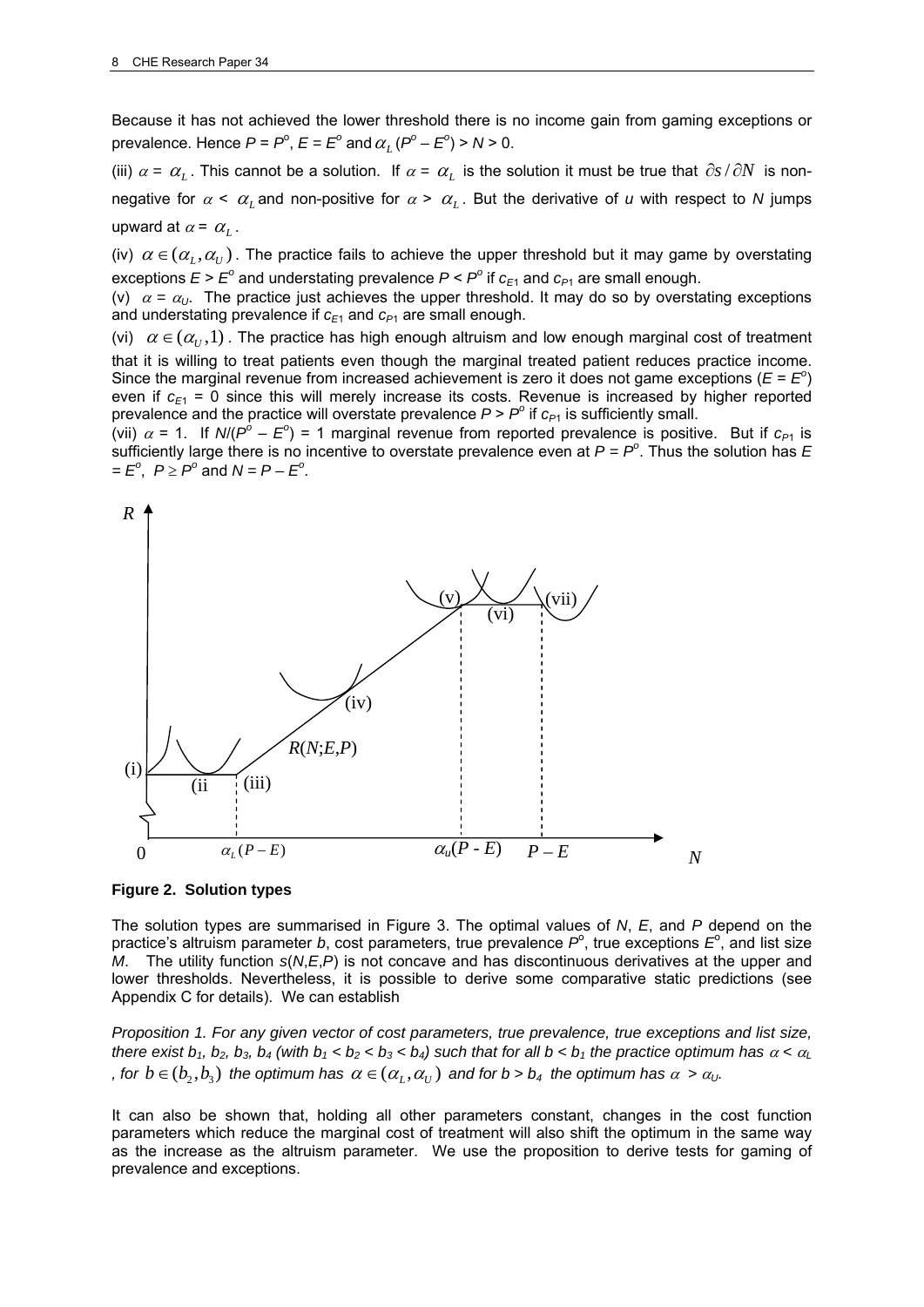Because it has not achieved the lower threshold there is no income gain from gaming exceptions or prevalence. Hence $P = P^o$, $E = E^o$ and $\alpha_L (P^o - E^o) > N > 0$.

(iii) $\alpha = \alpha_L$. This cannot be a solution. If $\alpha = \alpha_L$ is the solution it must be true that $\partial s / \partial N$ is non-negative for $\alpha < \alpha_L$ and non-positive for $\alpha > \alpha_L$. But the derivative of $u$ with respect to $N$ jumps upward at $\alpha = \alpha_L$.

(iv) $\alpha \in (\alpha_L, \alpha_U)$. The practice fails to achieve the upper threshold but it may game by overstating exceptions $E > E^o$ and understating prevalence $P < P^o$ if $c_{E1}$ and $c_{P1}$ are small enough.

(v) $\alpha = \alpha_U$. The practice just achieves the upper threshold. It may do so by overstating exceptions and understating prevalence if $c_{E1}$ and $c_{P1}$ are small enough.

(vi) $\alpha \in (\alpha_U, 1)$. The practice has high enough altruism and low enough marginal cost of treatment that it is willing to treat patients even though the marginal treated patient reduces practice income. Since the marginal revenue from increased achievement is zero it does not game exceptions ($E = E^o$) even if $c_{E1} = 0$ since this will merely increase its costs. Revenue is increased by higher reported prevalence and the practice will overstate prevalence $P > P^o$ if $c_{P1}$ is sufficiently small.

(vii) $\alpha = 1$. If $N/(P^o - E^o) = 1$ marginal revenue from reported prevalence is positive. But if $c_{P1}$ is sufficiently large there is no incentive to overstate prevalence even at $P = P^o$. Thus the solution has $E = E^o$, $P \geq P^o$ and $N = P - E^o$.

**Figure 2. Solution types**

The solution types are summarised in Figure 3. The optimal values of $N$, $E$, and $P$ depend on the practice's altruism parameter $b$, cost parameters, true prevalence $P^o$, true exceptions $E^o$, and list size $M$. The utility function $s(N,E,P)$ is not concave and has discontinuous derivatives at the upper and lower thresholds. Nevertheless, it is possible to derive some comparative static predictions (see Appendix C for details). We can establish

*Proposition 1. For any given vector of cost parameters, true prevalence, true exceptions and list size, there exist $b_1$, $b_2$, $b_3$, $b_4$ (with $b_1 < b_2 < b_3 < b_4$) such that for all $b < b_1$ the practice optimum has $\alpha < \alpha_L$, for $b \in (b_2, b_3)$ the optimum has $\alpha \in (\alpha_L, \alpha_U)$ and for $b > b_4$ the optimum has $\alpha > \alpha_U$.*

It can also be shown that, holding all other parameters constant, changes in the cost function parameters which reduce the marginal cost of treatment will also shift the optimum in the same way as the increase as the altruism parameter. We use the proposition to derive tests for gaming of prevalence and exceptions.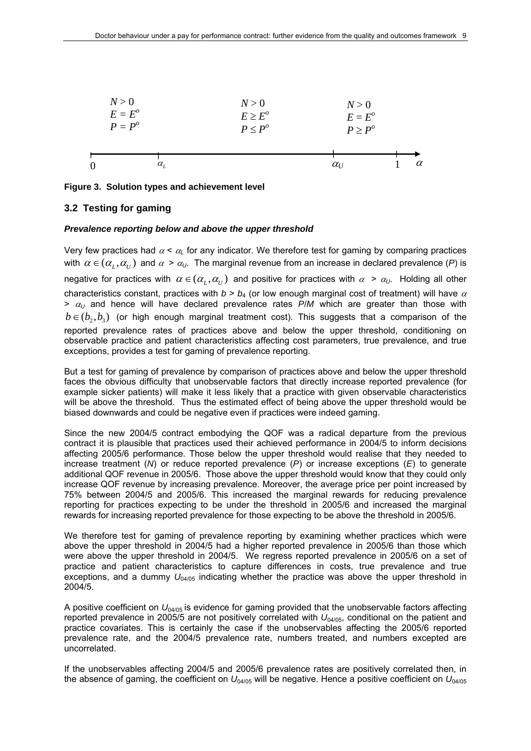| $N > 0$ | $N > 0$ | $N > 0$ |
|---|---|---|
| $E = E^o$ | $E \geq E^o$ | $E = E^o$ |
| $P = P^o$ | $P \leq P^o$ | $P \geq P^o$ |

$0 \quad \alpha_L \quad \alpha_U \quad 1 \quad \alpha$

**Figure 3. Solution types and achievement level**

## 3.2 Testing for gaming

***Prevalence reporting below and above the upper threshold***

Very few practices had $\alpha < \alpha_L$ for any indicator. We therefore test for gaming by comparing practices with $\alpha \in (\alpha_L, \alpha_U)$ and $\alpha > \alpha_U$. The marginal revenue from an increase in declared prevalence ($P$) is negative for practices with $\alpha \in (\alpha_L, \alpha_U)$ and positive for practices with $\alpha > \alpha_U$. Holding all other characteristics constant, practices with $b > b_4$ (or low enough marginal cost of treatment) will have $\alpha > \alpha_U$ and hence will have declared prevalence rates $P/M$ which are greater than those with $b \in (b_2, b_3)$ (or high enough marginal treatment cost). This suggests that a comparison of the reported prevalence rates of practices above and below the upper threshold, conditioning on observable practice and patient characteristics affecting cost parameters, true prevalence, and true exceptions, provides a test for gaming of prevalence reporting.

But a test for gaming of prevalence by comparison of practices above and below the upper threshold faces the obvious difficulty that unobservable factors that directly increase reported prevalence (for example sicker patients) will make it less likely that a practice with given observable characteristics will be above the threshold. Thus the estimated effect of being above the upper threshold would be biased downwards and could be negative even if practices were indeed gaming.

Since the new 2004/5 contract embodying the QOF was a radical departure from the previous contract it is plausible that practices used their achieved performance in 2004/5 to inform decisions affecting 2005/6 performance. Those below the upper threshold would realise that they needed to increase treatment ($N$) or reduce reported prevalence ($P$) or increase exceptions ($E$) to generate additional QOF revenue in 2005/6. Those above the upper threshold would know that they could only increase QOF revenue by increasing prevalence. Moreover, the average price per point increased by 75% between 2004/5 and 2005/6. This increased the marginal rewards for reducing prevalence reporting for practices expecting to be under the threshold in 2005/6 and increased the marginal rewards for increasing reported prevalence for those expecting to be above the threshold in 2005/6.

We therefore test for gaming of prevalence reporting by examining whether practices which were above the upper threshold in 2004/5 had a higher reported prevalence in 2005/6 than those which were above the upper threshold in 2004/5. We regress reported prevalence in 2005/6 on a set of practice and patient characteristics to capture differences in costs, true prevalence and true exceptions, and a dummy $U_{04/05}$ indicating whether the practice was above the upper threshold in 2004/5.

A positive coefficient on $U_{04/05}$ is evidence for gaming provided that the unobservable factors affecting reported prevalence in 2005/5 are not positively correlated with $U_{04/05}$, conditional on the patient and practice covariates. This is certainly the case if the unobservables affecting the 2005/6 reported prevalence rate, and the 2004/5 prevalence rate, numbers treated, and numbers excepted are uncorrelated.

If the unobservables affecting 2004/5 and 2005/6 prevalence rates are positively correlated then, in the absence of gaming, the coefficient on $U_{04/05}$ will be negative. Hence a positive coefficient on $U_{04/05}$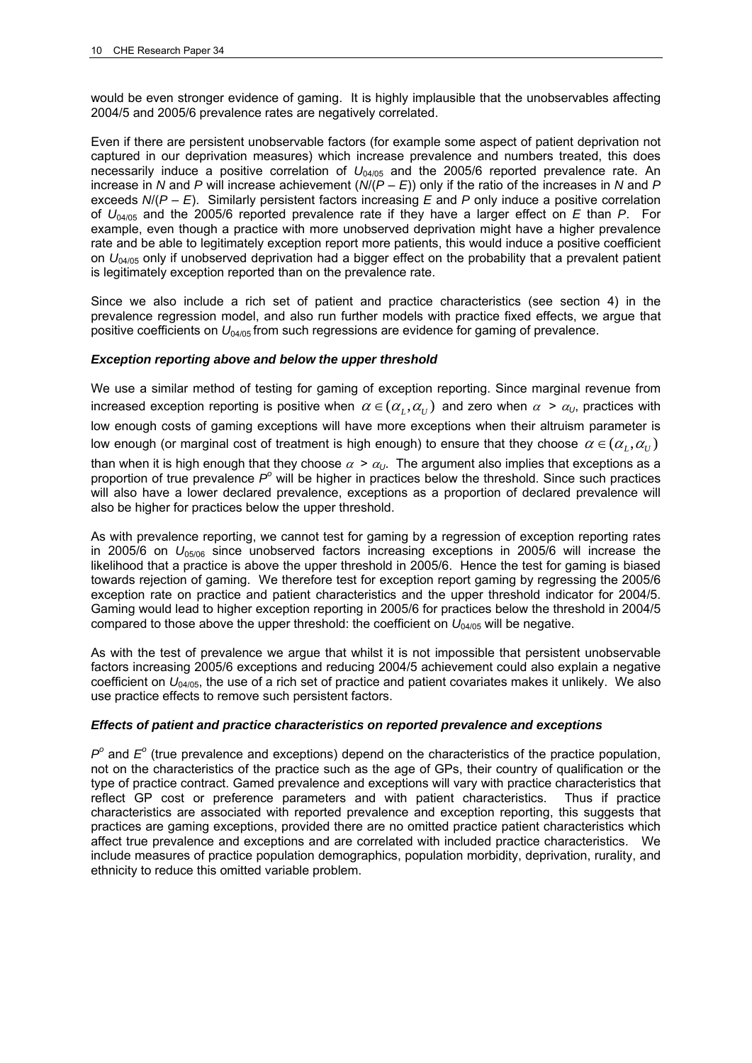would be even stronger evidence of gaming. It is highly implausible that the unobservables affecting 2004/5 and 2005/6 prevalence rates are negatively correlated.

Even if there are persistent unobservable factors (for example some aspect of patient deprivation not captured in our deprivation measures) which increase prevalence and numbers treated, this does necessarily induce a positive correlation of $U_{04/05}$ and the 2005/6 reported prevalence rate. An increase in $N$ and $P$ will increase achievement ($N/(P - E)$) only if the ratio of the increases in $N$ and $P$ exceeds $N/(P - E)$. Similarly persistent factors increasing $E$ and $P$ only induce a positive correlation of $U_{04/05}$ and the 2005/6 reported prevalence rate if they have a larger effect on $E$ than $P$. For example, even though a practice with more unobserved deprivation might have a higher prevalence rate and be able to legitimately exception report more patients, this would induce a positive coefficient on $U_{04/05}$ only if unobserved deprivation had a bigger effect on the probability that a prevalent patient is legitimately exception reported than on the prevalence rate.

Since we also include a rich set of patient and practice characteristics (see section 4) in the prevalence regression model, and also run further models with practice fixed effects, we argue that positive coefficients on $U_{04/05}$ from such regressions are evidence for gaming of prevalence.

### *Exception reporting above and below the upper threshold*

We use a similar method of testing for gaming of exception reporting. Since marginal revenue from increased exception reporting is positive when $\alpha \in (\alpha_L, \alpha_U)$ and zero when $\alpha > \alpha_U$, practices with low enough costs of gaming exceptions will have more exceptions when their altruism parameter is low enough (or marginal cost of treatment is high enough) to ensure that they choose $\alpha \in (\alpha_L, \alpha_U)$ than when it is high enough that they choose $\alpha > \alpha_U$. The argument also implies that exceptions as a proportion of true prevalence $P^o$ will be higher in practices below the threshold. Since such practices will also have a lower declared prevalence, exceptions as a proportion of declared prevalence will also be higher for practices below the upper threshold.

As with prevalence reporting, we cannot test for gaming by a regression of exception reporting rates in 2005/6 on $U_{05/06}$ since unobserved factors increasing exceptions in 2005/6 will increase the likelihood that a practice is above the upper threshold in 2005/6. Hence the test for gaming is biased towards rejection of gaming. We therefore test for exception report gaming by regressing the 2005/6 exception rate on practice and patient characteristics and the upper threshold indicator for 2004/5. Gaming would lead to higher exception reporting in 2005/6 for practices below the threshold in 2004/5 compared to those above the upper threshold: the coefficient on $U_{04/05}$ will be negative.

As with the test of prevalence we argue that whilst it is not impossible that persistent unobservable factors increasing 2005/6 exceptions and reducing 2004/5 achievement could also explain a negative coefficient on $U_{04/05}$, the use of a rich set of practice and patient covariates makes it unlikely. We also use practice effects to remove such persistent factors.

### *Effects of patient and practice characteristics on reported prevalence and exceptions*

$P^o$ and $E^o$ (true prevalence and exceptions) depend on the characteristics of the practice population, not on the characteristics of the practice such as the age of GPs, their country of qualification or the type of practice contract. Gamed prevalence and exceptions will vary with practice characteristics that reflect GP cost or preference parameters and with patient characteristics. Thus if practice characteristics are associated with reported prevalence and exception reporting, this suggests that practices are gaming exceptions, provided there are no omitted practice patient characteristics which affect true prevalence and exceptions and are correlated with included practice characteristics. We include measures of practice population demographics, population morbidity, deprivation, rurality, and ethnicity to reduce this omitted variable problem.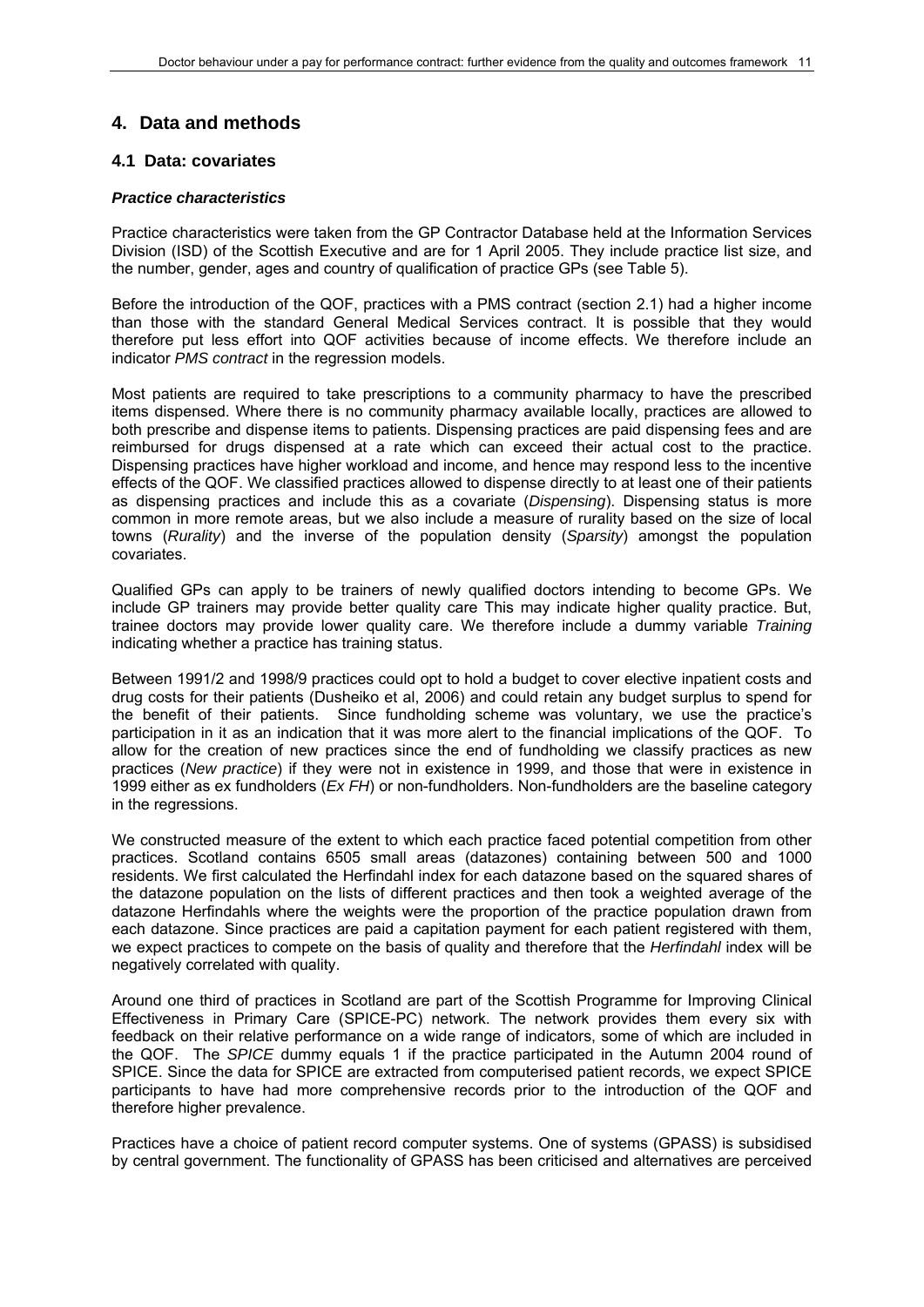## 4. Data and methods

### 4.1 Data: covariates

#### *Practice characteristics*

Practice characteristics were taken from the GP Contractor Database held at the Information Services Division (ISD) of the Scottish Executive and are for 1 April 2005. They include practice list size, and the number, gender, ages and country of qualification of practice GPs (see Table 5).

Before the introduction of the QOF, practices with a PMS contract (section 2.1) had a higher income than those with the standard General Medical Services contract. It is possible that they would therefore put less effort into QOF activities because of income effects. We therefore include an indicator *PMS contract* in the regression models.

Most patients are required to take prescriptions to a community pharmacy to have the prescribed items dispensed. Where there is no community pharmacy available locally, practices are allowed to both prescribe and dispense items to patients. Dispensing practices are paid dispensing fees and are reimbursed for drugs dispensed at a rate which can exceed their actual cost to the practice. Dispensing practices have higher workload and income, and hence may respond less to the incentive effects of the QOF. We classified practices allowed to dispense directly to at least one of their patients as dispensing practices and include this as a covariate (*Dispensing*). Dispensing status is more common in more remote areas, but we also include a measure of rurality based on the size of local towns (*Rurality*) and the inverse of the population density (*Sparsity*) amongst the population covariates.

Qualified GPs can apply to be trainers of newly qualified doctors intending to become GPs. We include GP trainers may provide better quality care This may indicate higher quality practice. But, trainee doctors may provide lower quality care. We therefore include a dummy variable *Training* indicating whether a practice has training status.

Between 1991/2 and 1998/9 practices could opt to hold a budget to cover elective inpatient costs and drug costs for their patients (Dusheiko et al, 2006) and could retain any budget surplus to spend for the benefit of their patients. Since fundholding scheme was voluntary, we use the practice's participation in it as an indication that it was more alert to the financial implications of the QOF. To allow for the creation of new practices since the end of fundholding we classify practices as new practices (*New practice*) if they were not in existence in 1999, and those that were in existence in 1999 either as ex fundholders (*Ex FH*) or non-fundholders. Non-fundholders are the baseline category in the regressions.

We constructed measure of the extent to which each practice faced potential competition from other practices. Scotland contains 6505 small areas (datazones) containing between 500 and 1000 residents. We first calculated the Herfindahl index for each datazone based on the squared shares of the datazone population on the lists of different practices and then took a weighted average of the datazone Herfindahls where the weights were the proportion of the practice population drawn from each datazone. Since practices are paid a capitation payment for each patient registered with them, we expect practices to compete on the basis of quality and therefore that the *Herfindahl* index will be negatively correlated with quality.

Around one third of practices in Scotland are part of the Scottish Programme for Improving Clinical Effectiveness in Primary Care (SPICE-PC) network. The network provides them every six with feedback on their relative performance on a wide range of indicators, some of which are included in the QOF. The *SPICE* dummy equals 1 if the practice participated in the Autumn 2004 round of SPICE. Since the data for SPICE are extracted from computerised patient records, we expect SPICE participants to have had more comprehensive records prior to the introduction of the QOF and therefore higher prevalence.

Practices have a choice of patient record computer systems. One of systems (GPASS) is subsidised by central government. The functionality of GPASS has been criticised and alternatives are perceived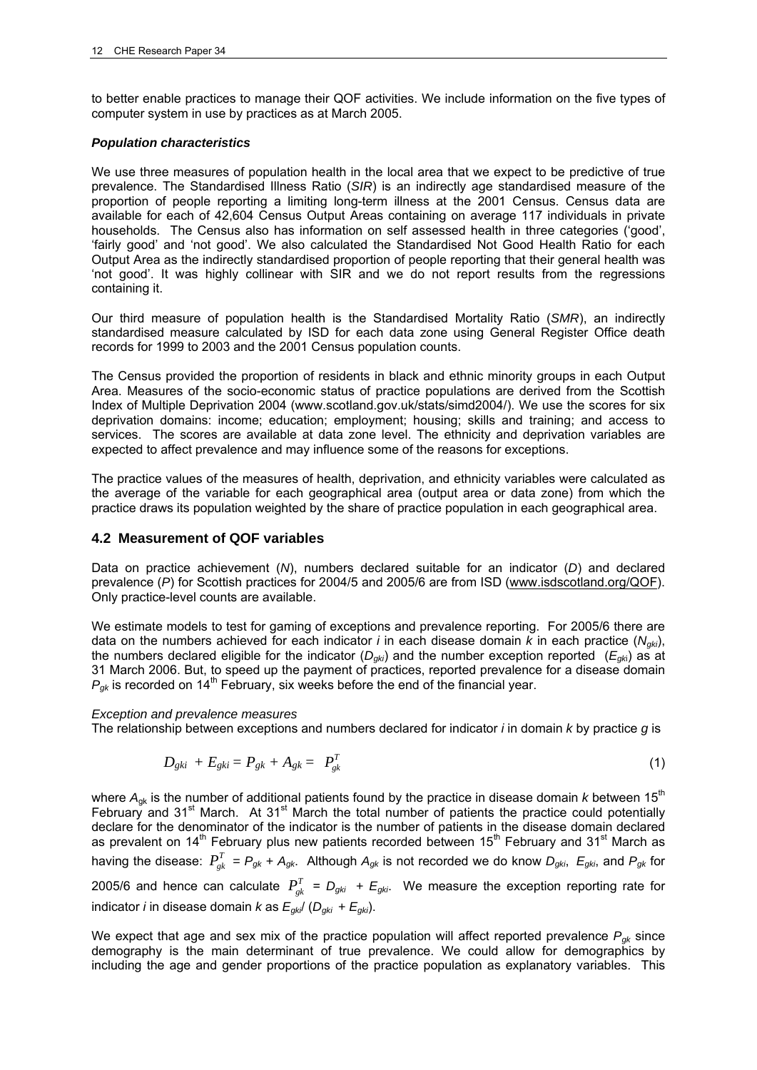to better enable practices to manage their QOF activities. We include information on the five types of computer system in use by practices as at March 2005.

***Population characteristics***

We use three measures of population health in the local area that we expect to be predictive of true prevalence. The Standardised Illness Ratio (*SIR*) is an indirectly age standardised measure of the proportion of people reporting a limiting long-term illness at the 2001 Census. Census data are available for each of 42,604 Census Output Areas containing on average 117 individuals in private households. The Census also has information on self assessed health in three categories ('good', 'fairly good' and 'not good'. We also calculated the Standardised Not Good Health Ratio for each Output Area as the indirectly standardised proportion of people reporting that their general health was 'not good'. It was highly collinear with SIR and we do not report results from the regressions containing it.

Our third measure of population health is the Standardised Mortality Ratio (*SMR*), an indirectly standardised measure calculated by ISD for each data zone using General Register Office death records for 1999 to 2003 and the 2001 Census population counts.

The Census provided the proportion of residents in black and ethnic minority groups in each Output Area. Measures of the socio-economic status of practice populations are derived from the Scottish Index of Multiple Deprivation 2004 (www.scotland.gov.uk/stats/simd2004/). We use the scores for six deprivation domains: income; education; employment; housing; skills and training; and access to services. The scores are available at data zone level. The ethnicity and deprivation variables are expected to affect prevalence and may influence some of the reasons for exceptions.

The practice values of the measures of health, deprivation, and ethnicity variables were calculated as the average of the variable for each geographical area (output area or data zone) from which the practice draws its population weighted by the share of practice population in each geographical area.

## 4.2 Measurement of QOF variables

Data on practice achievement (*N*), numbers declared suitable for an indicator (*D*) and declared prevalence (*P*) for Scottish practices for 2004/5 and 2005/6 are from ISD (www.isdscotland.org/QOF). Only practice-level counts are available.

We estimate models to test for gaming of exceptions and prevalence reporting. For 2005/6 there are data on the numbers achieved for each indicator *i* in each disease domain *k* in each practice ($N_{gki}$), the numbers declared eligible for the indicator ($D_{gki}$) and the number exception reported ($E_{gki}$) as at 31 March 2006. But, to speed up the payment of practices, reported prevalence for a disease domain $P_{gk}$ is recorded on 14th February, six weeks before the end of the financial year.

*Exception and prevalence measures*

The relationship between exceptions and numbers declared for indicator *i* in domain *k* by practice *g* is

$$D_{gki} + E_{gki} = P_{gk} + A_{gk} = P_{gk}^{T} \tag{1}$$

where $A_{gk}$ is the number of additional patients found by the practice in disease domain *k* between 15th February and 31st March. At 31st March the total number of patients the practice could potentially declare for the denominator of the indicator is the number of patients in the disease domain declared as prevalent on 14th February plus new patients recorded between 15th February and 31st March as having the disease: $P_{gk}^{T} = P_{gk} + A_{gk}$. Although $A_{gk}$ is not recorded we do know $D_{gki}$, $E_{gki}$, and $P_{gk}$ for 2005/6 and hence can calculate $P_{gk}^{T} = D_{gki} + E_{gki}$. We measure the exception reporting rate for indicator *i* in disease domain *k* as $E_{gki}/(D_{gki} + E_{gki})$.

We expect that age and sex mix of the practice population will affect reported prevalence $P_{gk}$ since demography is the main determinant of true prevalence. We could allow for demographics by including the age and gender proportions of the practice population as explanatory variables. This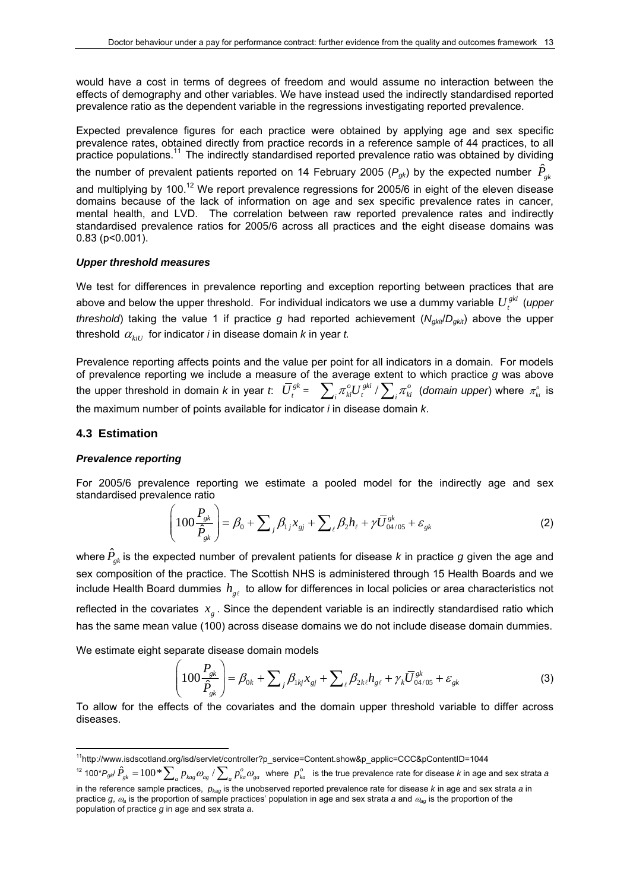would have a cost in terms of degrees of freedom and would assume no interaction between the effects of demography and other variables. We have instead used the indirectly standardised reported prevalence ratio as the dependent variable in the regressions investigating reported prevalence.

Expected prevalence figures for each practice were obtained by applying age and sex specific prevalence rates, obtained directly from practice records in a reference sample of 44 practices, to all practice populations.[11] The indirectly standardised reported prevalence ratio was obtained by dividing the number of prevalent patients reported on 14 February 2005 ($P_{gk}$) by the expected number $\hat{P}_{gk}$ and multiplying by 100.[12] We report prevalence regressions for 2005/6 in eight of the eleven disease domains because of the lack of information on age and sex specific prevalence rates in cancer, mental health, and LVD. The correlation between raw reported prevalence rates and indirectly standardised prevalence ratios for 2005/6 across all practices and the eight disease domains was 0.83 (p<0.001).

### *Upper threshold measures*

We test for differences in prevalence reporting and exception reporting between practices that are above and below the upper threshold. For individual indicators we use a dummy variable $U_t^{gki}$ (*upper threshold*) taking the value 1 if practice *g* had reported achievement ($N_{gkit}/D_{gkit}$) above the upper threshold $\alpha_{kiU}$ for indicator *i* in disease domain *k* in year *t.*

Prevalence reporting affects points and the value per point for all indicators in a domain. For models of prevalence reporting we include a measure of the average extent to which practice *g* was above the upper threshold in domain *k* in year *t*: $\bar{U}_t^{gk} = \sum_i \pi_{ki}^o U_t^{gki} / \sum_i \pi_{ki}^o$ (*domain upper*) where $\pi_{ki}^o$ is the maximum number of points available for indicator *i* in disease domain *k*.

## 4.3 Estimation

### *Prevalence reporting*

For 2005/6 prevalence reporting we estimate a pooled model for the indirectly age and sex standardised prevalence ratio

$$\left(100\frac{P_{gk}}{\hat{P}_{gk}}\right) = \beta_0 + \sum_j \beta_{1j} x_{gj} + \sum_\ell \beta_2 h_\ell + \gamma \bar{U}_{04/05}^{gk} + \varepsilon_{gk} \tag{2}$$

where $\hat{P}_{gk}$ is the expected number of prevalent patients for disease *k* in practice *g* given the age and sex composition of the practice. The Scottish NHS is administered through 15 Health Boards and we include Health Board dummies $h_{g\ell}$ to allow for differences in local policies or area characteristics not reflected in the covariates $x_g$. Since the dependent variable is an indirectly standardised ratio which has the same mean value (100) across disease domains we do not include disease domain dummies.

We estimate eight separate disease domain models

$$\left(100\frac{P_{gk}}{\hat{P}_{gk}}\right) = \beta_{0k} + \sum_j \beta_{1kj} x_{gj} + \sum_\ell \beta_{2k\ell} h_{g\ell} + \gamma_k \bar{U}_{04/05}^{gk} + \varepsilon_{gk} \tag{3}$$

To allow for the effects of the covariates and the domain upper threshold variable to differ across diseases.

---

[11] http://www.isdscotland.org/isd/servlet/controller?p_service=Content.show&p_applic=CCC&pContentID=1044

[12] $100 * P_{gk} / \hat{P}_{gk} = 100 * \sum_a p_{kag}\omega_{ag} / \sum_a p_{ka}^o \omega_{ga}$ where $p_{ka}^o$ is the true prevalence rate for disease *k* in age and sex strata *a* in the reference sample practices, $p_{kag}$ is the unobserved reported prevalence rate for disease *k* in age and sex strata *a* in practice *g*, $\omega_a$ is the proportion of sample practices' population in age and sex strata *a* and $\omega_{ag}$ is the proportion of the population of practice *g* in age and sex strata *a*.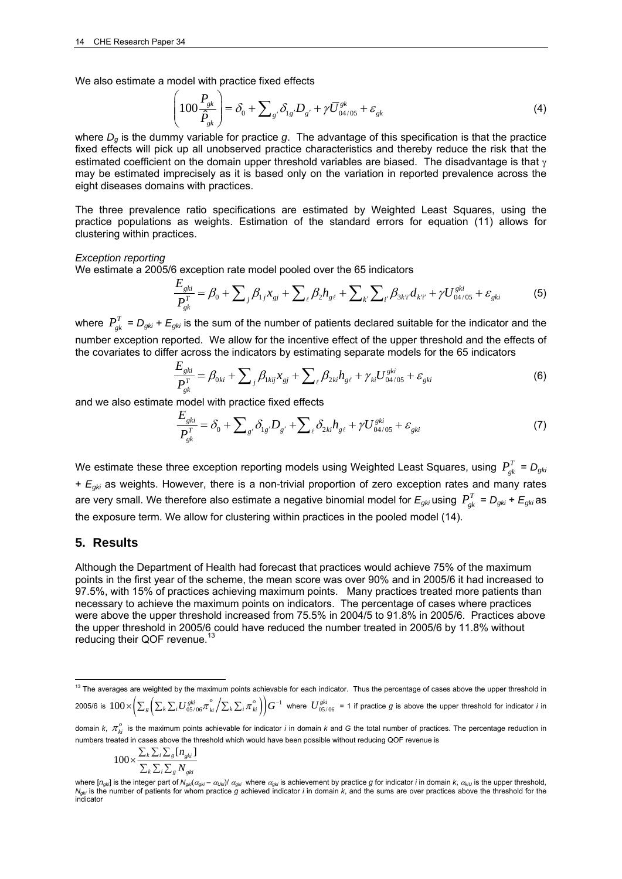We also estimate a model with practice fixed effects

$$\left(100\frac{P_{gk}}{\hat{P}_{gk}}\right) = \delta_0 + \sum_{g'} \delta_{1g'} D_{g'} + \gamma \bar{U}^{gk}_{04/05} + \varepsilon_{gk} \tag{4}$$

where $D_g$ is the dummy variable for practice $g$. The advantage of this specification is that the practice fixed effects will pick up all unobserved practice characteristics and thereby reduce the risk that the estimated coefficient on the domain upper threshold variables are biased. The disadvantage is that $\gamma$ may be estimated imprecisely as it is based only on the variation in reported prevalence across the eight diseases domains with practices.

The three prevalence ratio specifications are estimated by Weighted Least Squares, using the practice populations as weights. Estimation of the standard errors for equation (11) allows for clustering within practices.

*Exception reporting*

We estimate a 2005/6 exception rate model pooled over the 65 indicators

$$\frac{E_{gki}}{P^T_{gk}} = \beta_0 + \sum_j \beta_{1j} x_{gj} + \sum_\ell \beta_2 h_{g\ell} + \sum_{k'} \sum_{i'} \beta_{3k'i'} d_{k'i'} + \gamma U^{gki}_{04/05} + \varepsilon_{gki} \tag{5}$$

where $P^T_{gk} = D_{gki} + E_{gki}$ is the sum of the number of patients declared suitable for the indicator and the number exception reported. We allow for the incentive effect of the upper threshold and the effects of the covariates to differ across the indicators by estimating separate models for the 65 indicators

$$\frac{E_{gki}}{P^T_{gk}} = \beta_{0ki} + \sum_j \beta_{1kij} x_{gj} + \sum_\ell \beta_{2ki} h_{g\ell} + \gamma_{ki} U^{gki}_{04/05} + \varepsilon_{gki} \tag{6}$$

and we also estimate model with practice fixed effects

$$\frac{E_{gki}}{P^T_{gk}} = \delta_0 + \sum_{g'} \delta_{1g'} D_{g'} + \sum_\ell \delta_{2ki} h_{g\ell} + \gamma U^{gki}_{04/05} + \varepsilon_{gki} \tag{7}$$

We estimate these three exception reporting models using Weighted Least Squares, using $P^T_{gk} = D_{gki} + E_{gki}$ as weights. However, there is a non-trivial proportion of zero exception rates and many rates are very small. We therefore also estimate a negative binomial model for $E_{gki}$ using $P^T_{gk} = D_{gki} + E_{gki}$ as the exposure term. We allow for clustering within practices in the pooled model (14).

## 5. Results

Although the Department of Health had forecast that practices would achieve 75% of the maximum points in the first year of the scheme, the mean score was over 90% and in 2005/6 it had increased to 97.5%, with 15% of practices achieving maximum points. Many practices treated more patients than necessary to achieve the maximum points on indicators. The percentage of cases where practices were above the upper threshold increased from 75.5% in 2004/5 to 91.8% in 2005/6. Practices above the upper threshold in 2005/6 could have reduced the number treated in 2005/6 by 11.8% without reducing their QOF revenue.[13]

---

[13] The averages are weighted by the maximum points achievable for each indicator. Thus the percentage of cases above the upper threshold in 2005/6 is $100 \times \left(\sum_g \left(\sum_k \sum_i U^{gki}_{05/06} \pi^o_{ki} \Big/ \sum_k \sum_i \pi^o_{ki}\right)\right) G^{-1}$ where $U^{gki}_{05/06}$ = 1 if practice $g$ is above the upper threshold for indicator $i$ in domain $k$, $\pi^o_{ki}$ is the maximum points achievable for indicator $i$ in domain $k$ and $G$ the total number of practices. The percentage reduction in numbers treated in cases above the threshold which would have been possible without reducing QOF revenue is

$$100 \times \frac{\sum_k \sum_i \sum_g [n_{gki}]}{\sum_k \sum_i \sum_g N_{gki}}$$

where $[n_{gki}]$ is the integer part of $N_{gki}(\alpha_{gki} - \alpha_{Uki}) / \alpha_{gki}$ where $\alpha_{gki}$ is achievement by practice $g$ for indicator $i$ in domain $k$, $\alpha_{kiU}$ is the upper threshold, $N_{gki}$ is the number of patients for whom practice $g$ achieved indicator $i$ in domain $k$, and the sums are over practices above the threshold for the indicator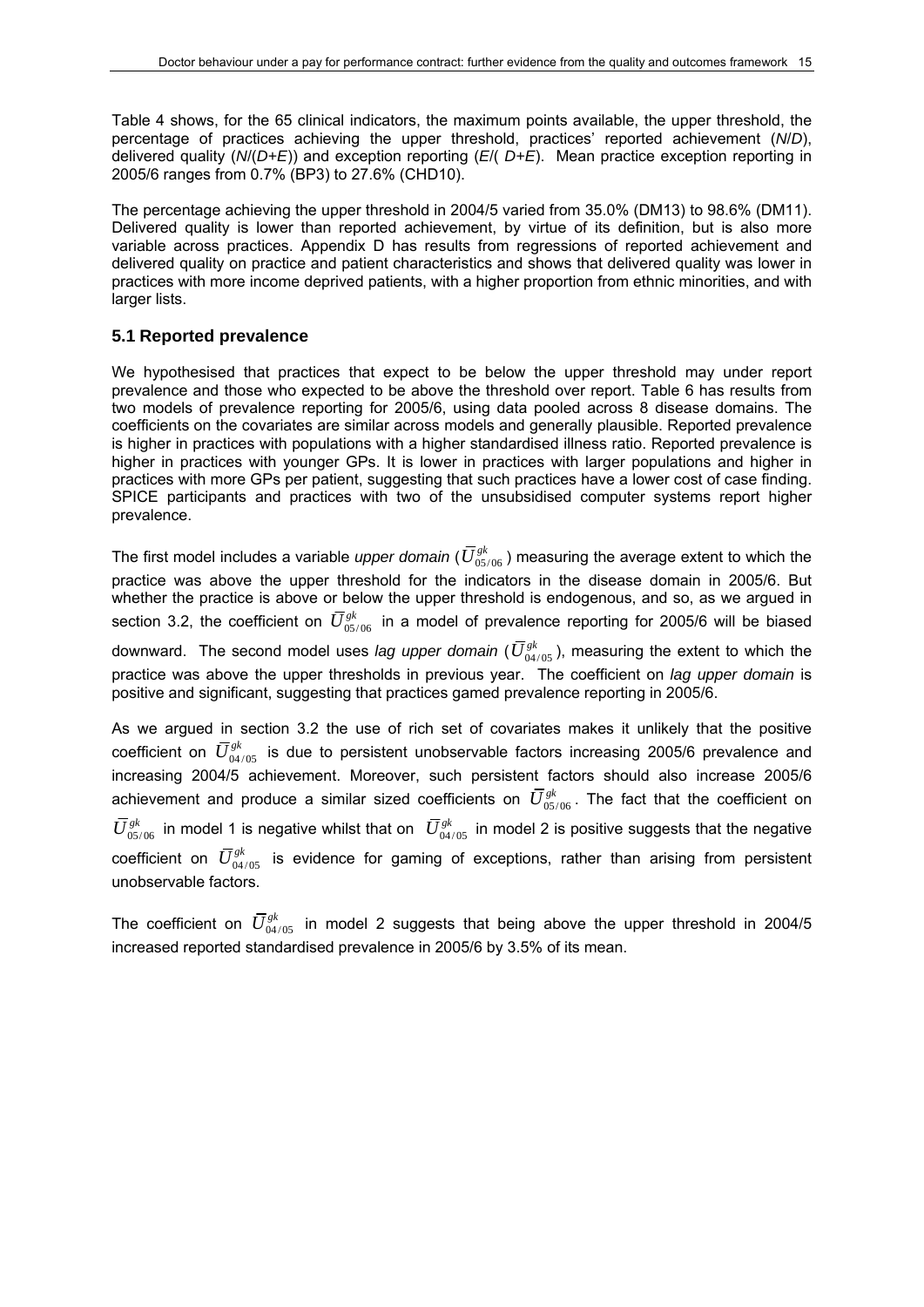Table 4 shows, for the 65 clinical indicators, the maximum points available, the upper threshold, the percentage of practices achieving the upper threshold, practices' reported achievement (*N*/*D*), delivered quality (*N*/(*D*+*E*)) and exception reporting (*E*/( *D*+*E*). Mean practice exception reporting in 2005/6 ranges from 0.7% (BP3) to 27.6% (CHD10).

The percentage achieving the upper threshold in 2004/5 varied from 35.0% (DM13) to 98.6% (DM11). Delivered quality is lower than reported achievement, by virtue of its definition, but is also more variable across practices. Appendix D has results from regressions of reported achievement and delivered quality on practice and patient characteristics and shows that delivered quality was lower in practices with more income deprived patients, with a higher proportion from ethnic minorities, and with larger lists.

### 5.1 Reported prevalence

We hypothesised that practices that expect to be below the upper threshold may under report prevalence and those who expected to be above the threshold over report. Table 6 has results from two models of prevalence reporting for 2005/6, using data pooled across 8 disease domains. The coefficients on the covariates are similar across models and generally plausible. Reported prevalence is higher in practices with populations with a higher standardised illness ratio. Reported prevalence is higher in practices with younger GPs. It is lower in practices with larger populations and higher in practices with more GPs per patient, suggesting that such practices have a lower cost of case finding. SPICE participants and practices with two of the unsubsidised computer systems report higher prevalence.

The first model includes a variable *upper domain* ($\bar{U}^{gk}_{05/06}$) measuring the average extent to which the practice was above the upper threshold for the indicators in the disease domain in 2005/6. But whether the practice is above or below the upper threshold is endogenous, and so, as we argued in section 3.2, the coefficient on $\bar{U}^{gk}_{05/06}$ in a model of prevalence reporting for 2005/6 will be biased downward. The second model uses *lag upper domain* ($\bar{U}^{gk}_{04/05}$), measuring the extent to which the practice was above the upper thresholds in previous year. The coefficient on *lag upper domain* is positive and significant, suggesting that practices gamed prevalence reporting in 2005/6.

As we argued in section 3.2 the use of rich set of covariates makes it unlikely that the positive coefficient on $\bar{U}^{gk}_{04/05}$ is due to persistent unobservable factors increasing 2005/6 prevalence and increasing 2004/5 achievement. Moreover, such persistent factors should also increase 2005/6 achievement and produce a similar sized coefficients on $\bar{U}^{gk}_{05/06}$. The fact that the coefficient on $\bar{U}^{gk}_{05/06}$ in model 1 is negative whilst that on $\bar{U}^{gk}_{04/05}$ in model 2 is positive suggests that the negative coefficient on $\bar{U}^{gk}_{04/05}$ is evidence for gaming of exceptions, rather than arising from persistent unobservable factors.

The coefficient on $\bar{U}^{gk}_{04/05}$ in model 2 suggests that being above the upper threshold in 2004/5 increased reported standardised prevalence in 2005/6 by 3.5% of its mean.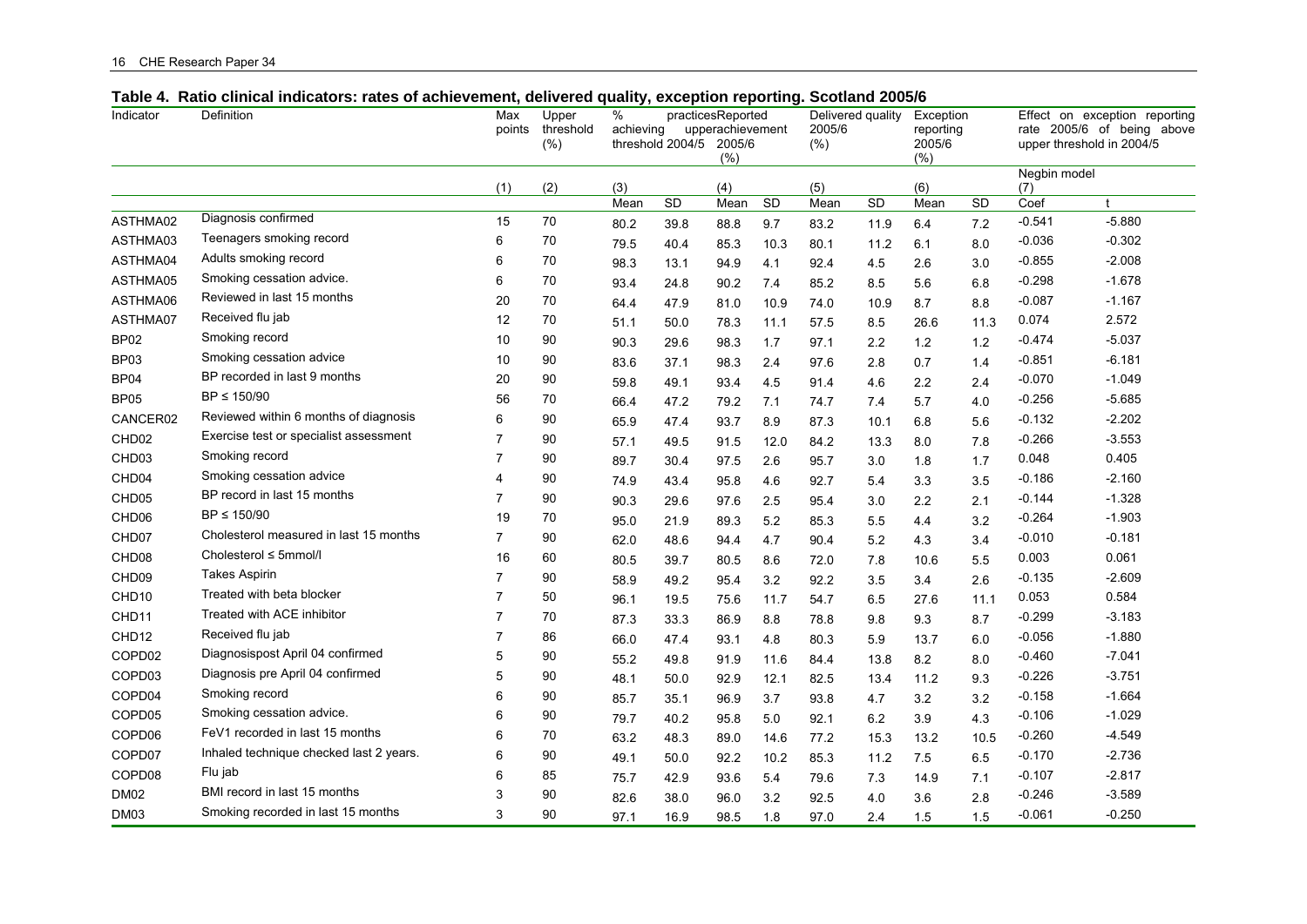**Table 4. Ratio clinical indicators: rates of achievement, delivered quality, exception reporting. Scotland 2005/6**

| Indicator | Definition | Max points | Upper threshold (%) | % practices achieving upper threshold 2004/5 | | Reported achievement 2005/6 (%) | | Delivered quality 2005/6 (%) | | Exception reporting 2005/6 (%) | | Effect on exception reporting rate 2005/6 of being above upper threshold in 2004/5 | |
|---|---|---|---|---|---|---|---|---|---|---|---|---|---|
| | | | | | | | | | | | | Negbin model | |
| | | (1) | (2) | (3) | | (4) | | (5) | | (6) | | (7) | |
| | | | | Mean | SD | Mean | SD | Mean | SD | Mean | SD | Coef | t |
| ASTHMA02 | Diagnosis confirmed | 15 | 70 | 80.2 | 39.8 | 88.8 | 9.7 | 83.2 | 11.9 | 6.4 | 7.2 | -0.541 | -5.880 |
| ASTHMA03 | Teenagers smoking record | 6 | 70 | 79.5 | 40.4 | 85.3 | 10.3 | 80.1 | 11.2 | 6.1 | 8.0 | -0.036 | -0.302 |
| ASTHMA04 | Adults smoking record | 6 | 70 | 98.3 | 13.1 | 94.9 | 4.1 | 92.4 | 4.5 | 2.6 | 3.0 | -0.855 | -2.008 |
| ASTHMA05 | Smoking cessation advice. | 6 | 70 | 93.4 | 24.8 | 90.2 | 7.4 | 85.2 | 8.5 | 5.6 | 6.8 | -0.298 | -1.678 |
| ASTHMA06 | Reviewed in last 15 months | 20 | 70 | 64.4 | 47.9 | 81.0 | 10.9 | 74.0 | 10.9 | 8.7 | 8.8 | -0.087 | -1.167 |
| ASTHMA07 | Received flu jab | 12 | 70 | 51.1 | 50.0 | 78.3 | 11.1 | 57.5 | 8.5 | 26.6 | 11.3 | 0.074 | 2.572 |
| BP02 | Smoking record | 10 | 90 | 90.3 | 29.6 | 98.3 | 1.7 | 97.1 | 2.2 | 1.2 | 1.2 | -0.474 | -5.037 |
| BP03 | Smoking cessation advice | 10 | 90 | 83.6 | 37.1 | 98.3 | 2.4 | 97.6 | 2.8 | 0.7 | 1.4 | -0.851 | -6.181 |
| BP04 | BP recorded in last 9 months | 20 | 90 | 59.8 | 49.1 | 93.4 | 4.5 | 91.4 | 4.6 | 2.2 | 2.4 | -0.070 | -1.049 |
| BP05 | BP ≤ 150/90 | 56 | 70 | 66.4 | 47.2 | 79.2 | 7.1 | 74.7 | 7.4 | 5.7 | 4.0 | -0.256 | -5.685 |
| CANCER02 | Reviewed within 6 months of diagnosis | 6 | 90 | 65.9 | 47.4 | 93.7 | 8.9 | 87.3 | 10.1 | 6.8 | 5.6 | -0.132 | -2.202 |
| CHD02 | Exercise test or specialist assessment | 7 | 90 | 57.1 | 49.5 | 91.5 | 12.0 | 84.2 | 13.3 | 8.0 | 7.8 | -0.266 | -3.553 |
| CHD03 | Smoking record | 7 | 90 | 89.7 | 30.4 | 97.5 | 2.6 | 95.7 | 3.0 | 1.8 | 1.7 | 0.048 | 0.405 |
| CHD04 | Smoking cessation advice | 4 | 90 | 74.9 | 43.4 | 95.8 | 4.6 | 92.7 | 5.4 | 3.3 | 3.5 | -0.186 | -2.160 |
| CHD05 | BP record in last 15 months | 7 | 90 | 90.3 | 29.6 | 97.6 | 2.5 | 95.4 | 3.0 | 2.2 | 2.1 | -0.144 | -1.328 |
| CHD06 | BP ≤ 150/90 | 19 | 70 | 95.0 | 21.9 | 89.3 | 5.2 | 85.3 | 5.5 | 4.4 | 3.2 | -0.264 | -1.903 |
| CHD07 | Cholesterol measured in last 15 months | 7 | 90 | 62.0 | 48.6 | 94.4 | 4.7 | 90.4 | 5.2 | 4.3 | 3.4 | -0.010 | -0.181 |
| CHD08 | Cholesterol ≤ 5mmol/l | 16 | 60 | 80.5 | 39.7 | 80.5 | 8.6 | 72.0 | 7.8 | 10.6 | 5.5 | 0.003 | 0.061 |
| CHD09 | Takes Aspirin | 7 | 90 | 58.9 | 49.2 | 95.4 | 3.2 | 92.2 | 3.5 | 3.4 | 2.6 | -0.135 | -2.609 |
| CHD10 | Treated with beta blocker | 7 | 50 | 96.1 | 19.5 | 75.6 | 11.7 | 54.7 | 6.5 | 27.6 | 11.1 | 0.053 | 0.584 |
| CHD11 | Treated with ACE inhibitor | 7 | 70 | 87.3 | 33.3 | 86.9 | 8.8 | 78.8 | 9.8 | 9.3 | 8.7 | -0.299 | -3.183 |
| CHD12 | Received flu jab | 7 | 86 | 66.0 | 47.4 | 93.1 | 4.8 | 80.3 | 5.9 | 13.7 | 6.0 | -0.056 | -1.880 |
| COPD02 | Diagnosispost April 04 confirmed | 5 | 90 | 55.2 | 49.8 | 91.9 | 11.6 | 84.4 | 13.8 | 8.2 | 8.0 | -0.460 | -7.041 |
| COPD03 | Diagnosis pre April 04 confirmed | 5 | 90 | 48.1 | 50.0 | 92.9 | 12.1 | 82.5 | 13.4 | 11.2 | 9.3 | -0.226 | -3.751 |
| COPD04 | Smoking record | 6 | 90 | 85.7 | 35.1 | 96.9 | 3.7 | 93.8 | 4.7 | 3.2 | 3.2 | -0.158 | -1.664 |
| COPD05 | Smoking cessation advice. | 6 | 90 | 79.7 | 40.2 | 95.8 | 5.0 | 92.1 | 6.2 | 3.9 | 4.3 | -0.106 | -1.029 |
| COPD06 | FeV1 recorded in last 15 months | 6 | 70 | 63.2 | 48.3 | 89.0 | 14.6 | 77.2 | 15.3 | 13.2 | 10.5 | -0.260 | -4.549 |
| COPD07 | Inhaled technique checked last 2 years. | 6 | 90 | 49.1 | 50.0 | 92.2 | 10.2 | 85.3 | 11.2 | 7.5 | 6.5 | -0.170 | -2.736 |
| COPD08 | Flu jab | 6 | 85 | 75.7 | 42.9 | 93.6 | 5.4 | 79.6 | 7.3 | 14.9 | 7.1 | -0.107 | -2.817 |
| DM02 | BMI record in last 15 months | 3 | 90 | 82.6 | 38.0 | 96.0 | 3.2 | 92.5 | 4.0 | 3.6 | 2.8 | -0.246 | -3.589 |
| DM03 | Smoking recorded in last 15 months | 3 | 90 | 97.1 | 16.9 | 98.5 | 1.8 | 97.0 | 2.4 | 1.5 | 1.5 | -0.061 | -0.250 |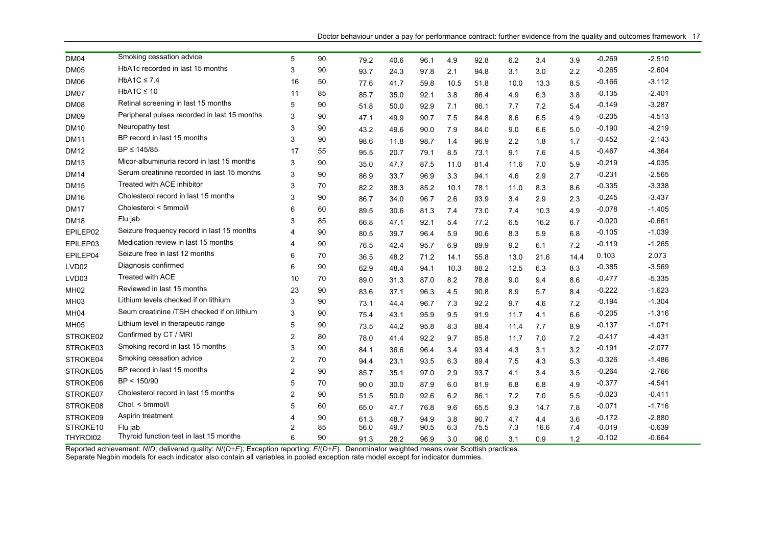| | | | | | | | | | | | | | |
|---|---|---|---|---|---|---|---|---|---|---|---|---|---|
| DM04 | Smoking cessation advice | 5 | 90 | 79.2 | 40.6 | 96.1 | 4.9 | 92.8 | 6.2 | 3.4 | 3.9 | -0.269 | -2.510 |
| DM05 | HbA1c recorded in last 15 months | 3 | 90 | 93.7 | 24.3 | 97.8 | 2.1 | 94.8 | 3.1 | 3.0 | 2.2 | -0.265 | -2.604 |
| DM06 | HbA1C ≤ 7.4 | 16 | 50 | 77.6 | 41.7 | 59.8 | 10.5 | 51.8 | 10.0 | 13.3 | 8.5 | -0.166 | -3.112 |
| DM07 | HbA1C ≤ 10 | 11 | 85 | 85.7 | 35.0 | 92.1 | 3.8 | 86.4 | 4.9 | 6.3 | 3.8 | -0.135 | -2.401 |
| DM08 | Retinal screening in last 15 months | 5 | 90 | 51.8 | 50.0 | 92.9 | 7.1 | 86.1 | 7.7 | 7.2 | 5.4 | -0.149 | -3.287 |
| DM09 | Peripheral pulses recorded in last 15 months | 3 | 90 | 47.1 | 49.9 | 90.7 | 7.5 | 84.8 | 8.6 | 6.5 | 4.9 | -0.205 | -4.513 |
| DM10 | Neuropathy test | 3 | 90 | 43.2 | 49.6 | 90.0 | 7.9 | 84.0 | 9.0 | 6.6 | 5.0 | -0.190 | -4.219 |
| DM11 | BP record in last 15 months | 3 | 90 | 98.6 | 11.8 | 98.7 | 1.4 | 96.9 | 2.2 | 1.8 | 1.7 | -0.452 | -2.143 |
| DM12 | BP ≤ 145/85 | 17 | 55 | 95.5 | 20.7 | 79.1 | 8.5 | 73.1 | 9.1 | 7.6 | 4.5 | -0.467 | -4.364 |
| DM13 | Micor-albuminuria record in last 15 months | 3 | 90 | 35.0 | 47.7 | 87.5 | 11.0 | 81.4 | 11.6 | 7.0 | 5.9 | -0.219 | -4.035 |
| DM14 | Serum creatinine recorded in last 15 months | 3 | 90 | 86.9 | 33.7 | 96.9 | 3.3 | 94.1 | 4.6 | 2.9 | 2.7 | -0.231 | -2.565 |
| DM15 | Treated with ACE inhibitor | 3 | 70 | 82.2 | 38.3 | 85.2 | 10.1 | 78.1 | 11.0 | 8.3 | 8.6 | -0.335 | -3.338 |
| DM16 | Cholesterol record in last 15 months | 3 | 90 | 86.7 | 34.0 | 96.7 | 2.6 | 93.9 | 3.4 | 2.9 | 2.3 | -0.245 | -3.437 |
| DM17 | Cholesterol < 5mmol/l | 6 | 60 | 89.5 | 30.6 | 81.3 | 7.4 | 73.0 | 7.4 | 10.3 | 4.9 | -0.078 | -1.405 |
| DM18 | Flu jab | 3 | 85 | 66.8 | 47.1 | 92.1 | 5.4 | 77.2 | 6.5 | 16.2 | 6.7 | -0.020 | -0.661 |
| EPILEP02 | Seizure frequency record in last 15 months | 4 | 90 | 80.5 | 39.7 | 96.4 | 5.9 | 90.6 | 8.3 | 5.9 | 6.8 | -0.105 | -1.039 |
| EPILEP03 | Medication review in last 15 months | 4 | 90 | 76.5 | 42.4 | 95.7 | 6.9 | 89.9 | 9.2 | 6.1 | 7.2 | -0.119 | -1.265 |
| EPILEP04 | Seizure free in last 12 months | 6 | 70 | 36.5 | 48.2 | 71.2 | 14.1 | 55.8 | 13.0 | 21.6 | 14.4 | 0.103 | 2.073 |
| LVD02 | Diagnosis confirmed | 6 | 90 | 62.9 | 48.4 | 94.1 | 10.3 | 88.2 | 12.5 | 6.3 | 8.3 | -0.385 | -3.569 |
| LVD03 | Treated with ACE | 10 | 70 | 89.0 | 31.3 | 87.0 | 8.2 | 78.8 | 9.0 | 9.4 | 8.6 | -0.477 | -5.335 |
| MH02 | Reviewed in last 15 months | 23 | 90 | 83.6 | 37.1 | 96.3 | 4.5 | 90.8 | 8.9 | 5.7 | 8.4 | -0.222 | -1.623 |
| MH03 | Lithium levels checked if on lithium | 3 | 90 | 73.1 | 44.4 | 96.7 | 7.3 | 92.2 | 9.7 | 4.6 | 7.2 | -0.194 | -1.304 |
| MH04 | Seum creatinine /TSH checked if on lithium | 3 | 90 | 75.4 | 43.1 | 95.9 | 9.5 | 91.9 | 11.7 | 4.1 | 6.6 | -0.205 | -1.316 |
| MH05 | Lithium level in therapeutic range | 5 | 90 | 73.5 | 44.2 | 95.8 | 8.3 | 88.4 | 11.4 | 7.7 | 8.9 | -0.137 | -1.071 |
| STROKE02 | Confirmed by CT / MRI | 2 | 80 | 78.0 | 41.4 | 92.2 | 9.7 | 85.8 | 11.7 | 7.0 | 7.2 | -0.417 | -4.431 |
| STROKE03 | Smoking record in last 15 months | 3 | 90 | 84.1 | 36.6 | 96.4 | 3.4 | 93.4 | 4.3 | 3.1 | 3.2 | -0.191 | -2.077 |
| STROKE04 | Smoking cessation advice | 2 | 70 | 94.4 | 23.1 | 93.5 | 6.3 | 89.4 | 7.5 | 4.3 | 5.3 | -0.326 | -1.486 |
| STROKE05 | BP record in last 15 months | 2 | 90 | 85.7 | 35.1 | 97.0 | 2.9 | 93.7 | 4.1 | 3.4 | 3.5 | -0.264 | -2.766 |
| STROKE06 | BP < 150/90 | 5 | 70 | 90.0 | 30.0 | 87.9 | 6.0 | 81.9 | 6.8 | 6.8 | 4.9 | -0.377 | -4.541 |
| STROKE07 | Cholesterol record in last 15 months | 2 | 90 | 51.5 | 50.0 | 92.6 | 6.2 | 86.1 | 7.2 | 7.0 | 5.5 | -0.023 | -0.411 |
| STROKE08 | Chol. < 5mmol/l | 5 | 60 | 65.0 | 47.7 | 76.8 | 9.6 | 65.5 | 9.3 | 14.7 | 7.8 | -0.071 | -1.716 |
| STROKE09 | Aspirin treatment | 4 | 90 | 61.3 | 48.7 | 94.9 | 3.8 | 90.7 | 4.7 | 4.4 | 3.6 | -0.172 | -2.880 |
| STROKE10 | Flu jab | 2 | 85 | 56.0 | 49.7 | 90.5 | 6.3 | 75.5 | 7.3 | 16.6 | 7.4 | -0.019 | -0.639 |
| THYROI02 | Thyroid function test in last 15 months | 6 | 90 | 91.3 | 28.2 | 96.9 | 3.0 | 96.0 | 3.1 | 0.9 | 1.2 | -0.102 | -0.664 |

Reported achievement: *N*/*D*; delivered quality: *N*/(*D*+*E*); Exception reporting: *E*/(*D*+*E*). Denominator weighted means over Scottish practices.
Separate Negbin models for each indicator also contain all variables in pooled exception rate model except for indicator dummies.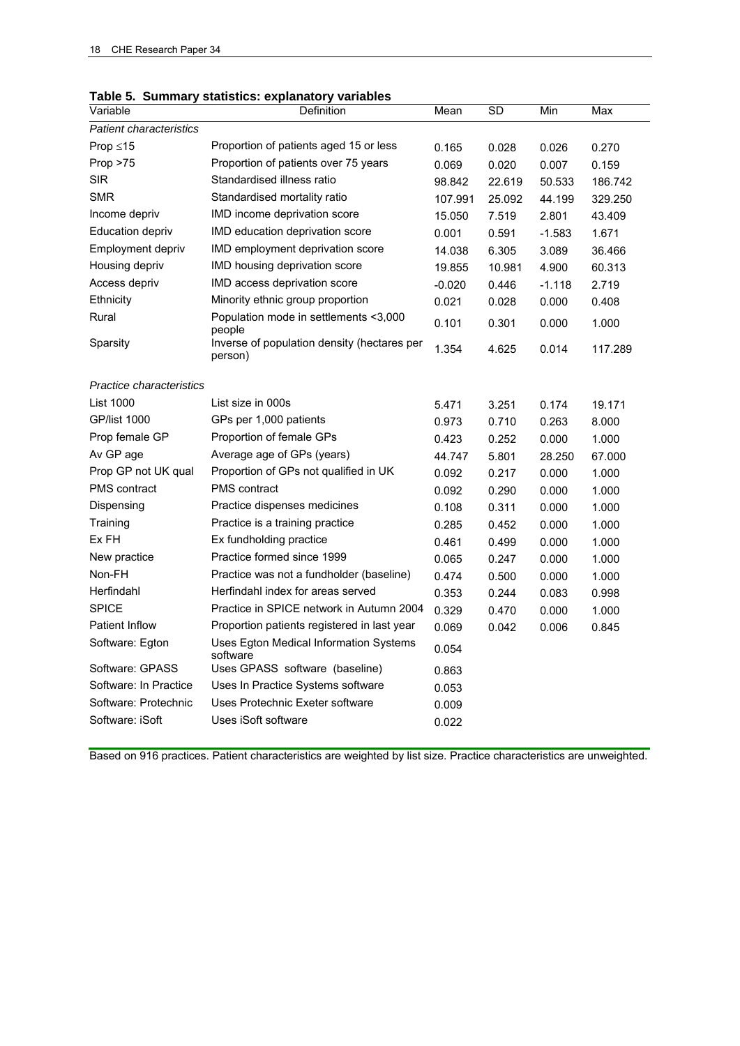**Table 5. Summary statistics: explanatory variables**

| Variable | Definition | Mean | SD | Min | Max |
|---|---|---|---|---|---|
| *Patient characteristics* | | | | | |
| Prop ≤15 | Proportion of patients aged 15 or less | 0.165 | 0.028 | 0.026 | 0.270 |
| Prop >75 | Proportion of patients over 75 years | 0.069 | 0.020 | 0.007 | 0.159 |
| SIR | Standardised illness ratio | 98.842 | 22.619 | 50.533 | 186.742 |
| SMR | Standardised mortality ratio | 107.991 | 25.092 | 44.199 | 329.250 |
| Income depriv | IMD income deprivation score | 15.050 | 7.519 | 2.801 | 43.409 |
| Education depriv | IMD education deprivation score | 0.001 | 0.591 | -1.583 | 1.671 |
| Employment depriv | IMD employment deprivation score | 14.038 | 6.305 | 3.089 | 36.466 |
| Housing depriv | IMD housing deprivation score | 19.855 | 10.981 | 4.900 | 60.313 |
| Access depriv | IMD access deprivation score | -0.020 | 0.446 | -1.118 | 2.719 |
| Ethnicity | Minority ethnic group proportion | 0.021 | 0.028 | 0.000 | 0.408 |
| Rural | Population mode in settlements <3,000 people | 0.101 | 0.301 | 0.000 | 1.000 |
| Sparsity | Inverse of population density (hectares per person) | 1.354 | 4.625 | 0.014 | 117.289 |
| *Practice characteristics* | | | | | |
| List 1000 | List size in 000s | 5.471 | 3.251 | 0.174 | 19.171 |
| GP/list 1000 | GPs per 1,000 patients | 0.973 | 0.710 | 0.263 | 8.000 |
| Prop female GP | Proportion of female GPs | 0.423 | 0.252 | 0.000 | 1.000 |
| Av GP age | Average age of GPs (years) | 44.747 | 5.801 | 28.250 | 67.000 |
| Prop GP not UK qual | Proportion of GPs not qualified in UK | 0.092 | 0.217 | 0.000 | 1.000 |
| PMS contract | PMS contract | 0.092 | 0.290 | 0.000 | 1.000 |
| Dispensing | Practice dispenses medicines | 0.108 | 0.311 | 0.000 | 1.000 |
| Training | Practice is a training practice | 0.285 | 0.452 | 0.000 | 1.000 |
| Ex FH | Ex fundholding practice | 0.461 | 0.499 | 0.000 | 1.000 |
| New practice | Practice formed since 1999 | 0.065 | 0.247 | 0.000 | 1.000 |
| Non-FH | Practice was not a fundholder (baseline) | 0.474 | 0.500 | 0.000 | 1.000 |
| Herfindahl | Herfindahl index for areas served | 0.353 | 0.244 | 0.083 | 0.998 |
| SPICE | Practice in SPICE network in Autumn 2004 | 0.329 | 0.470 | 0.000 | 1.000 |
| Patient Inflow | Proportion patients registered in last year | 0.069 | 0.042 | 0.006 | 0.845 |
| Software: Egton | Uses Egton Medical Information Systems software | 0.054 | | | |
| Software: GPASS | Uses GPASS software (baseline) | 0.863 | | | |
| Software: In Practice | Uses In Practice Systems software | 0.053 | | | |
| Software: Protechnic | Uses Protechnic Exeter software | 0.009 | | | |
| Software: iSoft | Uses iSoft software | 0.022 | | | |

Based on 916 practices. Patient characteristics are weighted by list size. Practice characteristics are unweighted.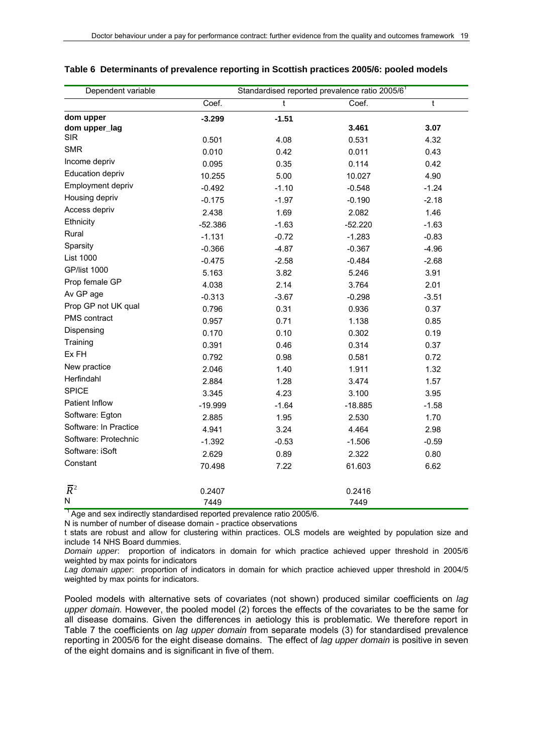**Table 6 Determinants of prevalence reporting in Scottish practices 2005/6: pooled models**

| Dependent variable | Standardised reported prevalence ratio 2005/6[1] | | | |
|---|---|---|---|---|
| | Coef. | t | Coef. | t |
| **dom upper** | **-3.299** | **-1.51** | | |
| **dom upper_lag** | | | **3.461** | **3.07** |
| SIR | 0.501 | 4.08 | 0.531 | 4.32 |
| SMR | 0.010 | 0.42 | 0.011 | 0.43 |
| Income depriv | 0.095 | 0.35 | 0.114 | 0.42 |
| Education depriv | 10.255 | 5.00 | 10.027 | 4.90 |
| Employment depriv | -0.492 | -1.10 | -0.548 | -1.24 |
| Housing depriv | -0.175 | -1.97 | -0.190 | -2.18 |
| Access depriv | 2.438 | 1.69 | 2.082 | 1.46 |
| Ethnicity | -52.386 | -1.63 | -52.220 | -1.63 |
| Rural | -1.131 | -0.72 | -1.283 | -0.83 |
| Sparsity | -0.366 | -4.87 | -0.367 | -4.96 |
| List 1000 | -0.475 | -2.58 | -0.484 | -2.68 |
| GP/list 1000 | 5.163 | 3.82 | 5.246 | 3.91 |
| Prop female GP | 4.038 | 2.14 | 3.764 | 2.01 |
| Av GP age | -0.313 | -3.67 | -0.298 | -3.51 |
| Prop GP not UK qual | 0.796 | 0.31 | 0.936 | 0.37 |
| PMS contract | 0.957 | 0.71 | 1.138 | 0.85 |
| Dispensing | 0.170 | 0.10 | 0.302 | 0.19 |
| Training | 0.391 | 0.46 | 0.314 | 0.37 |
| Ex FH | 0.792 | 0.98 | 0.581 | 0.72 |
| New practice | 2.046 | 1.40 | 1.911 | 1.32 |
| Herfindahl | 2.884 | 1.28 | 3.474 | 1.57 |
| SPICE | 3.345 | 4.23 | 3.100 | 3.95 |
| Patient Inflow | -19.999 | -1.64 | -18.885 | -1.58 |
| Software: Egton | 2.885 | 1.95 | 2.530 | 1.70 |
| Software: In Practice | 4.941 | 3.24 | 4.464 | 2.98 |
| Software: Protechnic | -1.392 | -0.53 | -1.506 | -0.59 |
| Software: iSoft | 2.629 | 0.89 | 2.322 | 0.80 |
| Constant | 70.498 | 7.22 | 61.603 | 6.62 |
| $\bar{R}^2$ | 0.2407 | | 0.2416 | |
| N | 7449 | | 7449 | |

[1] Age and sex indirectly standardised reported prevalence ratio 2005/6.

N is number of number of disease domain - practice observations

t stats are robust and allow for clustering within practices. OLS models are weighted by population size and include 14 NHS Board dummies.

*Domain upper*: proportion of indicators in domain for which practice achieved upper threshold in 2005/6 weighted by max points for indicators

*Lag domain upper*: proportion of indicators in domain for which practice achieved upper threshold in 2004/5 weighted by max points for indicators.

Pooled models with alternative sets of covariates (not shown) produced similar coefficients on *lag upper domain.* However, the pooled model (2) forces the effects of the covariates to be the same for all disease domains. Given the differences in aetiology this is problematic. We therefore report in Table 7 the coefficients on *lag upper domain* from separate models (3) for standardised prevalence reporting in 2005/6 for the eight disease domains. The effect of *lag upper domain* is positive in seven of the eight domains and is significant in five of them.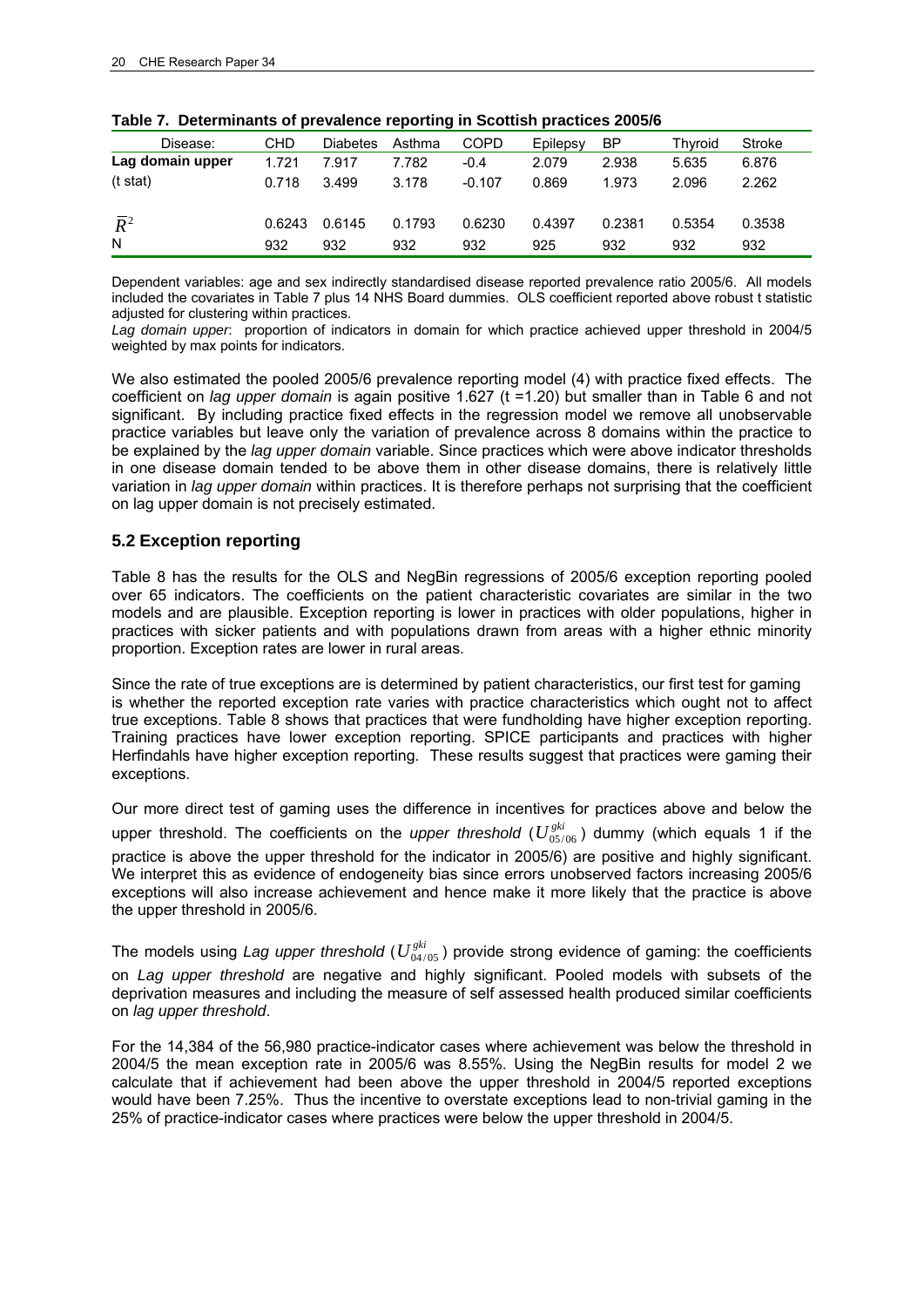**Table 7. Determinants of prevalence reporting in Scottish practices 2005/6**

| Disease: | CHD | Diabetes | Asthma | COPD | Epilepsy | BP | Thyroid | Stroke |
|---|---|---|---|---|---|---|---|---|
| **Lag domain upper** | 1.721 | 7.917 | 7.782 | -0.4 | 2.079 | 2.938 | 5.635 | 6.876 |
| (t stat) | 0.718 | 3.499 | 3.178 | -0.107 | 0.869 | 1.973 | 2.096 | 2.262 |
| $\bar{R}^2$ | 0.6243 | 0.6145 | 0.1793 | 0.6230 | 0.4397 | 0.2381 | 0.5354 | 0.3538 |
| N | 932 | 932 | 932 | 932 | 925 | 932 | 932 | 932 |

Dependent variables: age and sex indirectly standardised disease reported prevalence ratio 2005/6. All models included the covariates in Table 7 plus 14 NHS Board dummies. OLS coefficient reported above robust t statistic adjusted for clustering within practices.

*Lag domain upper*: proportion of indicators in domain for which practice achieved upper threshold in 2004/5 weighted by max points for indicators.

We also estimated the pooled 2005/6 prevalence reporting model (4) with practice fixed effects. The coefficient on *lag upper domain* is again positive 1.627 (t =1.20) but smaller than in Table 6 and not significant. By including practice fixed effects in the regression model we remove all unobservable practice variables but leave only the variation of prevalence across 8 domains within the practice to be explained by the *lag upper domain* variable. Since practices which were above indicator thresholds in one disease domain tended to be above them in other disease domains, there is relatively little variation in *lag upper domain* within practices. It is therefore perhaps not surprising that the coefficient on lag upper domain is not precisely estimated.

## 5.2 Exception reporting

Table 8 has the results for the OLS and NegBin regressions of 2005/6 exception reporting pooled over 65 indicators. The coefficients on the patient characteristic covariates are similar in the two models and are plausible. Exception reporting is lower in practices with older populations, higher in practices with sicker patients and with populations drawn from areas with a higher ethnic minority proportion. Exception rates are lower in rural areas.

Since the rate of true exceptions are is determined by patient characteristics, our first test for gaming is whether the reported exception rate varies with practice characteristics which ought not to affect true exceptions. Table 8 shows that practices that were fundholding have higher exception reporting. Training practices have lower exception reporting. SPICE participants and practices with higher Herfindahls have higher exception reporting. These results suggest that practices were gaming their exceptions.

Our more direct test of gaming uses the difference in incentives for practices above and below the upper threshold. The coefficients on the *upper threshold* ($U_{05/06}^{gki}$) dummy (which equals 1 if the practice is above the upper threshold for the indicator in 2005/6) are positive and highly significant. We interpret this as evidence of endogeneity bias since errors unobserved factors increasing 2005/6 exceptions will also increase achievement and hence make it more likely that the practice is above the upper threshold in 2005/6.

The models using *Lag upper threshold* ($U_{04/05}^{gki}$) provide strong evidence of gaming: the coefficients on *Lag upper threshold* are negative and highly significant. Pooled models with subsets of the deprivation measures and including the measure of self assessed health produced similar coefficients on *lag upper threshold*.

For the 14,384 of the 56,980 practice-indicator cases where achievement was below the threshold in 2004/5 the mean exception rate in 2005/6 was 8.55%. Using the NegBin results for model 2 we calculate that if achievement had been above the upper threshold in 2004/5 reported exceptions would have been 7.25%. Thus the incentive to overstate exceptions lead to non-trivial gaming in the 25% of practice-indicator cases where practices were below the upper threshold in 2004/5.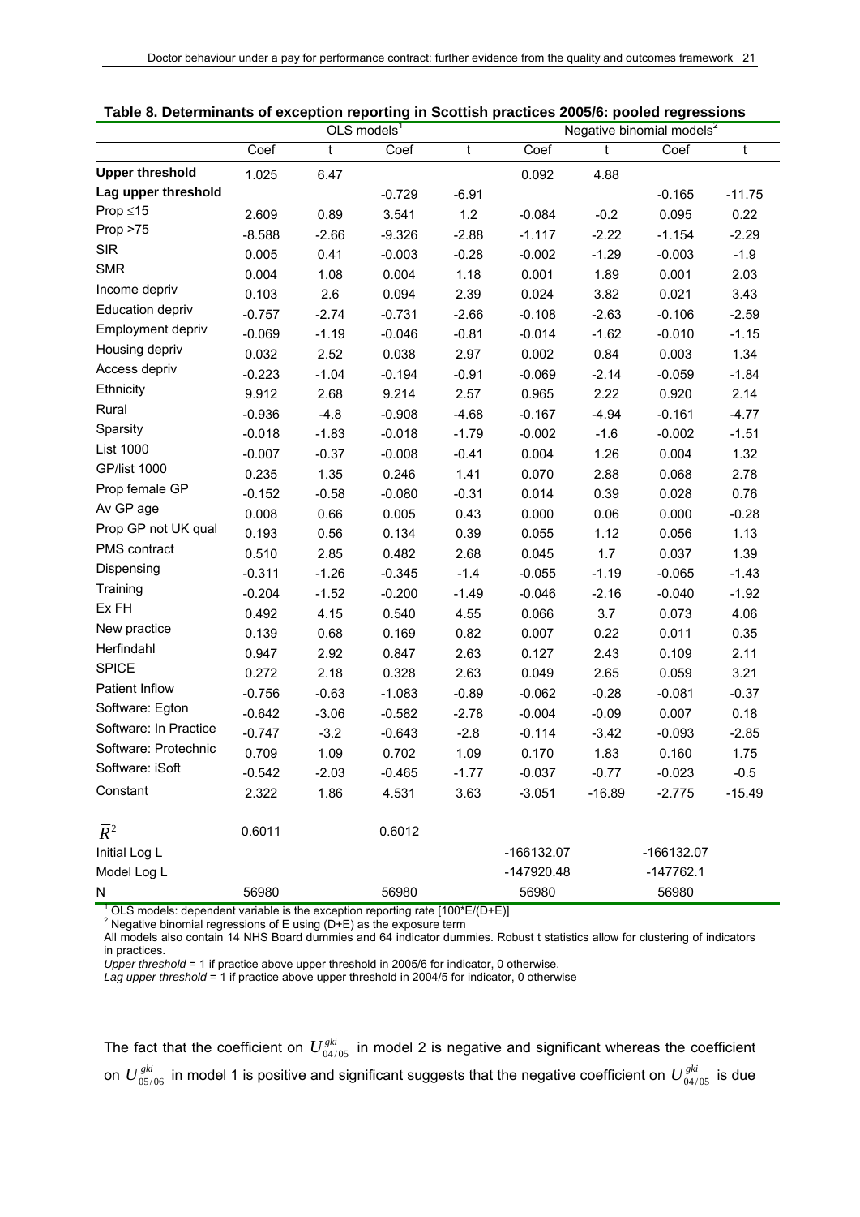**Table 8. Determinants of exception reporting in Scottish practices 2005/6: pooled regressions**

| | OLS models[1] | | | | Negative binomial models[2] | | | |
|---|---|---|---|---|---|---|---|---|
| | Coef | t | Coef | t | Coef | t | Coef | t |
| **Upper threshold** | 1.025 | 6.47 | | | 0.092 | 4.88 | | |
| **Lag upper threshold** | | | -0.729 | -6.91 | | | -0.165 | -11.75 |
| Prop ≤15 | 2.609 | 0.89 | 3.541 | 1.2 | -0.084 | -0.2 | 0.095 | 0.22 |
| Prop >75 | -8.588 | -2.66 | -9.326 | -2.88 | -1.117 | -2.22 | -1.154 | -2.29 |
| SIR | 0.005 | 0.41 | -0.003 | -0.28 | -0.002 | -1.29 | -0.003 | -1.9 |
| SMR | 0.004 | 1.08 | 0.004 | 1.18 | 0.001 | 1.89 | 0.001 | 2.03 |
| Income depriv | 0.103 | 2.6 | 0.094 | 2.39 | 0.024 | 3.82 | 0.021 | 3.43 |
| Education depriv | -0.757 | -2.74 | -0.731 | -2.66 | -0.108 | -2.63 | -0.106 | -2.59 |
| Employment depriv | -0.069 | -1.19 | -0.046 | -0.81 | -0.014 | -1.62 | -0.010 | -1.15 |
| Housing depriv | 0.032 | 2.52 | 0.038 | 2.97 | 0.002 | 0.84 | 0.003 | 1.34 |
| Access depriv | -0.223 | -1.04 | -0.194 | -0.91 | -0.069 | -2.14 | -0.059 | -1.84 |
| Ethnicity | 9.912 | 2.68 | 9.214 | 2.57 | 0.965 | 2.22 | 0.920 | 2.14 |
| Rural | -0.936 | -4.8 | -0.908 | -4.68 | -0.167 | -4.94 | -0.161 | -4.77 |
| Sparsity | -0.018 | -1.83 | -0.018 | -1.79 | -0.002 | -1.6 | -0.002 | -1.51 |
| List 1000 | -0.007 | -0.37 | -0.008 | -0.41 | 0.004 | 1.26 | 0.004 | 1.32 |
| GP/list 1000 | 0.235 | 1.35 | 0.246 | 1.41 | 0.070 | 2.88 | 0.068 | 2.78 |
| Prop female GP | -0.152 | -0.58 | -0.080 | -0.31 | 0.014 | 0.39 | 0.028 | 0.76 |
| Av GP age | 0.008 | 0.66 | 0.005 | 0.43 | 0.000 | 0.06 | 0.000 | -0.28 |
| Prop GP not UK qual | 0.193 | 0.56 | 0.134 | 0.39 | 0.055 | 1.12 | 0.056 | 1.13 |
| PMS contract | 0.510 | 2.85 | 0.482 | 2.68 | 0.045 | 1.7 | 0.037 | 1.39 |
| Dispensing | -0.311 | -1.26 | -0.345 | -1.4 | -0.055 | -1.19 | -0.065 | -1.43 |
| Training | -0.204 | -1.52 | -0.200 | -1.49 | -0.046 | -2.16 | -0.040 | -1.92 |
| Ex FH | 0.492 | 4.15 | 0.540 | 4.55 | 0.066 | 3.7 | 0.073 | 4.06 |
| New practice | 0.139 | 0.68 | 0.169 | 0.82 | 0.007 | 0.22 | 0.011 | 0.35 |
| Herfindahl | 0.947 | 2.92 | 0.847 | 2.63 | 0.127 | 2.43 | 0.109 | 2.11 |
| SPICE | 0.272 | 2.18 | 0.328 | 2.63 | 0.049 | 2.65 | 0.059 | 3.21 |
| Patient Inflow | -0.756 | -0.63 | -1.083 | -0.89 | -0.062 | -0.28 | -0.081 | -0.37 |
| Software: Egton | -0.642 | -3.06 | -0.582 | -2.78 | -0.004 | -0.09 | 0.007 | 0.18 |
| Software: In Practice | -0.747 | -3.2 | -0.643 | -2.8 | -0.114 | -3.42 | -0.093 | -2.85 |
| Software: Protechnic | 0.709 | 1.09 | 0.702 | 1.09 | 0.170 | 1.83 | 0.160 | 1.75 |
| Software: iSoft | -0.542 | -2.03 | -0.465 | -1.77 | -0.037 | -0.77 | -0.023 | -0.5 |
| Constant | 2.322 | 1.86 | 4.531 | 3.63 | -3.051 | -16.89 | -2.775 | -15.49 |
| $\bar{R}^2$ | 0.6011 | | 0.6012 | | | | | |
| Initial Log L | | | | | -166132.07 | | -166132.07 | |
| Model Log L | | | | | -147920.48 | | -147762.1 | |
| N | 56980 | | 56980 | | 56980 | | 56980 | |

[1] OLS models: dependent variable is the exception reporting rate [100*E/(D+E)]
[2] Negative binomial regressions of E using (D+E) as the exposure term
All models also contain 14 NHS Board dummies and 64 indicator dummies. Robust t statistics allow for clustering of indicators in practices.
*Upper threshold* = 1 if practice above upper threshold in 2005/6 for indicator, 0 otherwise.
*Lag upper threshold* = 1 if practice above upper threshold in 2004/5 for indicator, 0 otherwise

The fact that the coefficient on $U^{gki}_{04/05}$ in model 2 is negative and significant whereas the coefficient on $U^{gki}_{05/06}$ in model 1 is positive and significant suggests that the negative coefficient on $U^{gki}_{04/05}$ is due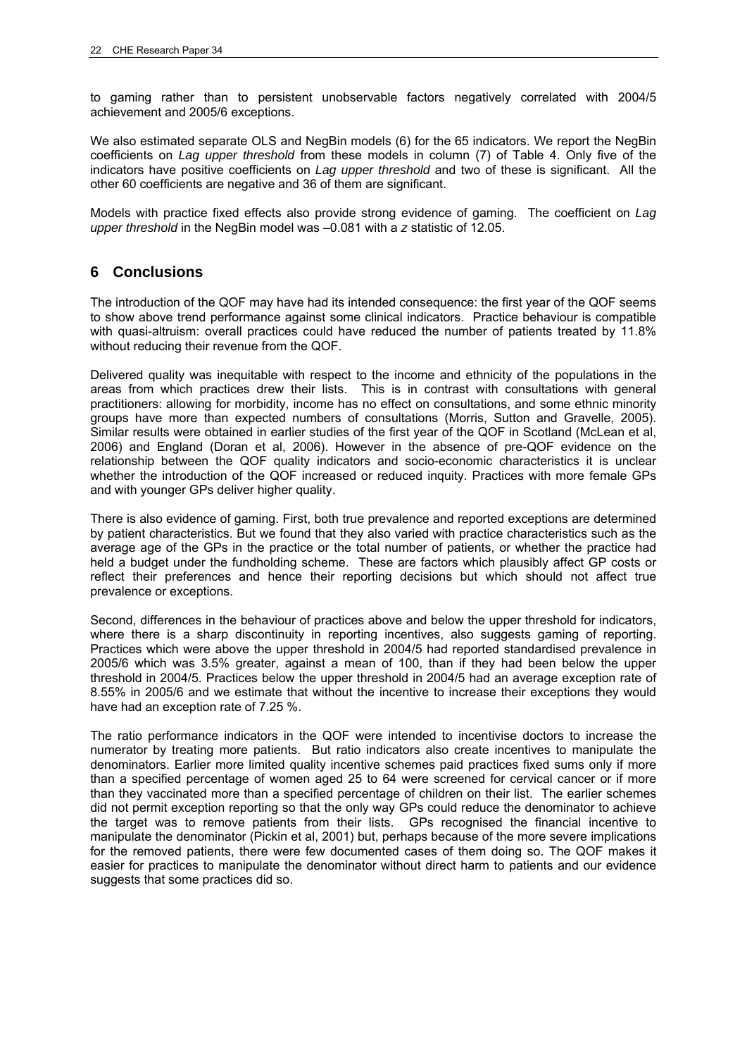to gaming rather than to persistent unobservable factors negatively correlated with 2004/5 achievement and 2005/6 exceptions.

We also estimated separate OLS and NegBin models (6) for the 65 indicators. We report the NegBin coefficients on *Lag upper threshold* from these models in column (7) of Table 4. Only five of the indicators have positive coefficients on *Lag upper threshold* and two of these is significant. All the other 60 coefficients are negative and 36 of them are significant.

Models with practice fixed effects also provide strong evidence of gaming. The coefficient on *Lag upper threshold* in the NegBin model was –0.081 with a *z* statistic of 12.05.

## 6 Conclusions

The introduction of the QOF may have had its intended consequence: the first year of the QOF seems to show above trend performance against some clinical indicators. Practice behaviour is compatible with quasi-altruism: overall practices could have reduced the number of patients treated by 11.8% without reducing their revenue from the QOF.

Delivered quality was inequitable with respect to the income and ethnicity of the populations in the areas from which practices drew their lists. This is in contrast with consultations with general practitioners: allowing for morbidity, income has no effect on consultations, and some ethnic minority groups have more than expected numbers of consultations (Morris, Sutton and Gravelle, 2005). Similar results were obtained in earlier studies of the first year of the QOF in Scotland (McLean et al, 2006) and England (Doran et al, 2006). However in the absence of pre-QOF evidence on the relationship between the QOF quality indicators and socio-economic characteristics it is unclear whether the introduction of the QOF increased or reduced inquity. Practices with more female GPs and with younger GPs deliver higher quality.

There is also evidence of gaming. First, both true prevalence and reported exceptions are determined by patient characteristics. But we found that they also varied with practice characteristics such as the average age of the GPs in the practice or the total number of patients, or whether the practice had held a budget under the fundholding scheme. These are factors which plausibly affect GP costs or reflect their preferences and hence their reporting decisions but which should not affect true prevalence or exceptions.

Second, differences in the behaviour of practices above and below the upper threshold for indicators, where there is a sharp discontinuity in reporting incentives, also suggests gaming of reporting. Practices which were above the upper threshold in 2004/5 had reported standardised prevalence in 2005/6 which was 3.5% greater, against a mean of 100, than if they had been below the upper threshold in 2004/5. Practices below the upper threshold in 2004/5 had an average exception rate of 8.55% in 2005/6 and we estimate that without the incentive to increase their exceptions they would have had an exception rate of 7.25 %.

The ratio performance indicators in the QOF were intended to incentivise doctors to increase the numerator by treating more patients. But ratio indicators also create incentives to manipulate the denominators. Earlier more limited quality incentive schemes paid practices fixed sums only if more than a specified percentage of women aged 25 to 64 were screened for cervical cancer or if more than they vaccinated more than a specified percentage of children on their list. The earlier schemes did not permit exception reporting so that the only way GPs could reduce the denominator to achieve the target was to remove patients from their lists. GPs recognised the financial incentive to manipulate the denominator (Pickin et al, 2001) but, perhaps because of the more severe implications for the removed patients, there were few documented cases of them doing so. The QOF makes it easier for practices to manipulate the denominator without direct harm to patients and our evidence suggests that some practices did so.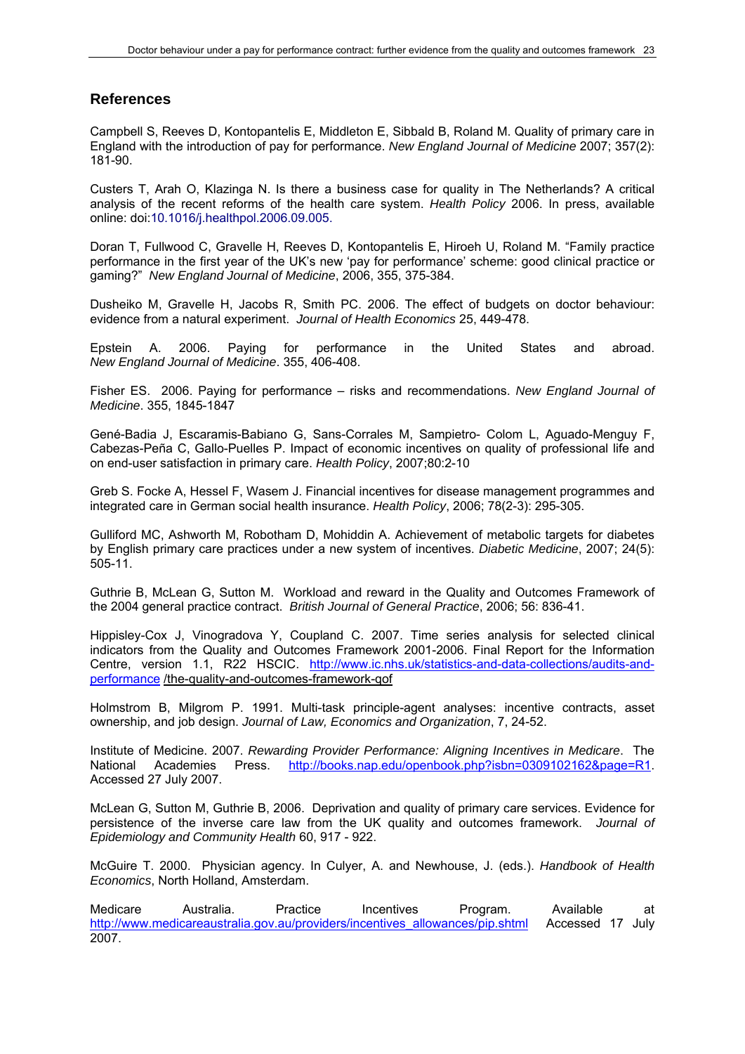## References

Campbell S, Reeves D, Kontopantelis E, Middleton E, Sibbald B, Roland M. Quality of primary care in England with the introduction of pay for performance. *New England Journal of Medicine* 2007; 357(2): 181-90.

Custers T, Arah O, Klazinga N. Is there a business case for quality in The Netherlands? A critical analysis of the recent reforms of the health care system. *Health Policy* 2006. In press, available online: doi:10.1016/j.healthpol.2006.09.005.

Doran T, Fullwood C, Gravelle H, Reeves D, Kontopantelis E, Hiroeh U, Roland M. "Family practice performance in the first year of the UK's new 'pay for performance' scheme: good clinical practice or gaming?" *New England Journal of Medicine*, 2006, 355, 375-384.

Dusheiko M, Gravelle H, Jacobs R, Smith PC. 2006. The effect of budgets on doctor behaviour: evidence from a natural experiment. *Journal of Health Economics* 25, 449-478.

Epstein A. 2006. Paying for performance in the United States and abroad. *New England Journal of Medicine*. 355, 406-408.

Fisher ES. 2006. Paying for performance – risks and recommendations. *New England Journal of Medicine*. 355, 1845-1847

Gené-Badia J, Escaramis-Babiano G, Sans-Corrales M, Sampietro- Colom L, Aguado-Menguy F, Cabezas-Peña C, Gallo-Puelles P. Impact of economic incentives on quality of professional life and on end-user satisfaction in primary care. *Health Policy*, 2007;80:2-10

Greb S. Focke A, Hessel F, Wasem J. Financial incentives for disease management programmes and integrated care in German social health insurance. *Health Policy*, 2006; 78(2-3): 295-305.

Gulliford MC, Ashworth M, Robotham D, Mohiddin A. Achievement of metabolic targets for diabetes by English primary care practices under a new system of incentives. *Diabetic Medicine*, 2007; 24(5): 505-11.

Guthrie B, McLean G, Sutton M. Workload and reward in the Quality and Outcomes Framework of the 2004 general practice contract. *British Journal of General Practice*, 2006; 56: 836-41.

Hippisley-Cox J, Vinogradova Y, Coupland C. 2007. Time series analysis for selected clinical indicators from the Quality and Outcomes Framework 2001-2006. Final Report for the Information Centre, version 1.1, R22 HSCIC. http://www.ic.nhs.uk/statistics-and-data-collections/audits-and-performance /the-quality-and-outcomes-framework-qof

Holmstrom B, Milgrom P. 1991. Multi-task principle-agent analyses: incentive contracts, asset ownership, and job design. *Journal of Law, Economics and Organization*, 7, 24-52.

Institute of Medicine. 2007. *Rewarding Provider Performance: Aligning Incentives in Medicare*. The National Academies Press. http://books.nap.edu/openbook.php?isbn=0309102162&page=R1. Accessed 27 July 2007.

McLean G, Sutton M, Guthrie B, 2006. Deprivation and quality of primary care services. Evidence for persistence of the inverse care law from the UK quality and outcomes framework. *Journal of Epidemiology and Community Health* 60, 917 - 922.

McGuire T. 2000. Physician agency. In Culyer, A. and Newhouse, J. (eds.). *Handbook of Health Economics*, North Holland, Amsterdam.

Medicare Australia. Practice Incentives Program. Available at http://www.medicareaustralia.gov.au/providers/incentives_allowances/pip.shtml Accessed 17 July 2007.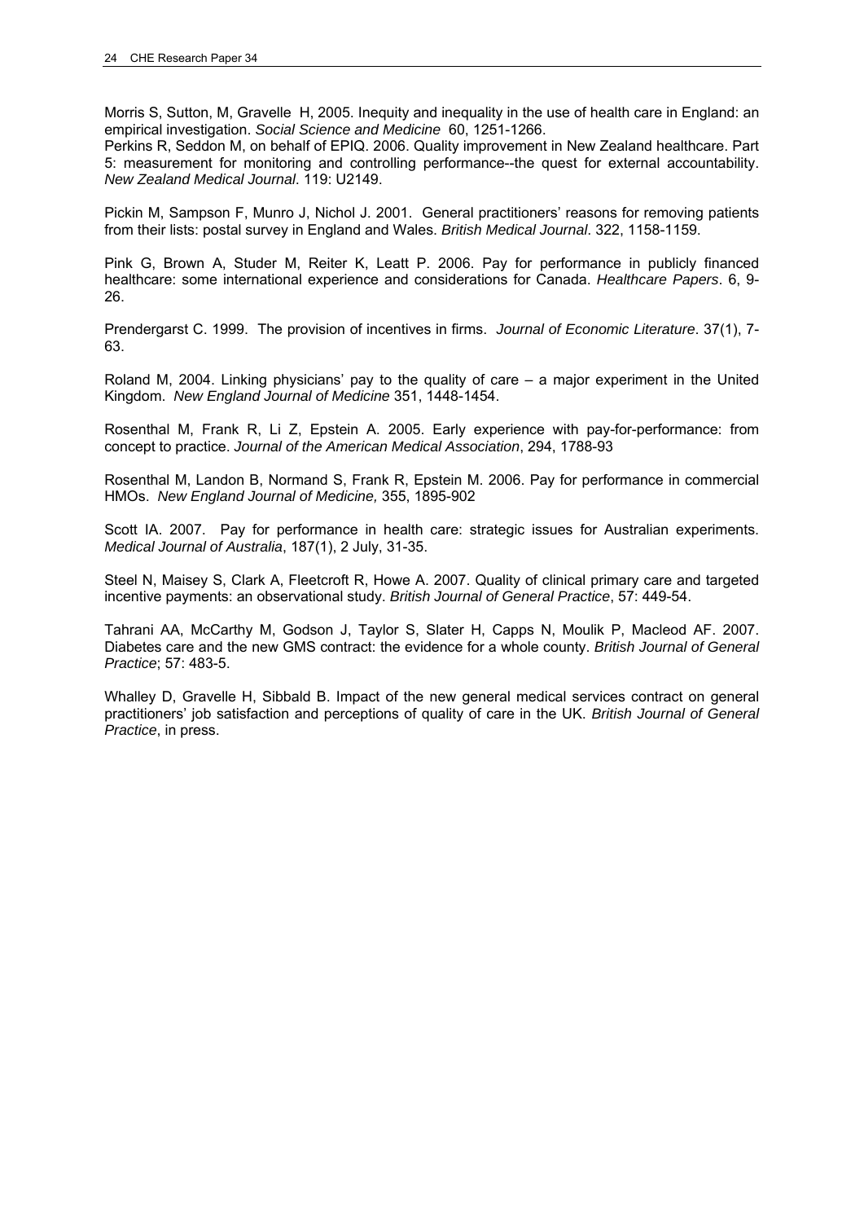Morris S, Sutton, M, Gravelle H, 2005. Inequity and inequality in the use of health care in England: an empirical investigation. *Social Science and Medicine* 60, 1251-1266.
Perkins R, Seddon M, on behalf of EPIQ. 2006. Quality improvement in New Zealand healthcare. Part 5: measurement for monitoring and controlling performance--the quest for external accountability. *New Zealand Medical Journal*. 119: U2149.

Pickin M, Sampson F, Munro J, Nichol J. 2001. General practitioners' reasons for removing patients from their lists: postal survey in England and Wales. *British Medical Journal*. 322, 1158-1159.

Pink G, Brown A, Studer M, Reiter K, Leatt P. 2006. Pay for performance in publicly financed healthcare: some international experience and considerations for Canada. *Healthcare Papers*. 6, 9-26.

Prendergarst C. 1999. The provision of incentives in firms. *Journal of Economic Literature*. 37(1), 7-63.

Roland M, 2004. Linking physicians' pay to the quality of care – a major experiment in the United Kingdom. *New England Journal of Medicine* 351, 1448-1454.

Rosenthal M, Frank R, Li Z, Epstein A. 2005. Early experience with pay-for-performance: from concept to practice. *Journal of the American Medical Association*, 294, 1788-93

Rosenthal M, Landon B, Normand S, Frank R, Epstein M. 2006. Pay for performance in commercial HMOs. *New England Journal of Medicine,* 355, 1895-902

Scott IA. 2007. Pay for performance in health care: strategic issues for Australian experiments. *Medical Journal of Australia*, 187(1), 2 July, 31-35.

Steel N, Maisey S, Clark A, Fleetcroft R, Howe A. 2007. Quality of clinical primary care and targeted incentive payments: an observational study. *British Journal of General Practice*, 57: 449-54.

Tahrani AA, McCarthy M, Godson J, Taylor S, Slater H, Capps N, Moulik P, Macleod AF. 2007. Diabetes care and the new GMS contract: the evidence for a whole county. *British Journal of General Practice*; 57: 483-5.

Whalley D, Gravelle H, Sibbald B. Impact of the new general medical services contract on general practitioners' job satisfaction and perceptions of quality of care in the UK. *British Journal of General Practice*, in press.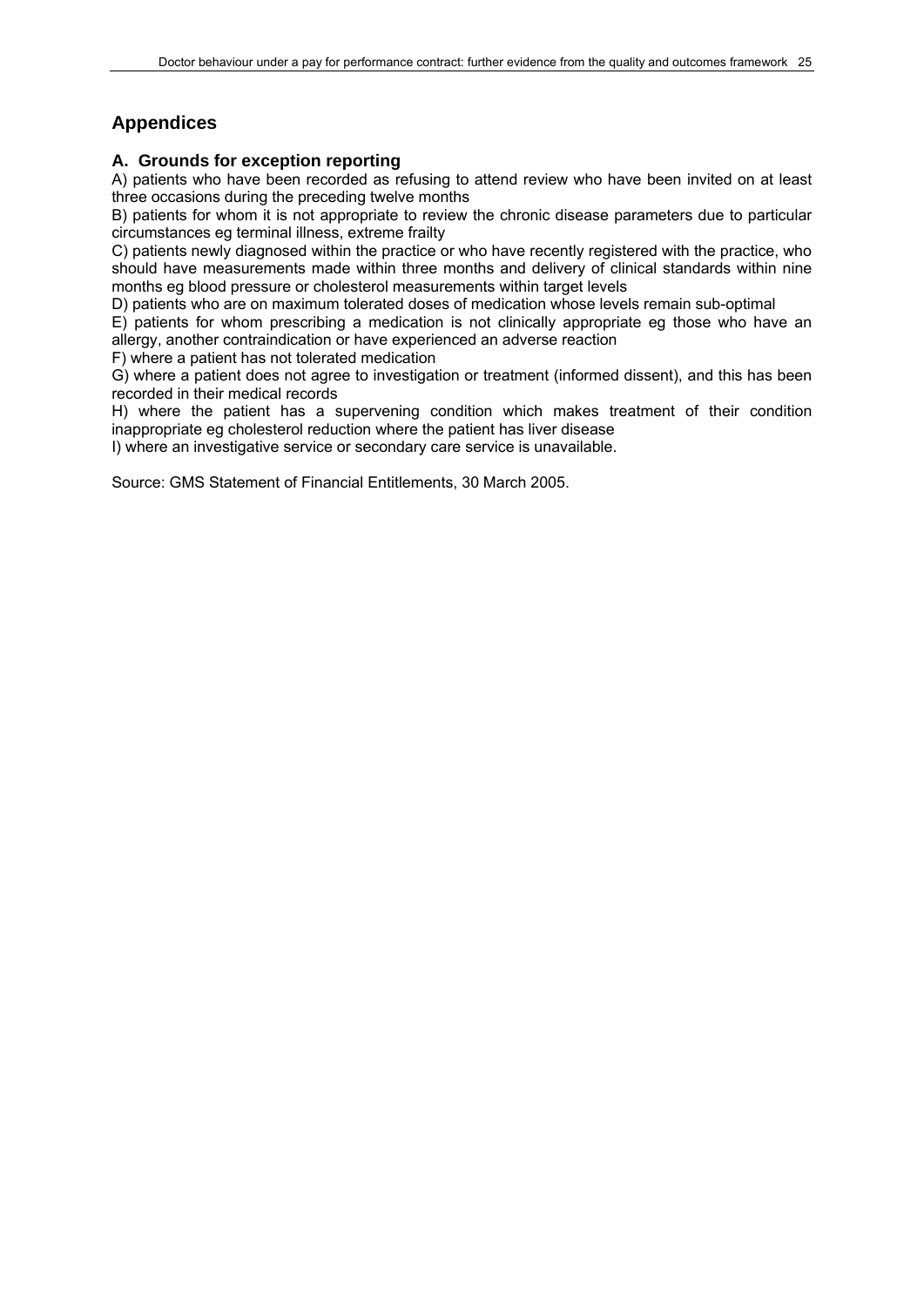## Appendices

### A. Grounds for exception reporting

A) patients who have been recorded as refusing to attend review who have been invited on at least three occasions during the preceding twelve months

B) patients for whom it is not appropriate to review the chronic disease parameters due to particular circumstances eg terminal illness, extreme frailty

C) patients newly diagnosed within the practice or who have recently registered with the practice, who should have measurements made within three months and delivery of clinical standards within nine months eg blood pressure or cholesterol measurements within target levels

D) patients who are on maximum tolerated doses of medication whose levels remain sub-optimal

E) patients for whom prescribing a medication is not clinically appropriate eg those who have an allergy, another contraindication or have experienced an adverse reaction

F) where a patient has not tolerated medication

G) where a patient does not agree to investigation or treatment (informed dissent), and this has been recorded in their medical records

H) where the patient has a supervening condition which makes treatment of their condition inappropriate eg cholesterol reduction where the patient has liver disease

I) where an investigative service or secondary care service is unavailable.

Source: GMS Statement of Financial Entitlements, 30 March 2005.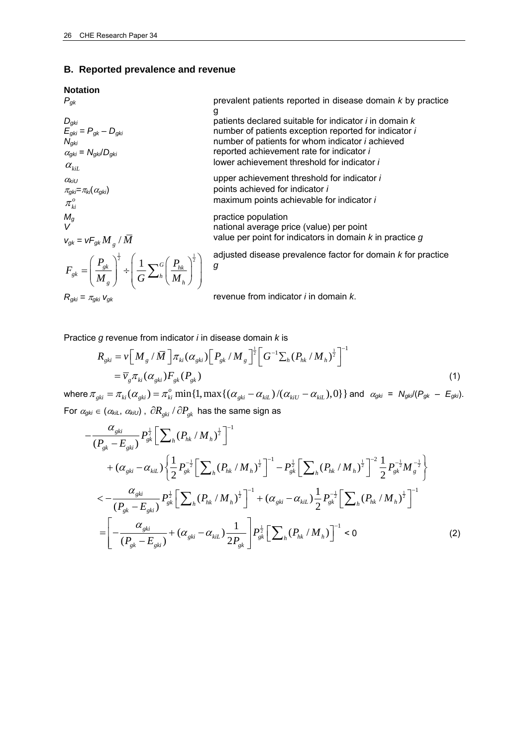## B. Reported prevalence and revenue

**Notation**

| | |
|---|---|
| $P_{gk}$ | prevalent patients reported in disease domain $k$ by practice $g$ |
| $D_{gki}$ | patients declared suitable for indicator $i$ in domain $k$ |
| $E_{gki} = P_{gk} - D_{gki}$ | number of patients exception reported for indicator $i$ |
| $N_{gki}$ | number of patients for whom indicator $i$ achieved |
| $\alpha_{gki} = N_{gki}/D_{gki}$ | reported achievement rate for indicator $i$ |
| $\alpha_{kiL}$ | lower achievement threshold for indicator $i$ |
| $\alpha_{kiU}$ | upper achievement threshold for indicator $i$ |
| $\pi_{gki}=\pi_{ki}(\alpha_{gki})$ | points achieved for indicator $i$ |
| $\pi^o_{ki}$ | maximum points achievable for indicator $i$ |
| $M_g$ | practice population |
| $V$ | national average price (value) per point |
| $v_{gk} = vF_{gk}M_g/\bar{M}$ | value per point for indicators in domain $k$ in practice $g$ |
| $F_{gk} = \left(\dfrac{P_{gk}}{M_g}\right)^{\frac{1}{2}} \div \left(\dfrac{1}{G}\sum_h^G \left(\dfrac{P_{hk}}{M_h}\right)^{\frac{1}{2}}\right)$ | adjusted disease prevalence factor for domain $k$ for practice $g$ |
| $R_{gki} = \pi_{gki}v_{gk}$ | revenue from indicator $i$ in domain $k$. |

Practice $g$ revenue from indicator $i$ in disease domain $k$ is

$$
\begin{aligned}
R_{gki} &= v\left[M_g/\bar{M}\right]\pi_{ki}(\alpha_{gki})\left[P_{gk}/M_g\right]^{\frac{1}{2}}\left[G^{-1}\textstyle\sum_h (P_{hk}/M_h)^{\frac{1}{2}}\right]^{-1} \\
&= \bar{v}_g \pi_{ki}(\alpha_{gki})F_{gk}(P_{gk})
\end{aligned}
\tag{1}
$$

where $\pi_{gki} = \pi_{ki}(\alpha_{gki}) = \pi^o_{ki}\min\{1, \max\{(\alpha_{gki}-\alpha_{kiL})/(\alpha_{kiU}-\alpha_{kiL}), 0\}\}$ and $\alpha_{gki} = N_{gki}/(P_{gk} - E_{gki})$.

For $\alpha_{gki} \in (\alpha_{kiL}, \alpha_{kiU})$, $\partial R_{gki}/\partial P_{gk}$ has the same sign as

$$
\begin{aligned}
&-\frac{\alpha_{gki}}{(P_{gk}-E_{gki})}P_{gk}^{\frac{1}{2}}\left[\textstyle\sum_h (P_{hk}/M_h)^{\frac{1}{2}}\right]^{-1} \\
&\quad + (\alpha_{gki}-\alpha_{kiL})\left\{\frac{1}{2}P_{gk}^{-\frac{1}{2}}\left[\textstyle\sum_h (P_{hk}/M_h)^{\frac{1}{2}}\right]^{-1} - P_{gk}^{\frac{1}{2}}\left[\textstyle\sum_h (P_{hk}/M_h)^{\frac{1}{2}}\right]^{-2}\frac{1}{2}P_{gk}^{-\frac{1}{2}}M_g^{-\frac{1}{2}}\right\} \\
&< -\frac{\alpha_{gki}}{(P_{gk}-E_{gki})}P_{gk}^{\frac{1}{2}}\left[\textstyle\sum_h (P_{hk}/M_h)^{\frac{1}{2}}\right]^{-1} + (\alpha_{gki}-\alpha_{kiL})\frac{1}{2}P_{gk}^{-\frac{1}{2}}\left[\textstyle\sum_h (P_{hk}/M_h)^{\frac{1}{2}}\right]^{-1} \\
&= \left[-\frac{\alpha_{gki}}{(P_{gk}-E_{gki})} + (\alpha_{gki}-\alpha_{kiL})\frac{1}{2P_{gk}}\right]P_{gk}^{\frac{1}{2}}\left[\textstyle\sum_h (P_{hk}/M_h)\right]^{-1} < 0
\end{aligned}
\tag{2}
$$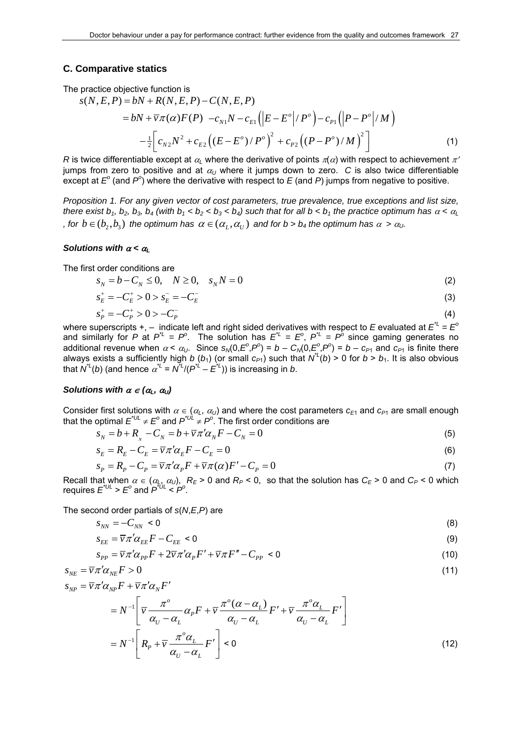## C. Comparative statics

The practice objective function is

$$
\begin{aligned}
s(N,E,P) &= bN + R(N,E,P) - C(N,E,P) \\
&= bN + \bar{v}\pi(\alpha)F(P) \; - c_{N1}N - c_{E1}\left(\left|E - E^{o}\right|/P^{o}\right) - c_{P1}\left(\left|P - P^{o}\right|/M\right) \\
&\quad - \tfrac{1}{2}\left[c_{N2}N^{2} + c_{E2}\left((E - E^{o})/P^{o}\right)^{2} + c_{P2}\left((P - P^{o})/M\right)^{2}\right]
\end{aligned} \tag{1}
$$

$R$ is twice differentiable except at $\alpha_L$ where the derivative of points $\pi(\alpha)$ with respect to achievement $\pi'$ jumps from zero to positive and at $\alpha_U$ where it jumps down to zero. $C$ is also twice differentiable except at $E^o$ (and $P^o$) where the derivative with respect to $E$ (and $P$) jumps from negative to positive.

*Proposition 1. For any given vector of cost parameters, true prevalence, true exceptions and list size, there exist $b_1$, $b_2$, $b_3$, $b_4$ (with $b_1 < b_2 < b_3 < b_4$) such that for all $b < b_1$ the practice optimum has $\alpha < \alpha_L$, for $b \in (b_2, b_3)$ the optimum has $\alpha \in (\alpha_L, \alpha_U)$ and for $b > b_4$ the optimum has $\alpha > \alpha_U$.*

### *Solutions with $\alpha < \alpha_L$*

The first order conditions are

$$s_N = b - C_N \le 0, \quad N \ge 0, \quad s_N N = 0 \tag{2}$$

$$s_E^{+} = -C_E^{+} > 0 > s_E^{-} = -C_E^{-} \tag{3}$$

$$s_P^{+} = -C_P^{+} > 0 > -C_P^{-} \tag{4}$$

where superscripts +, – indicate left and right sided derivatives with respect to $E$ evaluated at $E^{*L} = E^o$ and similarly for $P$ at $P^{*L} = P^o$. The solution has $E^{*L} = E^o$, $P^{*L} = P^o$ since gaming generates no additional revenue when $\alpha < \alpha_U$. Since $s_N(0,E^o,P^o) = b - C_N(0,E^o,P^o) = b - c_{P1}$ and $c_{P1}$ is finite there always exists a sufficiently high $b$ ($b_1$) (or small $c_{P1}$) such that $N^{*L}(b) > 0$ for $b > b_1$. It is also obvious that $N^{*L}(b)$ (and hence $\alpha^{*L} = N^{*L}/(P^{*L} - E^{*L})$) is increasing in $b$.

### *Solutions with $\alpha \in (\alpha_L, \alpha_U)$*

Consider first solutions with $\alpha \in (\alpha_L, \alpha_U)$ and where the cost parameters $c_{E1}$ and $c_{P1}$ are small enough that the optimal $E^{*UL} \neq E^o$ and $P^{*UL} \neq P^o$. The first order conditions are

$$s_N = b + R_N - C_N = b + \bar{v}\pi'\alpha_N F - C_N = 0 \tag{5}$$

$$s_E = R_E - C_E = \bar{v}\pi'\alpha_E F - C_E = 0 \tag{6}$$

$$s_P = R_P - C_P = \bar{v}\pi'\alpha_P F + \bar{v}\pi(\alpha)F' - C_P = 0 \tag{7}$$

Recall that when $\alpha \in (\alpha_L, \alpha_U)$, $R_E > 0$ and $R_P < 0$, so that the solution has $C_E > 0$ and $C_P < 0$ which requires $E^{*UL} > E^o$ and $P^{*UL} < P^o$.

The second order partials of $s(N,E,P)$ are

$$s_{NN} = -C_{NN} < 0 \tag{8}$$

$$s_{EE} = \bar{v}\pi'\alpha_{EE}F - C_{EE} < 0 \tag{9}$$

$$s_{PP} = \bar{v}\pi'\alpha_{PP}F + 2\bar{v}\pi'\alpha_P F' + \bar{v}\pi F'' - C_{PP} < 0 \tag{10}$$

$$s_{NE} = \bar{v}\pi'\alpha_{NE}F > 0 \tag{11}$$

$$
\begin{aligned}
s_{NP} &= \bar{v}\pi'\alpha_{NP}F + \bar{v}\pi'\alpha_N F' \\
&= N^{-1}\left[\bar{v}\frac{\pi^o}{\alpha_U - \alpha_L}\alpha_P F + \bar{v}\frac{\pi^o(\alpha - \alpha_L)}{\alpha_U - \alpha_L}F' + \bar{v}\frac{\pi^o\alpha_L}{\alpha_U - \alpha_L}F'\right] \\
&= N^{-1}\left[R_P + \bar{v}\frac{\pi^o\alpha_L}{\alpha_U - \alpha_L}F'\right] < 0
\end{aligned} \tag{12}
$$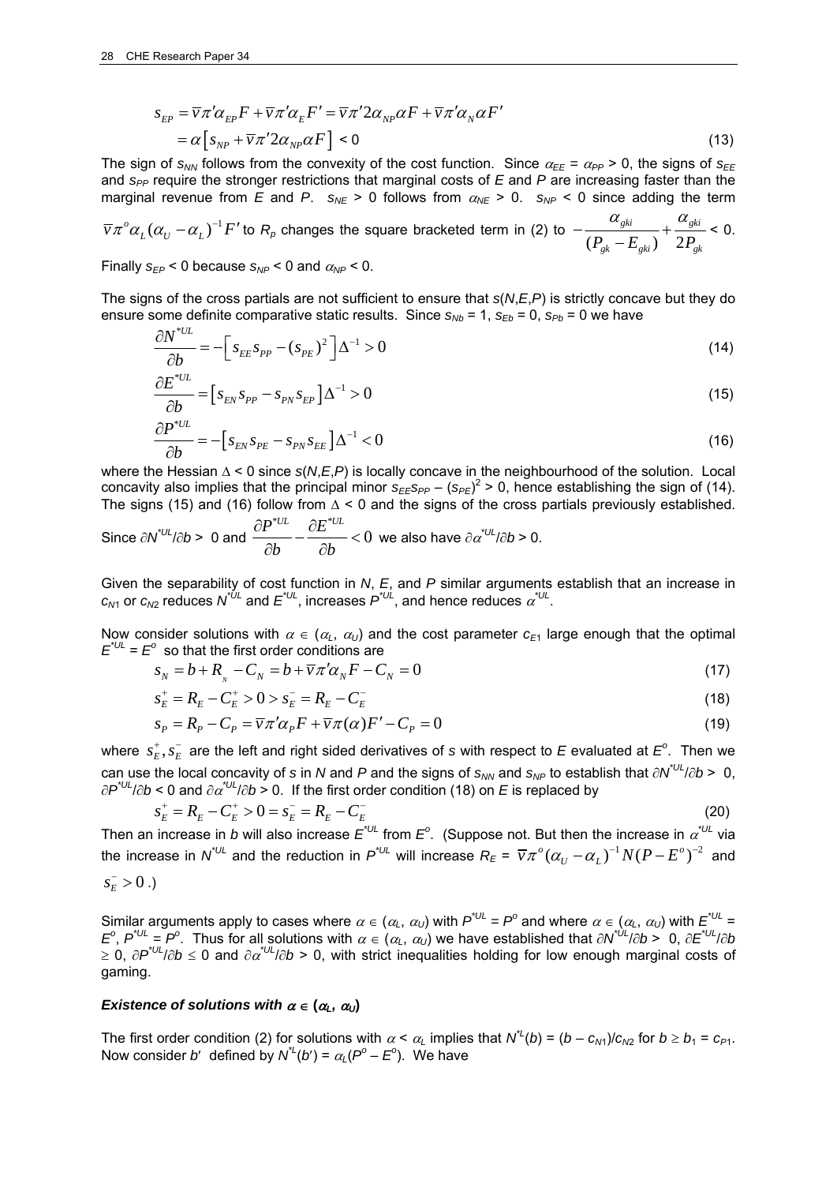$$s_{EP} = \bar{v}\pi'\alpha_{EP}F + \bar{v}\pi'\alpha_E F' = \bar{v}\pi' 2\alpha_{NP}\alpha F + \bar{v}\pi'\alpha_N \alpha F'$$
$$= \alpha\left[s_{NP} + \bar{v}\pi' 2\alpha_{NP}\alpha F\right] < 0 \tag{13}$$

The sign of $s_{NN}$ follows from the convexity of the cost function. Since $\alpha_{EE} = \alpha_{PP} > 0$, the signs of $s_{EE}$ and $s_{PP}$ require the stronger restrictions that marginal costs of $E$ and $P$ are increasing faster than the marginal revenue from $E$ and $P$. $s_{NE} > 0$ follows from $\alpha_{NE} > 0$. $s_{NP} < 0$ since adding the term $\bar{v}\pi^o\alpha_L(\alpha_U - \alpha_L)^{-1}F'$ to $R_p$ changes the square bracketed term in (2) to $-\dfrac{\alpha_{gki}}{(P_{gk} - E_{gki})} + \dfrac{\alpha_{gki}}{2P_{gk}} < 0$.

Finally $s_{EP} < 0$ because $s_{NP} < 0$ and $\alpha_{NP} < 0$.

The signs of the cross partials are not sufficient to ensure that $s(N,E,P)$ is strictly concave but they do ensure some definite comparative static results. Since $s_{Nb} = 1$, $s_{Eb} = 0$, $s_{Pb} = 0$ we have

$$\frac{\partial N^{*UL}}{\partial b} = -\left[s_{EE}s_{PP} - (s_{PE})^2\right]\Delta^{-1} > 0 \tag{14}$$

$$\frac{\partial E^{*UL}}{\partial b} = \left[s_{EN}s_{PP} - s_{PN}s_{EP}\right]\Delta^{-1} > 0 \tag{15}$$

$$\frac{\partial P^{*UL}}{\partial b} = -\left[s_{EN}s_{PE} - s_{PN}s_{EE}\right]\Delta^{-1} < 0 \tag{16}$$

where the Hessian $\Delta < 0$ since $s(N,E,P)$ is locally concave in the neighbourhood of the solution. Local concavity also implies that the principal minor $s_{EE}s_{PP} - (s_{PE})^2 > 0$, hence establishing the sign of (14). The signs (15) and (16) follow from $\Delta < 0$ and the signs of the cross partials previously established.

Since $\partial N^{*UL}/\partial b > 0$ and $\dfrac{\partial P^{*UL}}{\partial b} - \dfrac{\partial E^{*UL}}{\partial b} < 0$ we also have $\partial\alpha^{*UL}/\partial b > 0$.

Given the separability of cost function in $N$, $E$, and $P$ similar arguments establish that an increase in $c_{N1}$ or $c_{N2}$ reduces $N^{*UL}$ and $E^{*UL}$, increases $P^{*UL}$, and hence reduces $\alpha^{*UL}$.

Now consider solutions with $\alpha \in (\alpha_L, \alpha_U)$ and the cost parameter $c_{E1}$ large enough that the optimal $E^{*UL} = E^o$ so that the first order conditions are

$$s_N = b + R_N - C_N = b + \bar{v}\pi'\alpha_N F - C_N = 0 \tag{17}$$

$$s_E^+ = R_E - C_E^+ > 0 > s_E^- = R_E - C_E^- \tag{18}$$

$$s_P = R_P - C_P = \bar{v}\pi'\alpha_P F + \bar{v}\pi(\alpha)F' - C_P = 0 \tag{19}$$

where $s_E^+, s_E^-$ are the left and right sided derivatives of $s$ with respect to $E$ evaluated at $E^o$. Then we can use the local concavity of $s$ in $N$ and $P$ and the signs of $s_{NN}$ and $s_{NP}$ to establish that $\partial N^{*UL}/\partial b > 0$, $\partial P^{*UL}/\partial b < 0$ and $\partial\alpha^{*UL}/\partial b > 0$. If the first order condition (18) on $E$ is replaced by

$$s_E^+ = R_E - C_E^+ > 0 = s_E^- = R_E - C_E^- \tag{20}$$

Then an increase in $b$ will also increase $E^{*UL}$ from $E^o$. (Suppose not. But then the increase in $\alpha^{*UL}$ via the increase in $N^{*UL}$ and the reduction in $P^{*UL}$ will increase $R_E = \bar{v}\pi^o(\alpha_U - \alpha_L)^{-1}N(P - E^o)^{-2}$ and $s_E^- > 0$.)

Similar arguments apply to cases where $\alpha \in (\alpha_L, \alpha_U)$ with $P^{*UL} = P^o$ and where $\alpha \in (\alpha_L, \alpha_U)$ with $E^{*UL} = E^o$, $P^{*UL} = P^o$. Thus for all solutions with $\alpha \in (\alpha_L, \alpha_U)$ we have established that $\partial N^{*UL}/\partial b > 0$, $\partial E^{*UL}/\partial b \geq 0$, $\partial P^{*UL}/\partial b \leq 0$ and $\partial\alpha^{*UL}/\partial b > 0$, with strict inequalities holding for low enough marginal costs of gaming.

### *Existence of solutions with* $\alpha \in (\alpha_L, \alpha_U)$

The first order condition (2) for solutions with $\alpha < \alpha_L$ implies that $N^{*L}(b) = (b - c_{N1})/c_{N2}$ for $b \geq b_1 = c_{P1}$. Now consider $b'$ defined by $N^{*L}(b') = \alpha_L(P^o - E^o)$. We have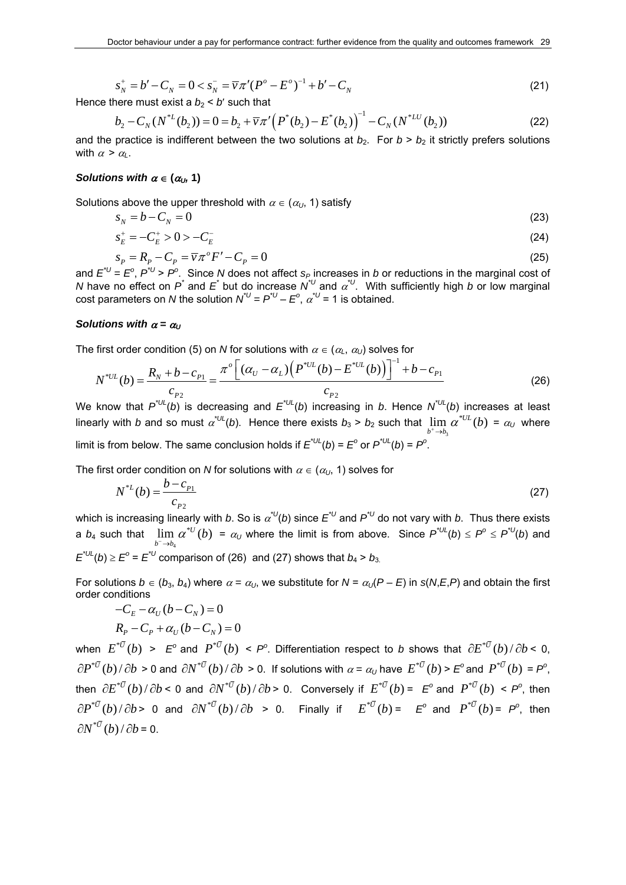$$s_N^+ = b' - C_N = 0 < s_N^- = \overline{v}\pi'(P^o - E^o)^{-1} + b' - C_N \tag{21}$$

Hence there must exist a $b_2 < b'$ such that

$$b_2 - C_N(N^{*L}(b_2)) = 0 = b_2 + \overline{v}\pi'\left(P^*(b_2) - E^*(b_2)\right)^{-1} - C_N(N^{*LU}(b_2)) \tag{22}$$

and the practice is indifferent between the two solutions at $b_2$. For $b > b_2$ it strictly prefers solutions with $\alpha > \alpha_L$.

### *Solutions with $\alpha \in (\alpha_U, 1)$*

Solutions above the upper threshold with $\alpha \in (\alpha_U, 1)$ satisfy

$$s_N = b - C_N = 0 \tag{23}$$

$$s_E^+ = -C_E^+ > 0 > -C_E^- \tag{24}$$

$$s_P = R_P - C_P = \overline{v}\pi^o F' - C_P = 0 \tag{25}$$

and $E^{*U} = E^o$, $P^{*U} > P^o$. Since $N$ does not affect $s_P$ increases in $b$ or reductions in the marginal cost of $N$ have no effect on $P^*$ and $E^*$ but do increase $N^{*U}$ and $\alpha^{*U}$. With sufficiently high $b$ or low marginal cost parameters on $N$ the solution $N^{*U} = P^{*U} - E^o$, $\alpha^{*U} = 1$ is obtained.

### *Solutions with $\alpha = \alpha_U$*

The first order condition (5) on $N$ for solutions with $\alpha \in (\alpha_L, \alpha_U)$ solves for

$$N^{*UL}(b) = \frac{R_N + b - c_{P1}}{c_{P2}} = \frac{\pi^o\left[(\alpha_U - \alpha_L)\left(P^{*UL}(b) - E^{*UL}(b)\right)\right]^{-1} + b - c_{P1}}{c_{P2}} \tag{26}$$

We know that $P^{*UL}(b)$ is decreasing and $E^{*UL}(b)$ increasing in $b$. Hence $N^{*UL}(b)$ increases at least linearly with $b$ and so must $\alpha^{*UL}(b)$. Hence there exists $b_3 > b_2$ such that $\lim_{b^+ \to b_3} \alpha^{*UL}(b) = \alpha_U$ where limit is from below. The same conclusion holds if $E^{*UL}(b) = E^o$ or $P^{*UL}(b) = P^o$.

The first order condition on $N$ for solutions with $\alpha \in (\alpha_U, 1)$ solves for

$$N^{*L}(b) = \frac{b - c_{P1}}{c_{P2}} \tag{27}$$

which is increasing linearly with $b$. So is $\alpha^{*U}(b)$ since $E^{*U}$ and $P^{*U}$ do not vary with $b$. Thus there exists a $b_4$ such that $\lim_{b^- \to b_4} \alpha^{*U}(b) = \alpha_U$ where the limit is from above. Since $P^{*UL}(b) \le P^o \le P^{*U}(b)$ and $E^{*UL}(b) \ge E^o = E^{*U}$ comparison of (26) and (27) shows that $b_4 > b_3$.

For solutions $b \in (b_3, b_4)$ where $\alpha = \alpha_U$, we substitute for $N = \alpha_U(P - E)$ in $s(N,E,P)$ and obtain the first order conditions

$$-C_E - \alpha_U(b - C_N) = 0$$

$$R_P - C_P + \alpha_U(b - C_N) = 0$$

when $E^{*\overline{U}}(b) > E^o$ and $P^{*\overline{U}}(b) < P^o$. Differentiation respect to $b$ shows that $\partial E^{*\overline{U}}(b)/\partial b < 0$, $\partial P^{*\overline{U}}(b)/\partial b > 0$ and $\partial N^{*\overline{U}}(b)/\partial b > 0$. If solutions with $\alpha = \alpha_U$ have $E^{*\overline{U}}(b) > E^o$ and $P^{*\overline{U}}(b) = P^o$, then $\partial E^{*\overline{U}}(b)/\partial b < 0$ and $\partial N^{*\overline{U}}(b)/\partial b > 0$. Conversely if $E^{*\overline{U}}(b) = E^o$ and $P^{*\overline{U}}(b) < P^o$, then $\partial P^{*\overline{U}}(b)/\partial b > 0$ and $\partial N^{*\overline{U}}(b)/\partial b > 0$. Finally if $E^{*\overline{U}}(b) = E^o$ and $P^{*\overline{U}}(b) = P^o$, then $\partial N^{*\overline{U}}(b)/\partial b = 0$.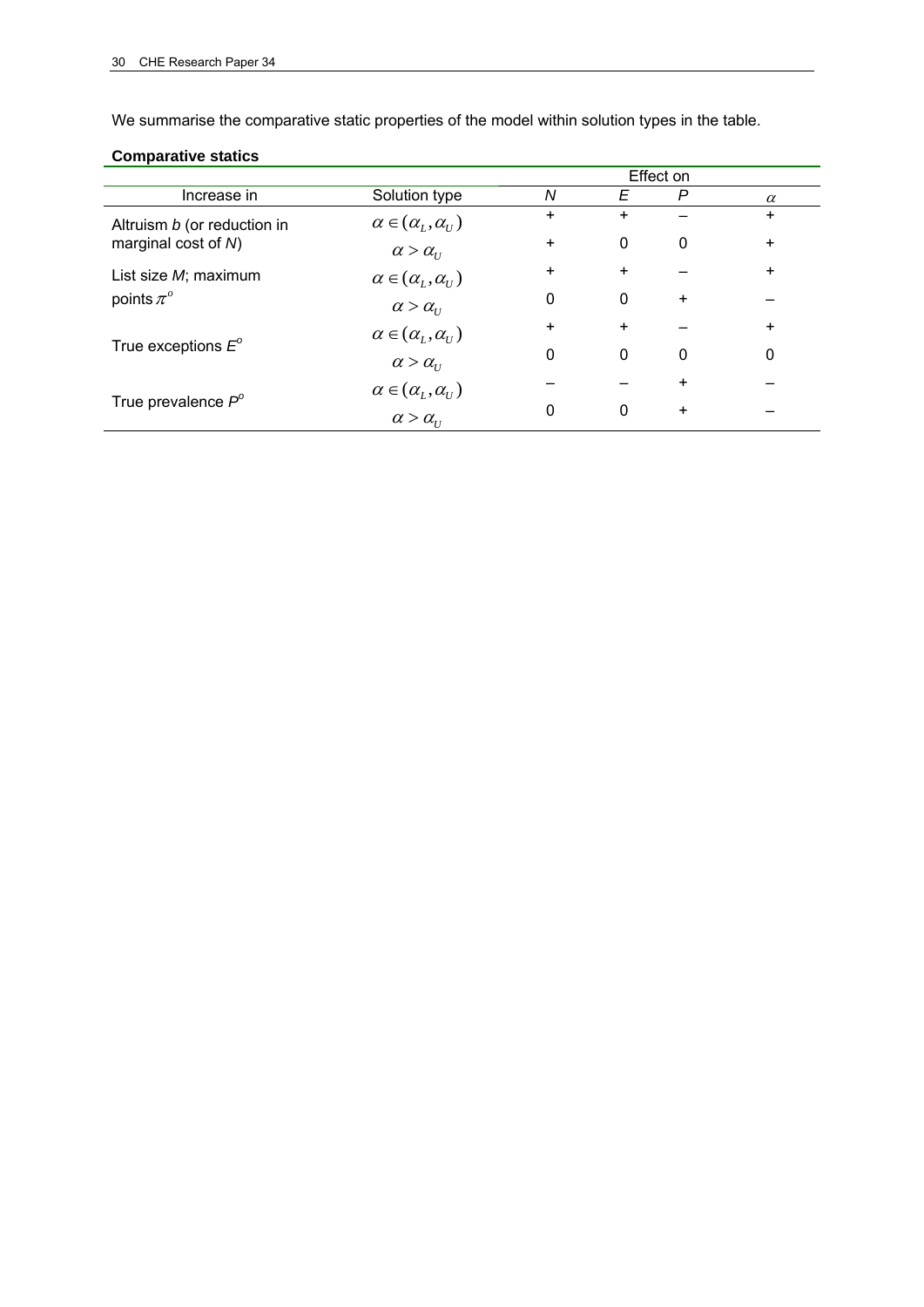We summarise the comparative static properties of the model within solution types in the table.

**Comparative statics**

| Increase in | Solution type | Effect on | | | |
|---|---|---|---|---|---|
| | | *N* | *E* | *P* | $\alpha$ |
| Altruism *b* (or reduction in marginal cost of *N*) | $\alpha \in (\alpha_L, \alpha_U)$ | + | + | – | + |
| | $\alpha > \alpha_U$ | + | 0 | 0 | + |
| List size *M*; maximum points $\pi^o$ | $\alpha \in (\alpha_L, \alpha_U)$ | + | + | – | + |
| | $\alpha > \alpha_U$ | 0 | 0 | + | – |
| True exceptions $E^o$ | $\alpha \in (\alpha_L, \alpha_U)$ | + | + | – | + |
| | $\alpha > \alpha_U$ | 0 | 0 | 0 | 0 |
| True prevalence $P^o$ | $\alpha \in (\alpha_L, \alpha_U)$ | – | – | + | – |
| | $\alpha > \alpha_U$ | 0 | 0 | + | – |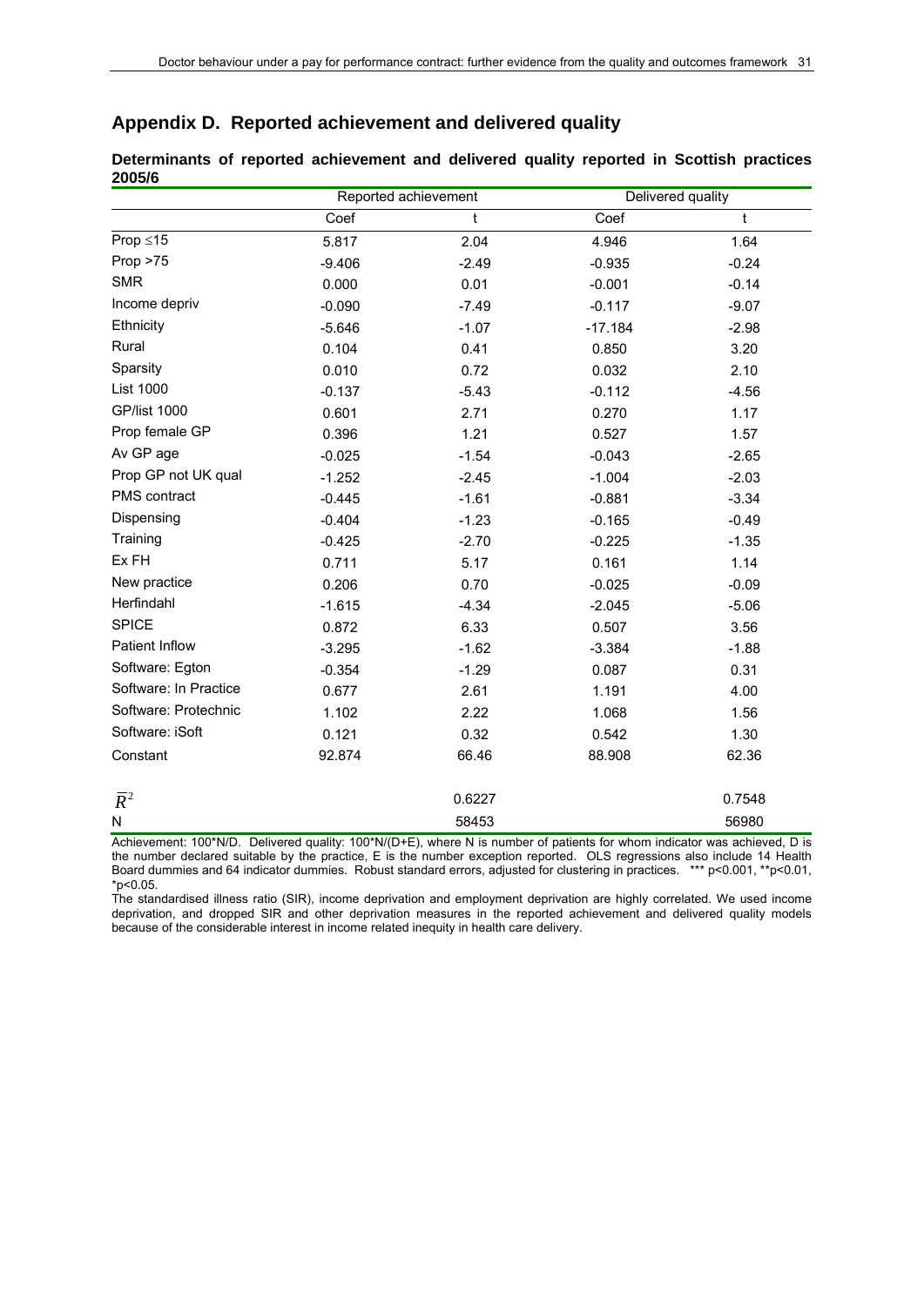## Appendix D. Reported achievement and delivered quality

**Determinants of reported achievement and delivered quality reported in Scottish practices 2005/6**

| | Reported achievement | | Delivered quality | |
|---|---|---|---|---|
| | Coef | t | Coef | t |
| Prop ≤15 | 5.817 | 2.04 | 4.946 | 1.64 |
| Prop >75 | -9.406 | -2.49 | -0.935 | -0.24 |
| SMR | 0.000 | 0.01 | -0.001 | -0.14 |
| Income depriv | -0.090 | -7.49 | -0.117 | -9.07 |
| Ethnicity | -5.646 | -1.07 | -17.184 | -2.98 |
| Rural | 0.104 | 0.41 | 0.850 | 3.20 |
| Sparsity | 0.010 | 0.72 | 0.032 | 2.10 |
| List 1000 | -0.137 | -5.43 | -0.112 | -4.56 |
| GP/list 1000 | 0.601 | 2.71 | 0.270 | 1.17 |
| Prop female GP | 0.396 | 1.21 | 0.527 | 1.57 |
| Av GP age | -0.025 | -1.54 | -0.043 | -2.65 |
| Prop GP not UK qual | -1.252 | -2.45 | -1.004 | -2.03 |
| PMS contract | -0.445 | -1.61 | -0.881 | -3.34 |
| Dispensing | -0.404 | -1.23 | -0.165 | -0.49 |
| Training | -0.425 | -2.70 | -0.225 | -1.35 |
| Ex FH | 0.711 | 5.17 | 0.161 | 1.14 |
| New practice | 0.206 | 0.70 | -0.025 | -0.09 |
| Herfindahl | -1.615 | -4.34 | -2.045 | -5.06 |
| SPICE | 0.872 | 6.33 | 0.507 | 3.56 |
| Patient Inflow | -3.295 | -1.62 | -3.384 | -1.88 |
| Software: Egton | -0.354 | -1.29 | 0.087 | 0.31 |
| Software: In Practice | 0.677 | 2.61 | 1.191 | 4.00 |
| Software: Protechnic | 1.102 | 2.22 | 1.068 | 1.56 |
| Software: iSoft | 0.121 | 0.32 | 0.542 | 1.30 |
| Constant | 92.874 | 66.46 | 88.908 | 62.36 |
| $\bar{R}^2$ | | 0.6227 | | 0.7548 |
| N | | 58453 | | 56980 |

Achievement: 100*N/D. Delivered quality: 100*N/(D+E), where N is number of patients for whom indicator was achieved, D is the number declared suitable by the practice, E is the number exception reported. OLS regressions also include 14 Health Board dummies and 64 indicator dummies. Robust standard errors, adjusted for clustering in practices. *** p<0.001, **p<0.01, *p<0.05.

The standardised illness ratio (SIR), income deprivation and employment deprivation are highly correlated. We used income deprivation, and dropped SIR and other deprivation measures in the reported achievement and delivered quality models because of the considerable interest in income related inequity in health care delivery.